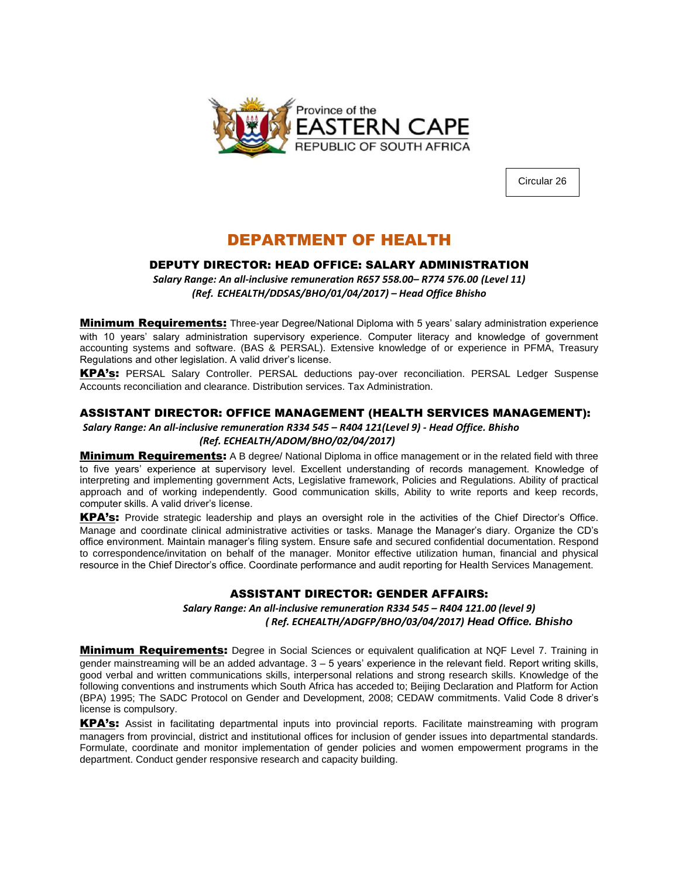Province of the
EASTERN CAPE
REPUBLIC OF SOUTH AFRICA

Circular 26

# DEPARTMENT OF HEALTH

## DEPUTY DIRECTOR: HEAD OFFICE: SALARY ADMINISTRATION

***Salary Range: An all-inclusive remuneration R657 558.00– R774 576.00 (Level 11)***
***(Ref. ECHEALTH/DDSAS/BHO/01/04/2017) – Head Office Bhisho***

**Minimum Requirements:** Three-year Degree/National Diploma with 5 years' salary administration experience with 10 years' salary administration supervisory experience. Computer literacy and knowledge of government accounting systems and software. (BAS & PERSAL). Extensive knowledge of or experience in PFMA, Treasury Regulations and other legislation. A valid driver's license.

**KPA's:** PERSAL Salary Controller. PERSAL deductions pay-over reconciliation. PERSAL Ledger Suspense Accounts reconciliation and clearance. Distribution services. Tax Administration.

## ASSISTANT DIRECTOR: OFFICE MANAGEMENT (HEALTH SERVICES MANAGEMENT):

***Salary Range: An all-inclusive remuneration R334 545 – R404 121(Level 9) - Head Office. Bhisho***
***(Ref. ECHEALTH/ADOM/BHO/02/04/2017)***

**Minimum Requirements:** A B degree/ National Diploma in office management or in the related field with three to five years' experience at supervisory level. Excellent understanding of records management. Knowledge of interpreting and implementing government Acts, Legislative framework, Policies and Regulations. Ability of practical approach and of working independently. Good communication skills, Ability to write reports and keep records, computer skills. A valid driver's license.

**KPA's:** Provide strategic leadership and plays an oversight role in the activities of the Chief Director's Office. Manage and coordinate clinical administrative activities or tasks. Manage the Manager's diary. Organize the CD's office environment. Maintain manager's filing system. Ensure safe and secured confidential documentation. Respond to correspondence/invitation on behalf of the manager. Monitor effective utilization human, financial and physical resource in the Chief Director's office. Coordinate performance and audit reporting for Health Services Management.

## ASSISTANT DIRECTOR: GENDER AFFAIRS:

***Salary Range: An all-inclusive remuneration R334 545 – R404 121.00 (level 9)***
***( Ref. ECHEALTH/ADGFP/BHO/03/04/2017) Head Office. Bhisho***

**Minimum Requirements:** Degree in Social Sciences or equivalent qualification at NQF Level 7. Training in gender mainstreaming will be an added advantage. 3 – 5 years' experience in the relevant field. Report writing skills, good verbal and written communications skills, interpersonal relations and strong research skills. Knowledge of the following conventions and instruments which South Africa has acceded to; Beijing Declaration and Platform for Action (BPA) 1995; The SADC Protocol on Gender and Development, 2008; CEDAW commitments. Valid Code 8 driver's license is compulsory.

**KPA's:** Assist in facilitating departmental inputs into provincial reports. Facilitate mainstreaming with program managers from provincial, district and institutional offices for inclusion of gender issues into departmental standards. Formulate, coordinate and monitor implementation of gender policies and women empowerment programs in the department. Conduct gender responsive research and capacity building.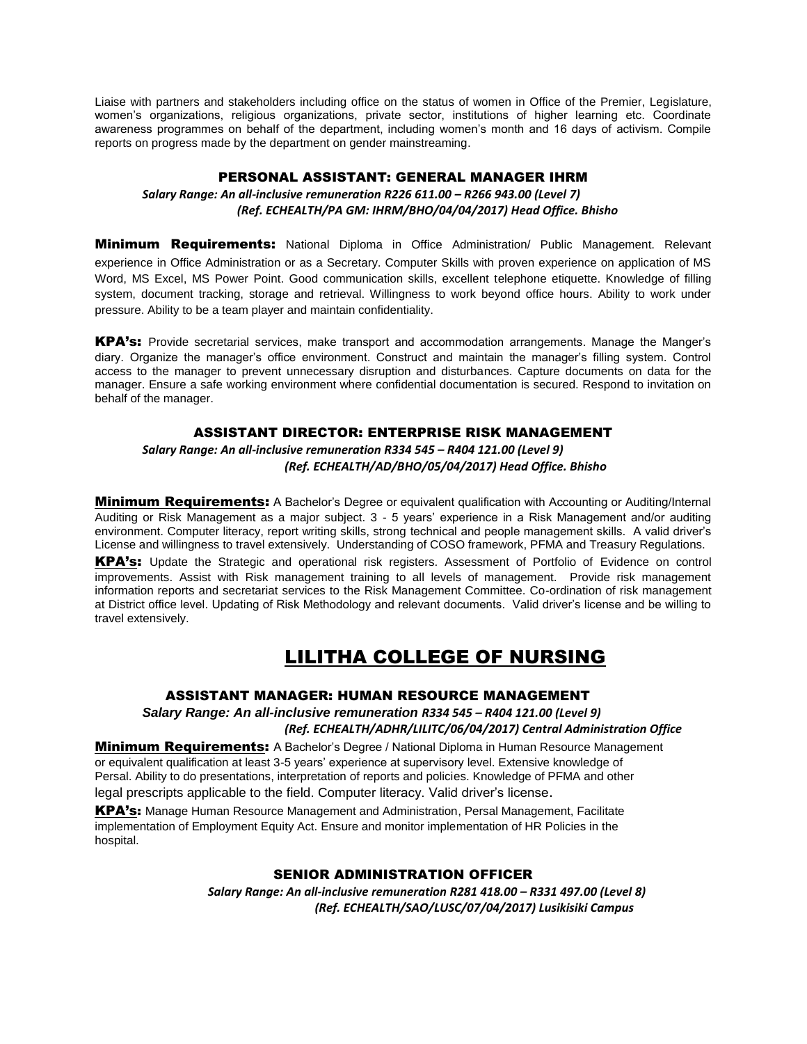Liaise with partners and stakeholders including office on the status of women in Office of the Premier, Legislature, women's organizations, religious organizations, private sector, institutions of higher learning etc. Coordinate awareness programmes on behalf of the department, including women's month and 16 days of activism. Compile reports on progress made by the department on gender mainstreaming.

### PERSONAL ASSISTANT: GENERAL MANAGER IHRM

***Salary Range: An all-inclusive remuneration R226 611.00 – R266 943.00 (Level 7)***
***(Ref. ECHEALTH/PA GM: IHRM/BHO/04/04/2017) Head Office. Bhisho***

**Minimum Requirements:** National Diploma in Office Administration/ Public Management. Relevant experience in Office Administration or as a Secretary. Computer Skills with proven experience on application of MS Word, MS Excel, MS Power Point. Good communication skills, excellent telephone etiquette. Knowledge of filling system, document tracking, storage and retrieval. Willingness to work beyond office hours. Ability to work under pressure. Ability to be a team player and maintain confidentiality.

**KPA's:** Provide secretarial services, make transport and accommodation arrangements. Manage the Manger's diary. Organize the manager's office environment. Construct and maintain the manager's filling system. Control access to the manager to prevent unnecessary disruption and disturbances. Capture documents on data for the manager. Ensure a safe working environment where confidential documentation is secured. Respond to invitation on behalf of the manager.

### ASSISTANT DIRECTOR: ENTERPRISE RISK MANAGEMENT

***Salary Range: An all-inclusive remuneration R334 545 – R404 121.00 (Level 9)***
***(Ref. ECHEALTH/AD/BHO/05/04/2017) Head Office. Bhisho***

**Minimum Requirements:** A Bachelor's Degree or equivalent qualification with Accounting or Auditing/Internal Auditing or Risk Management as a major subject. 3 - 5 years' experience in a Risk Management and/or auditing environment. Computer literacy, report writing skills, strong technical and people management skills. A valid driver's License and willingness to travel extensively. Understanding of COSO framework, PFMA and Treasury Regulations.

**KPA's:** Update the Strategic and operational risk registers. Assessment of Portfolio of Evidence on control improvements. Assist with Risk management training to all levels of management. Provide risk management information reports and secretariat services to the Risk Management Committee. Co-ordination of risk management at District office level. Updating of Risk Methodology and relevant documents. Valid driver's license and be willing to travel extensively.

## LILITHA COLLEGE OF NURSING

### ASSISTANT MANAGER: HUMAN RESOURCE MANAGEMENT

***Salary Range: An all-inclusive remuneration R334 545 – R404 121.00 (Level 9)***
***(Ref. ECHEALTH/ADHR/LILITC/06/04/2017) Central Administration Office***

**Minimum Requirements:** A Bachelor's Degree / National Diploma in Human Resource Management or equivalent qualification at least 3-5 years' experience at supervisory level. Extensive knowledge of Persal. Ability to do presentations, interpretation of reports and policies. Knowledge of PFMA and other legal prescripts applicable to the field. Computer literacy. Valid driver's license.

**KPA's:** Manage Human Resource Management and Administration, Persal Management, Facilitate implementation of Employment Equity Act. Ensure and monitor implementation of HR Policies in the hospital.

### SENIOR ADMINISTRATION OFFICER

***Salary Range: An all-inclusive remuneration R281 418.00 – R331 497.00 (Level 8)***
***(Ref. ECHEALTH/SAO/LUSC/07/04/2017) Lusikisiki Campus***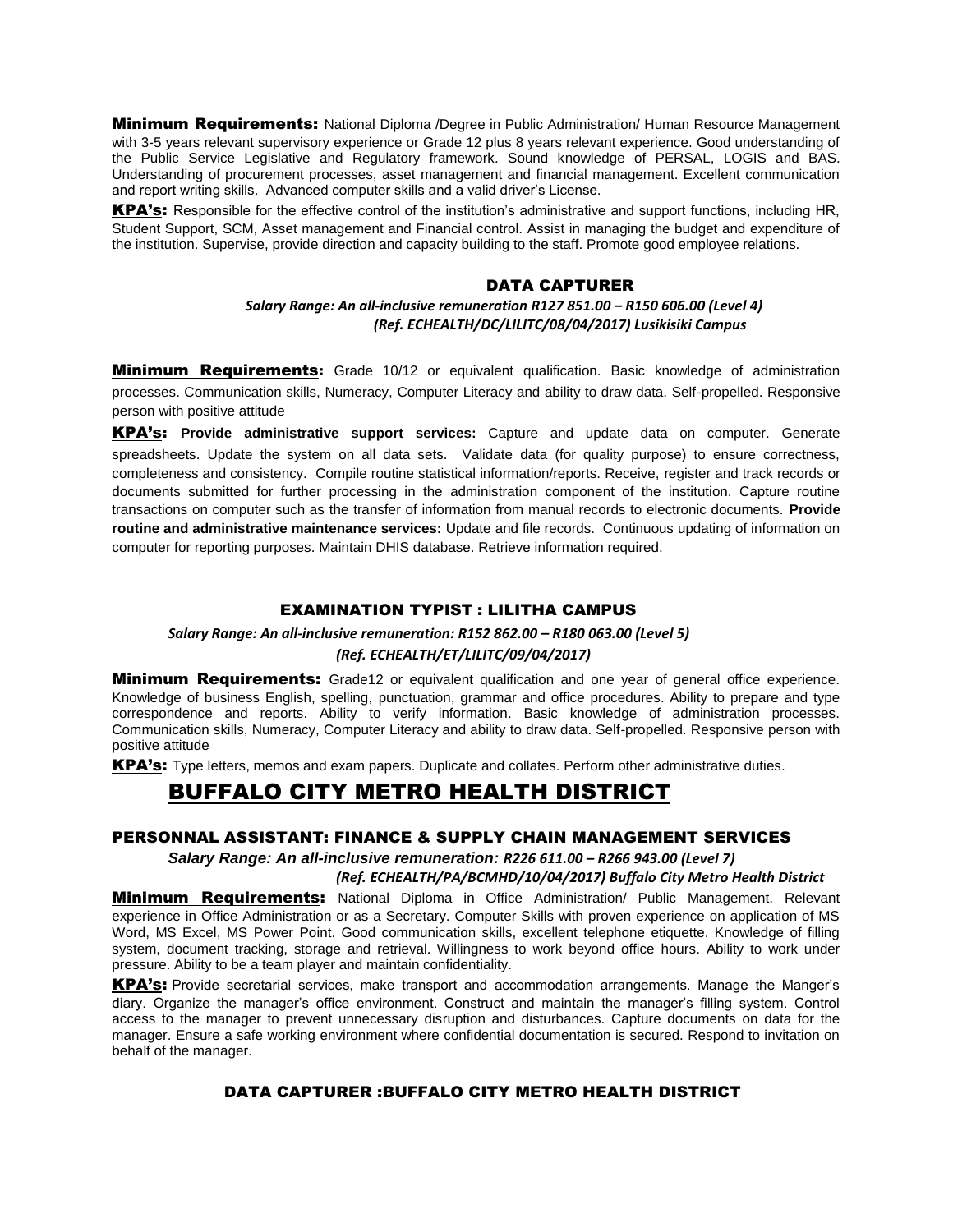**Minimum Requirements:** National Diploma /Degree in Public Administration/ Human Resource Management with 3-5 years relevant supervisory experience or Grade 12 plus 8 years relevant experience. Good understanding of the Public Service Legislative and Regulatory framework. Sound knowledge of PERSAL, LOGIS and BAS. Understanding of procurement processes, asset management and financial management. Excellent communication and report writing skills. Advanced computer skills and a valid driver's License.

**KPA's:** Responsible for the effective control of the institution's administrative and support functions, including HR, Student Support, SCM, Asset management and Financial control. Assist in managing the budget and expenditure of the institution. Supervise, provide direction and capacity building to the staff. Promote good employee relations.

### DATA CAPTURER

*Salary Range: An all-inclusive remuneration R127 851.00 – R150 606.00 (Level 4)*
*(Ref. ECHEALTH/DC/LILITC/08/04/2017) Lusikisiki Campus*

**Minimum Requirements:** Grade 10/12 or equivalent qualification. Basic knowledge of administration processes. Communication skills, Numeracy, Computer Literacy and ability to draw data. Self-propelled. Responsive person with positive attitude

**KPA's:** **Provide administrative support services:** Capture and update data on computer. Generate spreadsheets. Update the system on all data sets. Validate data (for quality purpose) to ensure correctness, completeness and consistency. Compile routine statistical information/reports. Receive, register and track records or documents submitted for further processing in the administration component of the institution. Capture routine transactions on computer such as the transfer of information from manual records to electronic documents. **Provide routine and administrative maintenance services:** Update and file records. Continuous updating of information on computer for reporting purposes. Maintain DHIS database. Retrieve information required.

### EXAMINATION TYPIST : LILITHA CAMPUS

*Salary Range: An all-inclusive remuneration: R152 862.00 – R180 063.00 (Level 5)*
*(Ref. ECHEALTH/ET/LILITC/09/04/2017)*

**Minimum Requirements:** Grade12 or equivalent qualification and one year of general office experience. Knowledge of business English, spelling, punctuation, grammar and office procedures. Ability to prepare and type correspondence and reports. Ability to verify information. Basic knowledge of administration processes. Communication skills, Numeracy, Computer Literacy and ability to draw data. Self-propelled. Responsive person with positive attitude

**KPA's:** Type letters, memos and exam papers. Duplicate and collates. Perform other administrative duties.

## BUFFALO CITY METRO HEALTH DISTRICT

### PERSONNAL ASSISTANT: FINANCE & SUPPLY CHAIN MANAGEMENT SERVICES

*Salary Range: An all-inclusive remuneration: R226 611.00 – R266 943.00 (Level 7)*
*(Ref. ECHEALTH/PA/BCMHD/10/04/2017) Buffalo City Metro Health District*

**Minimum Requirements:** National Diploma in Office Administration/ Public Management. Relevant experience in Office Administration or as a Secretary. Computer Skills with proven experience on application of MS Word, MS Excel, MS Power Point. Good communication skills, excellent telephone etiquette. Knowledge of filling system, document tracking, storage and retrieval. Willingness to work beyond office hours. Ability to work under pressure. Ability to be a team player and maintain confidentiality.

**KPA's:** Provide secretarial services, make transport and accommodation arrangements. Manage the Manger's diary. Organize the manager's office environment. Construct and maintain the manager's filling system. Control access to the manager to prevent unnecessary disruption and disturbances. Capture documents on data for the manager. Ensure a safe working environment where confidential documentation is secured. Respond to invitation on behalf of the manager.

### DATA CAPTURER :BUFFALO CITY METRO HEALTH DISTRICT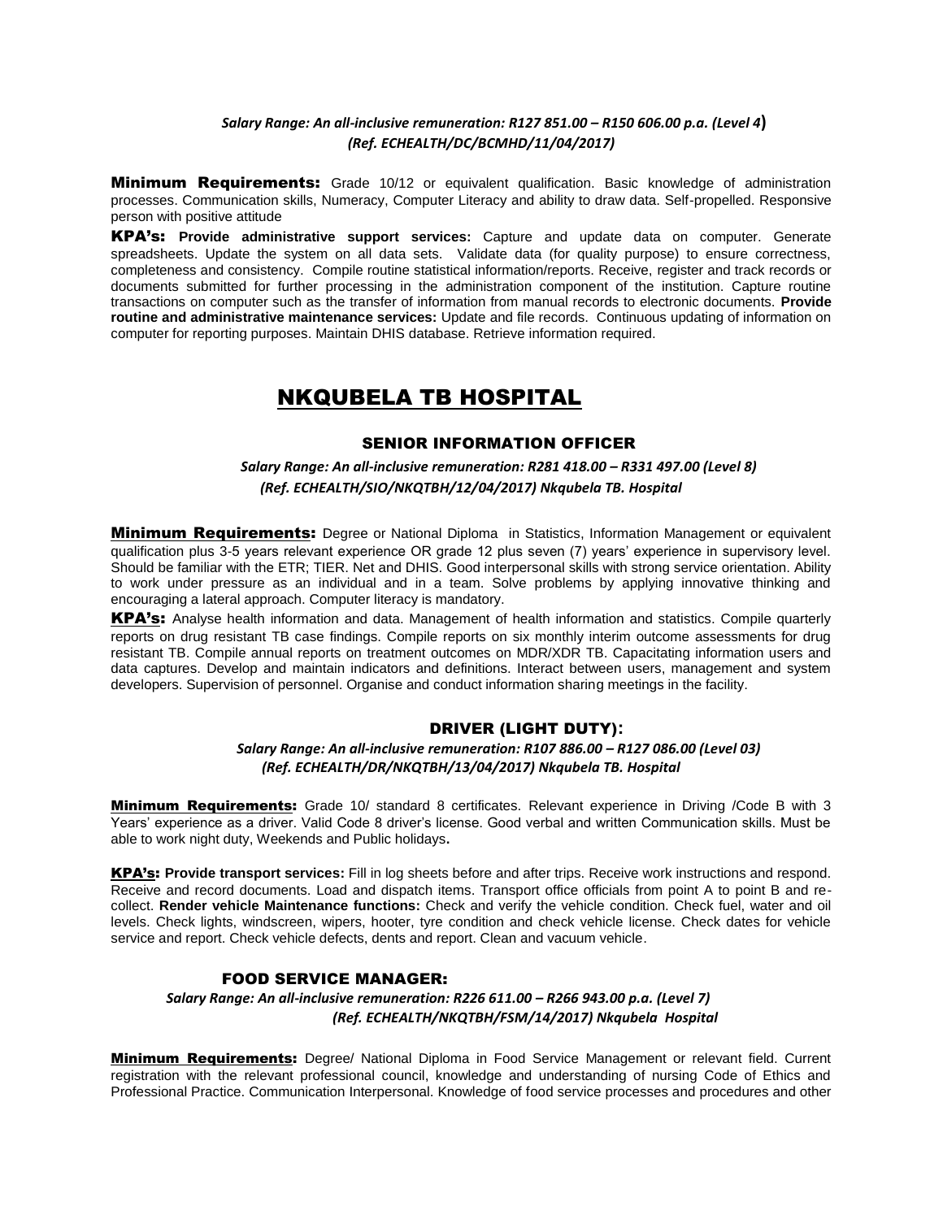*Salary Range: An all-inclusive remuneration: R127 851.00 – R150 606.00 p.a. (Level 4)*
*(Ref. ECHEALTH/DC/BCMHD/11/04/2017)*

**Minimum Requirements:** Grade 10/12 or equivalent qualification. Basic knowledge of administration processes. Communication skills, Numeracy, Computer Literacy and ability to draw data. Self-propelled. Responsive person with positive attitude

**KPA's:** **Provide administrative support services:** Capture and update data on computer. Generate spreadsheets. Update the system on all data sets. Validate data (for quality purpose) to ensure correctness, completeness and consistency. Compile routine statistical information/reports. Receive, register and track records or documents submitted for further processing in the administration component of the institution. Capture routine transactions on computer such as the transfer of information from manual records to electronic documents. **Provide routine and administrative maintenance services:** Update and file records. Continuous updating of information on computer for reporting purposes. Maintain DHIS database. Retrieve information required.

# NKQUBELA TB HOSPITAL

## SENIOR INFORMATION OFFICER

*Salary Range: An all-inclusive remuneration: R281 418.00 – R331 497.00 (Level 8)*
*(Ref. ECHEALTH/SIO/NKQTBH/12/04/2017) Nkqubela TB. Hospital*

**Minimum Requirements:** Degree or National Diploma in Statistics, Information Management or equivalent qualification plus 3-5 years relevant experience OR grade 12 plus seven (7) years' experience in supervisory level. Should be familiar with the ETR; TIER. Net and DHIS. Good interpersonal skills with strong service orientation. Ability to work under pressure as an individual and in a team. Solve problems by applying innovative thinking and encouraging a lateral approach. Computer literacy is mandatory.

**KPA's:** Analyse health information and data. Management of health information and statistics. Compile quarterly reports on drug resistant TB case findings. Compile reports on six monthly interim outcome assessments for drug resistant TB. Compile annual reports on treatment outcomes on MDR/XDR TB. Capacitating information users and data captures. Develop and maintain indicators and definitions. Interact between users, management and system developers. Supervision of personnel. Organise and conduct information sharing meetings in the facility.

## DRIVER (LIGHT DUTY):

*Salary Range: An all-inclusive remuneration: R107 886.00 – R127 086.00 (Level 03)*
*(Ref. ECHEALTH/DR/NKQTBH/13/04/2017) Nkqubela TB. Hospital*

**Minimum Requirements:** Grade 10/ standard 8 certificates. Relevant experience in Driving /Code B with 3 Years' experience as a driver. Valid Code 8 driver's license. Good verbal and written Communication skills. Must be able to work night duty, Weekends and Public holidays**.**

**KPA's:** **Provide transport services:** Fill in log sheets before and after trips. Receive work instructions and respond. Receive and record documents. Load and dispatch items. Transport office officials from point A to point B and re-collect. **Render vehicle Maintenance functions:** Check and verify the vehicle condition. Check fuel, water and oil levels. Check lights, windscreen, wipers, hooter, tyre condition and check vehicle license. Check dates for vehicle service and report. Check vehicle defects, dents and report. Clean and vacuum vehicle.

## FOOD SERVICE MANAGER:

*Salary Range: An all-inclusive remuneration: R226 611.00 – R266 943.00 p.a. (Level 7)*
*(Ref. ECHEALTH/NKQTBH/FSM/14/2017) Nkqubela Hospital*

**Minimum Requirements:** Degree/ National Diploma in Food Service Management or relevant field. Current registration with the relevant professional council, knowledge and understanding of nursing Code of Ethics and Professional Practice. Communication Interpersonal. Knowledge of food service processes and procedures and other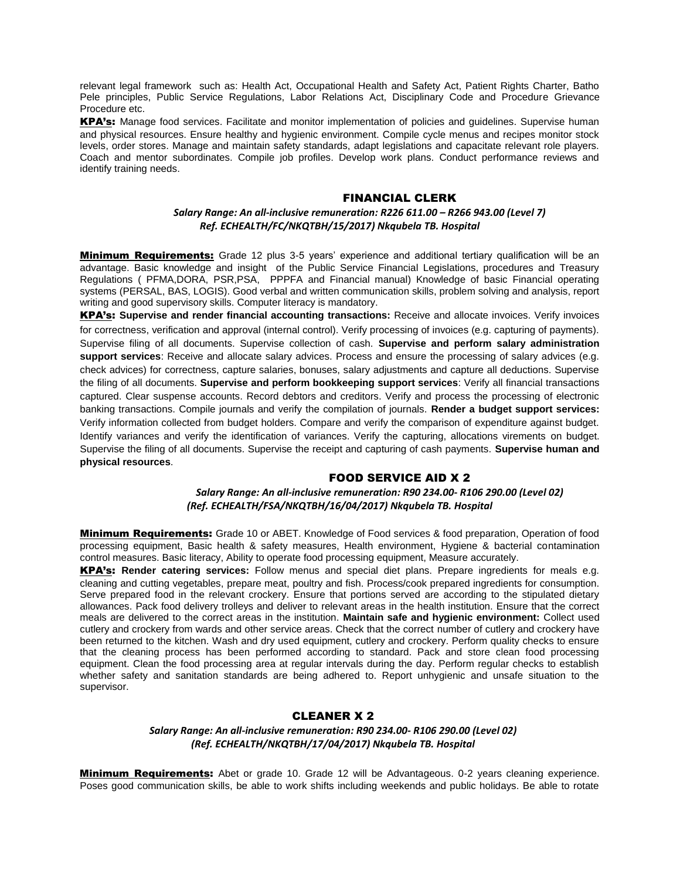relevant legal framework such as: Health Act, Occupational Health and Safety Act, Patient Rights Charter, Batho Pele principles, Public Service Regulations, Labor Relations Act, Disciplinary Code and Procedure Grievance Procedure etc.

**KPA's:** Manage food services. Facilitate and monitor implementation of policies and guidelines. Supervise human and physical resources. Ensure healthy and hygienic environment. Compile cycle menus and recipes monitor stock levels, order stores. Manage and maintain safety standards, adapt legislations and capacitate relevant role players. Coach and mentor subordinates. Compile job profiles. Develop work plans. Conduct performance reviews and identify training needs.

## FINANCIAL CLERK

***Salary Range: An all-inclusive remuneration: R226 611.00 – R266 943.00 (Level 7)***
***Ref. ECHEALTH/FC/NKQTBH/15/2017) Nkqubela TB. Hospital***

**Minimum Requirements:** Grade 12 plus 3-5 years' experience and additional tertiary qualification will be an advantage. Basic knowledge and insight of the Public Service Financial Legislations, procedures and Treasury Regulations ( PFMA,DORA, PSR,PSA, PPPFA and Financial manual) Knowledge of basic Financial operating systems (PERSAL, BAS, LOGIS). Good verbal and written communication skills, problem solving and analysis, report writing and good supervisory skills. Computer literacy is mandatory.

**KPA's: Supervise and render financial accounting transactions:** Receive and allocate invoices. Verify invoices for correctness, verification and approval (internal control). Verify processing of invoices (e.g. capturing of payments). Supervise filing of all documents. Supervise collection of cash. **Supervise and perform salary administration support services**: Receive and allocate salary advices. Process and ensure the processing of salary advices (e.g. check advices) for correctness, capture salaries, bonuses, salary adjustments and capture all deductions. Supervise the filing of all documents. **Supervise and perform bookkeeping support services**: Verify all financial transactions captured. Clear suspense accounts. Record debtors and creditors. Verify and process the processing of electronic banking transactions. Compile journals and verify the compilation of journals. **Render a budget support services:** Verify information collected from budget holders. Compare and verify the comparison of expenditure against budget. Identify variances and verify the identification of variances. Verify the capturing, allocations virements on budget. Supervise the filing of all documents. Supervise the receipt and capturing of cash payments. **Supervise human and physical resources**.

## FOOD SERVICE AID X 2

***Salary Range: An all-inclusive remuneration: R90 234.00- R106 290.00 (Level 02)***
***(Ref. ECHEALTH/FSA/NKQTBH/16/04/2017) Nkqubela TB. Hospital***

**Minimum Requirements:** Grade 10 or ABET. Knowledge of Food services & food preparation, Operation of food processing equipment, Basic health & safety measures, Health environment, Hygiene & bacterial contamination control measures. Basic literacy, Ability to operate food processing equipment, Measure accurately.

**KPA's: Render catering services:** Follow menus and special diet plans. Prepare ingredients for meals e.g. cleaning and cutting vegetables, prepare meat, poultry and fish. Process/cook prepared ingredients for consumption. Serve prepared food in the relevant crockery. Ensure that portions served are according to the stipulated dietary allowances. Pack food delivery trolleys and deliver to relevant areas in the health institution. Ensure that the correct meals are delivered to the correct areas in the institution. **Maintain safe and hygienic environment:** Collect used cutlery and crockery from wards and other service areas. Check that the correct number of cutlery and crockery have been returned to the kitchen. Wash and dry used equipment, cutlery and crockery. Perform quality checks to ensure that the cleaning process has been performed according to standard. Pack and store clean food processing equipment. Clean the food processing area at regular intervals during the day. Perform regular checks to establish whether safety and sanitation standards are being adhered to. Report unhygienic and unsafe situation to the supervisor.

## CLEANER X 2

***Salary Range: An all-inclusive remuneration: R90 234.00- R106 290.00 (Level 02)***
***(Ref. ECHEALTH/NKQTBH/17/04/2017) Nkqubela TB. Hospital***

**Minimum Requirements:** Abet or grade 10. Grade 12 will be Advantageous. 0-2 years cleaning experience. Poses good communication skills, be able to work shifts including weekends and public holidays. Be able to rotate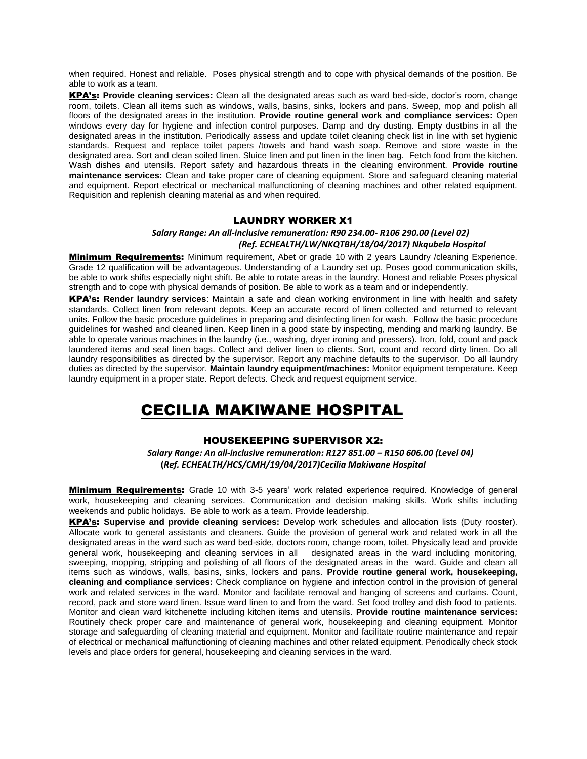when required. Honest and reliable. Poses physical strength and to cope with physical demands of the position. Be able to work as a team.

**KPA's:** **Provide cleaning services:** Clean all the designated areas such as ward bed-side, doctor's room, change room, toilets. Clean all items such as windows, walls, basins, sinks, lockers and pans. Sweep, mop and polish all floors of the designated areas in the institution. **Provide routine general work and compliance services:** Open windows every day for hygiene and infection control purposes. Damp and dry dusting. Empty dustbins in all the designated areas in the institution. Periodically assess and update toilet cleaning check list in line with set hygienic standards. Request and replace toilet papers /towels and hand wash soap. Remove and store waste in the designated area. Sort and clean soiled linen. Sluice linen and put linen in the linen bag. Fetch food from the kitchen. Wash dishes and utensils. Report safety and hazardous threats in the cleaning environment. **Provide routine maintenance services:** Clean and take proper care of cleaning equipment. Store and safeguard cleaning material and equipment. Report electrical or mechanical malfunctioning of cleaning machines and other related equipment. Requisition and replenish cleaning material as and when required.

### LAUNDRY WORKER X1

*Salary Range: An all-inclusive remuneration: R90 234.00- R106 290.00 (Level 02)*
*(Ref. ECHEALTH/LW/NKQTBH/18/04/2017) Nkqubela Hospital*

**Minimum Requirements:** Minimum requirement, Abet or grade 10 with 2 years Laundry /cleaning Experience. Grade 12 qualification will be advantageous. Understanding of a Laundry set up. Poses good communication skills, be able to work shifts especially night shift. Be able to rotate areas in the laundry. Honest and reliable Poses physical strength and to cope with physical demands of position. Be able to work as a team and or independently.

**KPA's:** **Render laundry services**: Maintain a safe and clean working environment in line with health and safety standards. Collect linen from relevant depots. Keep an accurate record of linen collected and returned to relevant units. Follow the basic procedure guidelines in preparing and disinfecting linen for wash. Follow the basic procedure guidelines for washed and cleaned linen. Keep linen in a good state by inspecting, mending and marking laundry. Be able to operate various machines in the laundry (i.e., washing, dryer ironing and pressers). Iron, fold, count and pack laundered items and seal linen bags. Collect and deliver linen to clients. Sort, count and record dirty linen. Do all laundry responsibilities as directed by the supervisor. Report any machine defaults to the supervisor. Do all laundry duties as directed by the supervisor. **Maintain laundry equipment/machines:** Monitor equipment temperature. Keep laundry equipment in a proper state. Report defects. Check and request equipment service.

## CECILIA MAKIWANE HOSPITAL

### HOUSEKEEPING SUPERVISOR X2:

*Salary Range: An all-inclusive remuneration: R127 851.00 – R150 606.00 (Level 04)*
**(***Ref. ECHEALTH/HCS/CMH/19/04/2017)Cecilia Makiwane Hospital*

**Minimum Requirements:** Grade 10 with 3-5 years' work related experience required. Knowledge of general work, housekeeping and cleaning services. Communication and decision making skills. Work shifts including weekends and public holidays. Be able to work as a team. Provide leadership.

**KPA's:** **Supervise and provide cleaning services:** Develop work schedules and allocation lists (Duty rooster). Allocate work to general assistants and cleaners. Guide the provision of general work and related work in all the designated areas in the ward such as ward bed-side, doctors room, change room, toilet. Physically lead and provide general work, housekeeping and cleaning services in all designated areas in the ward including monitoring, sweeping, mopping, stripping and polishing of all floors of the designated areas in the ward. Guide and clean all items such as windows, walls, basins, sinks, lockers and pans. **Provide routine general work, housekeeping, cleaning and compliance services:** Check compliance on hygiene and infection control in the provision of general work and related services in the ward. Monitor and facilitate removal and hanging of screens and curtains. Count, record, pack and store ward linen. Issue ward linen to and from the ward. Set food trolley and dish food to patients. Monitor and clean ward kitchenette including kitchen items and utensils. **Provide routine maintenance services:** Routinely check proper care and maintenance of general work, housekeeping and cleaning equipment. Monitor storage and safeguarding of cleaning material and equipment. Monitor and facilitate routine maintenance and repair of electrical or mechanical malfunctioning of cleaning machines and other related equipment. Periodically check stock levels and place orders for general, housekeeping and cleaning services in the ward.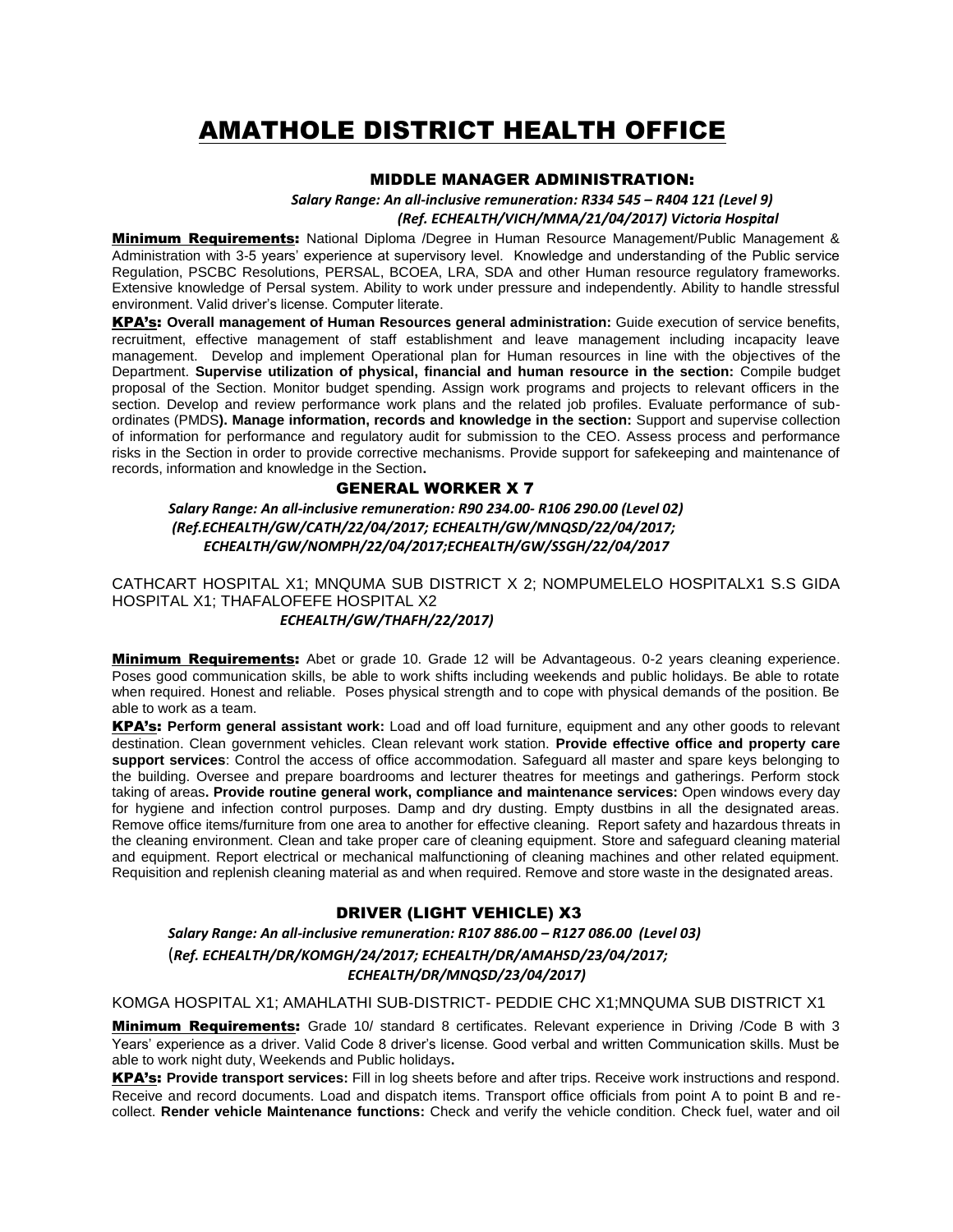# AMATHOLE DISTRICT HEALTH OFFICE

## MIDDLE MANAGER ADMINISTRATION:

*Salary Range: An all-inclusive remuneration: R334 545 – R404 121 (Level 9)*
*(Ref. ECHEALTH/VICH/MMA/21/04/2017) Victoria Hospital*

**Minimum Requirements:** National Diploma /Degree in Human Resource Management/Public Management & Administration with 3-5 years' experience at supervisory level. Knowledge and understanding of the Public service Regulation, PSCBC Resolutions, PERSAL, BCOEA, LRA, SDA and other Human resource regulatory frameworks. Extensive knowledge of Persal system. Ability to work under pressure and independently. Ability to handle stressful environment. Valid driver's license. Computer literate.

**KPA's:** **Overall management of Human Resources general administration:** Guide execution of service benefits, recruitment, effective management of staff establishment and leave management including incapacity leave management. Develop and implement Operational plan for Human resources in line with the objectives of the Department. **Supervise utilization of physical, financial and human resource in the section:** Compile budget proposal of the Section. Monitor budget spending. Assign work programs and projects to relevant officers in the section. Develop and review performance work plans and the related job profiles. Evaluate performance of sub-ordinates (PMDS**). Manage information, records and knowledge in the section:** Support and supervise collection of information for performance and regulatory audit for submission to the CEO. Assess process and performance risks in the Section in order to provide corrective mechanisms. Provide support for safekeeping and maintenance of records, information and knowledge in the Section**.**

## GENERAL WORKER X 7

*Salary Range: An all-inclusive remuneration: R90 234.00- R106 290.00 (Level 02)*
*(Ref.ECHEALTH/GW/CATH/22/04/2017; ECHEALTH/GW/MNQSD/22/04/2017; ECHEALTH/GW/NOMPH/22/04/2017;ECHEALTH/GW/SSGH/22/04/2017*

CATHCART HOSPITAL X1; MNQUMA SUB DISTRICT X 2; NOMPUMELELO HOSPITALX1 S.S GIDA HOSPITAL X1; THAFALOFEFE HOSPITAL X2

*ECHEALTH/GW/THAFH/22/2017)*

**Minimum Requirements:** Abet or grade 10. Grade 12 will be Advantageous. 0-2 years cleaning experience. Poses good communication skills, be able to work shifts including weekends and public holidays. Be able to rotate when required. Honest and reliable. Poses physical strength and to cope with physical demands of the position. Be able to work as a team.

**KPA's:** **Perform general assistant work:** Load and off load furniture, equipment and any other goods to relevant destination. Clean government vehicles. Clean relevant work station. **Provide effective office and property care support services**: Control the access of office accommodation. Safeguard all master and spare keys belonging to the building. Oversee and prepare boardrooms and lecturer theatres for meetings and gatherings. Perform stock taking of areas**. Provide routine general work, compliance and maintenance services:** Open windows every day for hygiene and infection control purposes. Damp and dry dusting. Empty dustbins in all the designated areas. Remove office items/furniture from one area to another for effective cleaning. Report safety and hazardous threats in the cleaning environment. Clean and take proper care of cleaning equipment. Store and safeguard cleaning material and equipment. Report electrical or mechanical malfunctioning of cleaning machines and other related equipment. Requisition and replenish cleaning material as and when required. Remove and store waste in the designated areas.

## DRIVER (LIGHT VEHICLE) X3

*Salary Range: An all-inclusive remuneration: R107 886.00 – R127 086.00 (Level 03)*
(*Ref. ECHEALTH/DR/KOMGH/24/2017; ECHEALTH/DR/AMAHSD/23/04/2017; ECHEALTH/DR/MNQSD/23/04/2017)*

KOMGA HOSPITAL X1; AMAHLATHI SUB-DISTRICT- PEDDIE CHC X1;MNQUMA SUB DISTRICT X1

**Minimum Requirements:** Grade 10/ standard 8 certificates. Relevant experience in Driving /Code B with 3 Years' experience as a driver. Valid Code 8 driver's license. Good verbal and written Communication skills. Must be able to work night duty, Weekends and Public holidays**.**

**KPA's:** **Provide transport services:** Fill in log sheets before and after trips. Receive work instructions and respond. Receive and record documents. Load and dispatch items. Transport office officials from point A to point B and re-collect. **Render vehicle Maintenance functions:** Check and verify the vehicle condition. Check fuel, water and oil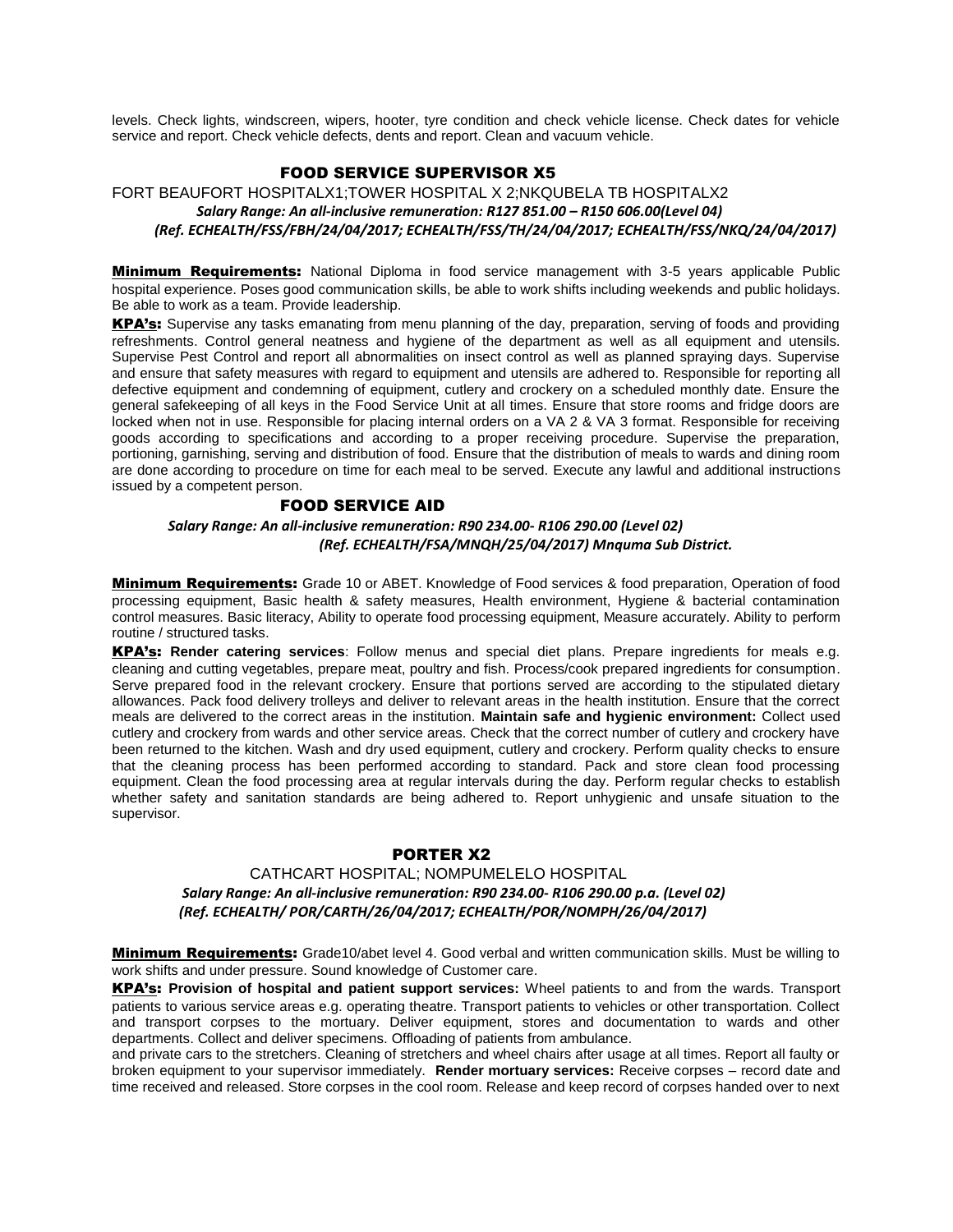levels. Check lights, windscreen, wipers, hooter, tyre condition and check vehicle license. Check dates for vehicle service and report. Check vehicle defects, dents and report. Clean and vacuum vehicle.

## FOOD SERVICE SUPERVISOR X5

FORT BEAUFORT HOSPITALX1;TOWER HOSPITAL X 2;NKQUBELA TB HOSPITALX2

***Salary Range: An all-inclusive remuneration: R127 851.00 – R150 606.00(Level 04)***

***(Ref. ECHEALTH/FSS/FBH/24/04/2017; ECHEALTH/FSS/TH/24/04/2017; ECHEALTH/FSS/NKQ/24/04/2017)***

**Minimum Requirements:** National Diploma in food service management with 3-5 years applicable Public hospital experience. Poses good communication skills, be able to work shifts including weekends and public holidays. Be able to work as a team. Provide leadership.

**KPA's:** Supervise any tasks emanating from menu planning of the day, preparation, serving of foods and providing refreshments. Control general neatness and hygiene of the department as well as all equipment and utensils. Supervise Pest Control and report all abnormalities on insect control as well as planned spraying days. Supervise and ensure that safety measures with regard to equipment and utensils are adhered to. Responsible for reporting all defective equipment and condemning of equipment, cutlery and crockery on a scheduled monthly date. Ensure the general safekeeping of all keys in the Food Service Unit at all times. Ensure that store rooms and fridge doors are locked when not in use. Responsible for placing internal orders on a VA 2 & VA 3 format. Responsible for receiving goods according to specifications and according to a proper receiving procedure. Supervise the preparation, portioning, garnishing, serving and distribution of food. Ensure that the distribution of meals to wards and dining room are done according to procedure on time for each meal to be served. Execute any lawful and additional instructions issued by a competent person.

## FOOD SERVICE AID

***Salary Range: An all-inclusive remuneration: R90 234.00- R106 290.00 (Level 02)***

***(Ref. ECHEALTH/FSA/MNQH/25/04/2017) Mnquma Sub District.***

**Minimum Requirements:** Grade 10 or ABET. Knowledge of Food services & food preparation, Operation of food processing equipment, Basic health & safety measures, Health environment, Hygiene & bacterial contamination control measures. Basic literacy, Ability to operate food processing equipment, Measure accurately. Ability to perform routine / structured tasks.

**KPA's:** **Render catering services**: Follow menus and special diet plans. Prepare ingredients for meals e.g. cleaning and cutting vegetables, prepare meat, poultry and fish. Process/cook prepared ingredients for consumption. Serve prepared food in the relevant crockery. Ensure that portions served are according to the stipulated dietary allowances. Pack food delivery trolleys and deliver to relevant areas in the health institution. Ensure that the correct meals are delivered to the correct areas in the institution. **Maintain safe and hygienic environment:** Collect used cutlery and crockery from wards and other service areas. Check that the correct number of cutlery and crockery have been returned to the kitchen. Wash and dry used equipment, cutlery and crockery. Perform quality checks to ensure that the cleaning process has been performed according to standard. Pack and store clean food processing equipment. Clean the food processing area at regular intervals during the day. Perform regular checks to establish whether safety and sanitation standards are being adhered to. Report unhygienic and unsafe situation to the supervisor.

## PORTER X2

CATHCART HOSPITAL; NOMPUMELELO HOSPITAL

***Salary Range: An all-inclusive remuneration: R90 234.00- R106 290.00 p.a. (Level 02)***

***(Ref. ECHEALTH/ POR/CARTH/26/04/2017; ECHEALTH/POR/NOMPH/26/04/2017)***

**Minimum Requirements:** Grade10/abet level 4. Good verbal and written communication skills. Must be willing to work shifts and under pressure. Sound knowledge of Customer care.

**KPA's:** **Provision of hospital and patient support services:** Wheel patients to and from the wards. Transport patients to various service areas e.g. operating theatre. Transport patients to vehicles or other transportation. Collect and transport corpses to the mortuary. Deliver equipment, stores and documentation to wards and other departments. Collect and deliver specimens. Offloading of patients from ambulance.

and private cars to the stretchers. Cleaning of stretchers and wheel chairs after usage at all times. Report all faulty or broken equipment to your supervisor immediately. **Render mortuary services:** Receive corpses – record date and time received and released. Store corpses in the cool room. Release and keep record of corpses handed over to next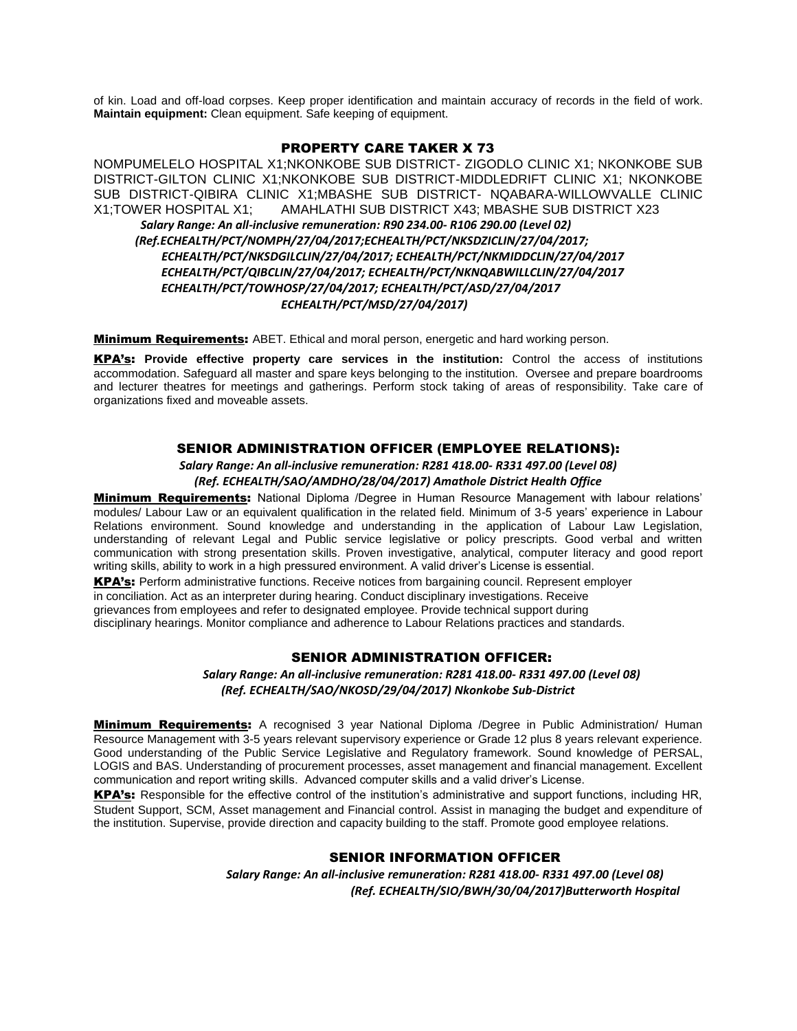of kin. Load and off-load corpses. Keep proper identification and maintain accuracy of records in the field of work. **Maintain equipment:** Clean equipment. Safe keeping of equipment.

## PROPERTY CARE TAKER X 73

NOMPUMELELO HOSPITAL X1;NKONKOBE SUB DISTRICT- ZIGODLO CLINIC X1; NKONKOBE SUB DISTRICT-GILTON CLINIC X1;NKONKOBE SUB DISTRICT-MIDDLEDRIFT CLINIC X1; NKONKOBE SUB DISTRICT-QIBIRA CLINIC X1;MBASHE SUB DISTRICT- NQABARA-WILLOWVALLE CLINIC X1;TOWER HOSPITAL X1; AMAHLATHI SUB DISTRICT X43; MBASHE SUB DISTRICT X23

*Salary Range: An all-inclusive remuneration: R90 234.00- R106 290.00 (Level 02)*
*(Ref.ECHEALTH/PCT/NOMPH/27/04/2017;ECHEALTH/PCT/NKSDZICLIN/27/04/2017; ECHEALTH/PCT/NKSDGILCLIN/27/04/2017; ECHEALTH/PCT/NKMIDDCLIN/27/04/2017 ECHEALTH/PCT/QIBCLIN/27/04/2017; ECHEALTH/PCT/NKNQABWILLCLIN/27/04/2017 ECHEALTH/PCT/TOWHOSP/27/04/2017; ECHEALTH/PCT/ASD/27/04/2017 ECHEALTH/PCT/MSD/27/04/2017)*

**Minimum Requirements:** ABET. Ethical and moral person, energetic and hard working person.

**KPA's:** **Provide effective property care services in the institution:** Control the access of institutions accommodation. Safeguard all master and spare keys belonging to the institution. Oversee and prepare boardrooms and lecturer theatres for meetings and gatherings. Perform stock taking of areas of responsibility. Take care of organizations fixed and moveable assets.

## SENIOR ADMINISTRATION OFFICER (EMPLOYEE RELATIONS):

*Salary Range: An all-inclusive remuneration: R281 418.00- R331 497.00 (Level 08)*
*(Ref. ECHEALTH/SAO/AMDHO/28/04/2017) Amathole District Health Office*

**Minimum Requirements:** National Diploma /Degree in Human Resource Management with labour relations' modules/ Labour Law or an equivalent qualification in the related field. Minimum of 3-5 years' experience in Labour Relations environment. Sound knowledge and understanding in the application of Labour Law Legislation, understanding of relevant Legal and Public service legislative or policy prescripts. Good verbal and written communication with strong presentation skills. Proven investigative, analytical, computer literacy and good report writing skills, ability to work in a high pressured environment. A valid driver's License is essential.

**KPA's:** Perform administrative functions. Receive notices from bargaining council. Represent employer in conciliation. Act as an interpreter during hearing. Conduct disciplinary investigations. Receive grievances from employees and refer to designated employee. Provide technical support during disciplinary hearings. Monitor compliance and adherence to Labour Relations practices and standards.

## SENIOR ADMINISTRATION OFFICER:

*Salary Range: An all-inclusive remuneration: R281 418.00- R331 497.00 (Level 08)*
*(Ref. ECHEALTH/SAO/NKOSD/29/04/2017) Nkonkobe Sub-District*

**Minimum Requirements:** A recognised 3 year National Diploma /Degree in Public Administration/ Human Resource Management with 3-5 years relevant supervisory experience or Grade 12 plus 8 years relevant experience. Good understanding of the Public Service Legislative and Regulatory framework. Sound knowledge of PERSAL, LOGIS and BAS. Understanding of procurement processes, asset management and financial management. Excellent communication and report writing skills. Advanced computer skills and a valid driver's License.

**KPA's:** Responsible for the effective control of the institution's administrative and support functions, including HR, Student Support, SCM, Asset management and Financial control. Assist in managing the budget and expenditure of the institution. Supervise, provide direction and capacity building to the staff. Promote good employee relations.

## SENIOR INFORMATION OFFICER

*Salary Range: An all-inclusive remuneration: R281 418.00- R331 497.00 (Level 08)*
*(Ref. ECHEALTH/SIO/BWH/30/04/2017)Butterworth Hospital*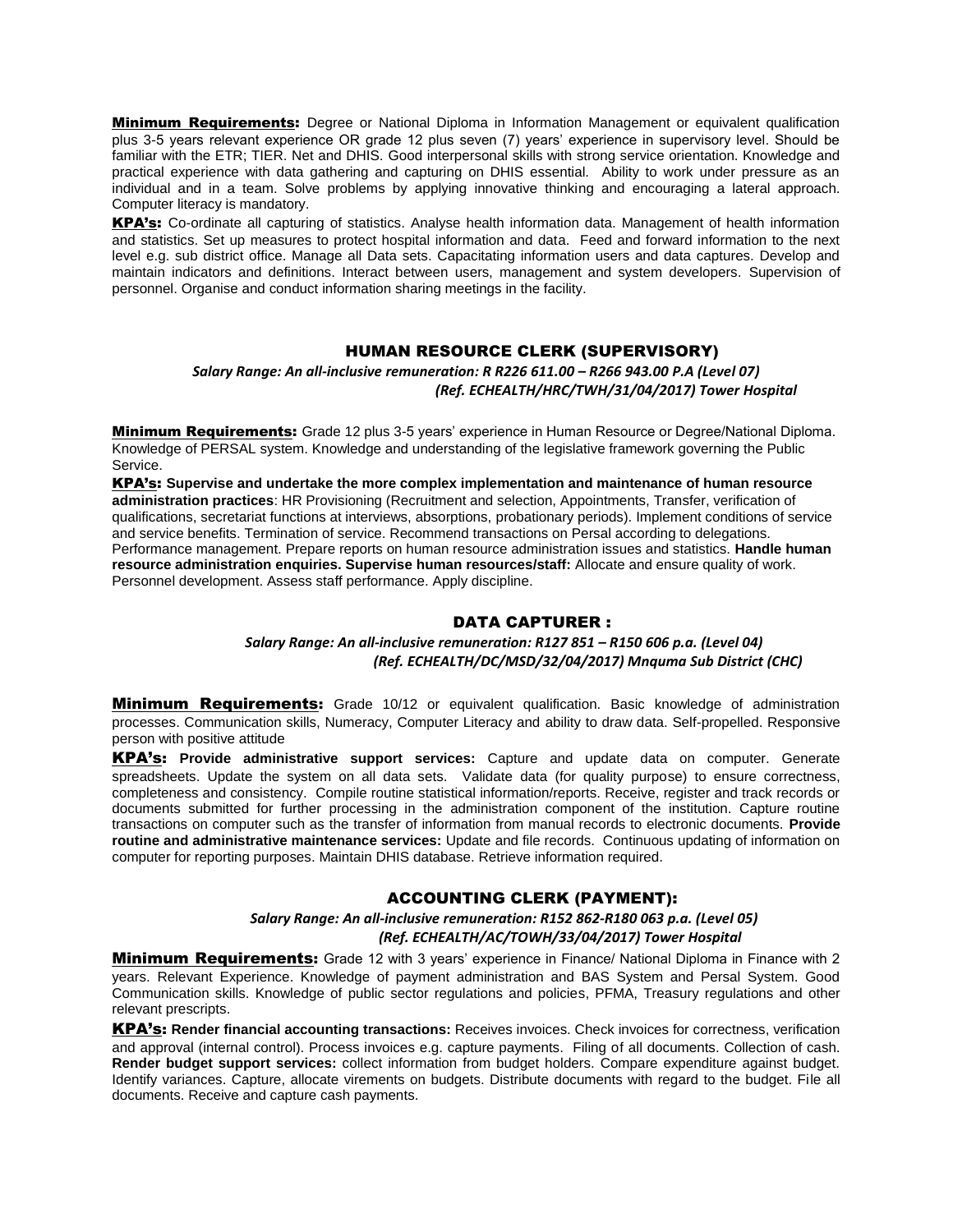**Minimum Requirements:** Degree or National Diploma in Information Management or equivalent qualification plus 3-5 years relevant experience OR grade 12 plus seven (7) years' experience in supervisory level. Should be familiar with the ETR; TIER. Net and DHIS. Good interpersonal skills with strong service orientation. Knowledge and practical experience with data gathering and capturing on DHIS essential. Ability to work under pressure as an individual and in a team. Solve problems by applying innovative thinking and encouraging a lateral approach. Computer literacy is mandatory.

**KPA's:** Co-ordinate all capturing of statistics. Analyse health information data. Management of health information and statistics. Set up measures to protect hospital information and data. Feed and forward information to the next level e.g. sub district office. Manage all Data sets. Capacitating information users and data captures. Develop and maintain indicators and definitions. Interact between users, management and system developers. Supervision of personnel. Organise and conduct information sharing meetings in the facility.

## HUMAN RESOURCE CLERK (SUPERVISORY)

***Salary Range: An all-inclusive remuneration: R R226 611.00 – R266 943.00 P.A (Level 07)***
***(Ref. ECHEALTH/HRC/TWH/31/04/2017) Tower Hospital***

**Minimum Requirements:** Grade 12 plus 3-5 years' experience in Human Resource or Degree/National Diploma. Knowledge of PERSAL system. Knowledge and understanding of the legislative framework governing the Public Service.

**KPA's:** **Supervise and undertake the more complex implementation and maintenance of human resource administration practices**: HR Provisioning (Recruitment and selection, Appointments, Transfer, verification of qualifications, secretariat functions at interviews, absorptions, probationary periods). Implement conditions of service and service benefits. Termination of service. Recommend transactions on Persal according to delegations. Performance management. Prepare reports on human resource administration issues and statistics. **Handle human resource administration enquiries. Supervise human resources/staff:** Allocate and ensure quality of work. Personnel development. Assess staff performance. Apply discipline.

## DATA CAPTURER :

***Salary Range: An all-inclusive remuneration: R127 851 – R150 606 p.a. (Level 04)***
***(Ref. ECHEALTH/DC/MSD/32/04/2017) Mnquma Sub District (CHC)***

**Minimum Requirements:** Grade 10/12 or equivalent qualification. Basic knowledge of administration processes. Communication skills, Numeracy, Computer Literacy and ability to draw data. Self-propelled. Responsive person with positive attitude

**KPA's:** **Provide administrative support services:** Capture and update data on computer. Generate spreadsheets. Update the system on all data sets. Validate data (for quality purpose) to ensure correctness, completeness and consistency. Compile routine statistical information/reports. Receive, register and track records or documents submitted for further processing in the administration component of the institution. Capture routine transactions on computer such as the transfer of information from manual records to electronic documents. **Provide routine and administrative maintenance services:** Update and file records. Continuous updating of information on computer for reporting purposes. Maintain DHIS database. Retrieve information required.

## ACCOUNTING CLERK (PAYMENT):

***Salary Range: An all-inclusive remuneration: R152 862-R180 063 p.a. (Level 05)***
***(Ref. ECHEALTH/AC/TOWH/33/04/2017) Tower Hospital***

**Minimum Requirements:** Grade 12 with 3 years' experience in Finance/ National Diploma in Finance with 2 years. Relevant Experience. Knowledge of payment administration and BAS System and Persal System. Good Communication skills. Knowledge of public sector regulations and policies, PFMA, Treasury regulations and other relevant prescripts.

**KPA's:** **Render financial accounting transactions:** Receives invoices. Check invoices for correctness, verification and approval (internal control). Process invoices e.g. capture payments. Filing of all documents. Collection of cash. **Render budget support services:** collect information from budget holders. Compare expenditure against budget. Identify variances. Capture, allocate virements on budgets. Distribute documents with regard to the budget. File all documents. Receive and capture cash payments.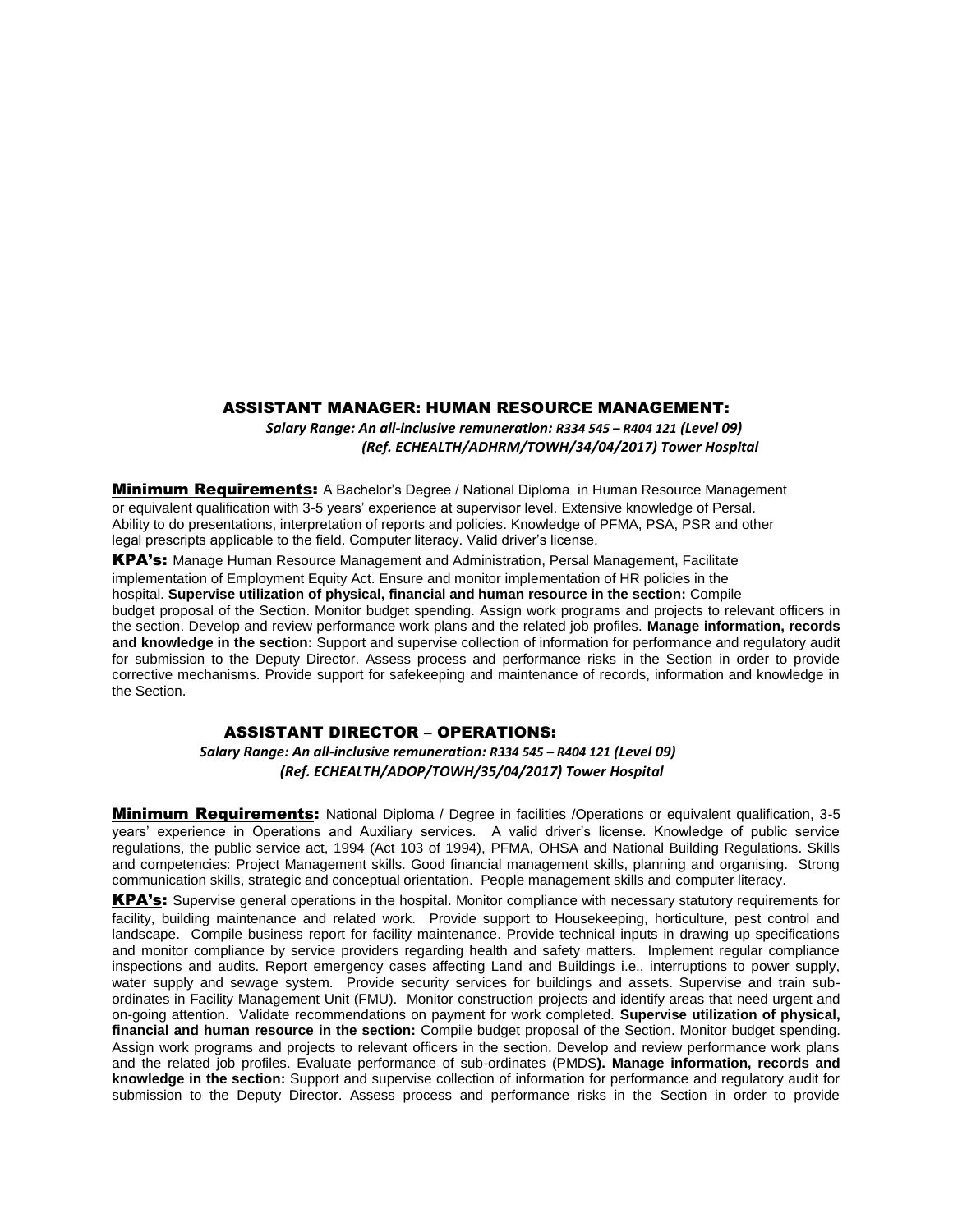## ASSISTANT MANAGER: HUMAN RESOURCE MANAGEMENT:

*Salary Range: An all-inclusive remuneration: R334 545 – R404 121 (Level 09)*
*(Ref. ECHEALTH/ADHRM/TOWH/34/04/2017) Tower Hospital*

**Minimum Requirements:** A Bachelor's Degree / National Diploma in Human Resource Management or equivalent qualification with 3-5 years' experience at supervisor level. Extensive knowledge of Persal. Ability to do presentations, interpretation of reports and policies. Knowledge of PFMA, PSA, PSR and other legal prescripts applicable to the field. Computer literacy. Valid driver's license.

**KPA's:** Manage Human Resource Management and Administration, Persal Management, Facilitate implementation of Employment Equity Act. Ensure and monitor implementation of HR policies in the hospital. **Supervise utilization of physical, financial and human resource in the section:** Compile budget proposal of the Section. Monitor budget spending. Assign work programs and projects to relevant officers in the section. Develop and review performance work plans and the related job profiles. **Manage information, records and knowledge in the section:** Support and supervise collection of information for performance and regulatory audit for submission to the Deputy Director. Assess process and performance risks in the Section in order to provide corrective mechanisms. Provide support for safekeeping and maintenance of records, information and knowledge in the Section.

## ASSISTANT DIRECTOR – OPERATIONS:

*Salary Range: An all-inclusive remuneration: R334 545 – R404 121 (Level 09)*
*(Ref. ECHEALTH/ADOP/TOWH/35/04/2017) Tower Hospital*

**Minimum Requirements:** National Diploma / Degree in facilities /Operations or equivalent qualification, 3-5 years' experience in Operations and Auxiliary services. A valid driver's license. Knowledge of public service regulations, the public service act, 1994 (Act 103 of 1994), PFMA, OHSA and National Building Regulations. Skills and competencies: Project Management skills. Good financial management skills, planning and organising. Strong communication skills, strategic and conceptual orientation. People management skills and computer literacy.

**KPA's:** Supervise general operations in the hospital. Monitor compliance with necessary statutory requirements for facility, building maintenance and related work. Provide support to Housekeeping, horticulture, pest control and landscape. Compile business report for facility maintenance. Provide technical inputs in drawing up specifications and monitor compliance by service providers regarding health and safety matters. Implement regular compliance inspections and audits. Report emergency cases affecting Land and Buildings i.e., interruptions to power supply, water supply and sewage system. Provide security services for buildings and assets. Supervise and train sub-ordinates in Facility Management Unit (FMU). Monitor construction projects and identify areas that need urgent and on-going attention. Validate recommendations on payment for work completed. **Supervise utilization of physical, financial and human resource in the section:** Compile budget proposal of the Section. Monitor budget spending. Assign work programs and projects to relevant officers in the section. Develop and review performance work plans and the related job profiles. Evaluate performance of sub-ordinates (PMDS**). Manage information, records and knowledge in the section:** Support and supervise collection of information for performance and regulatory audit for submission to the Deputy Director. Assess process and performance risks in the Section in order to provide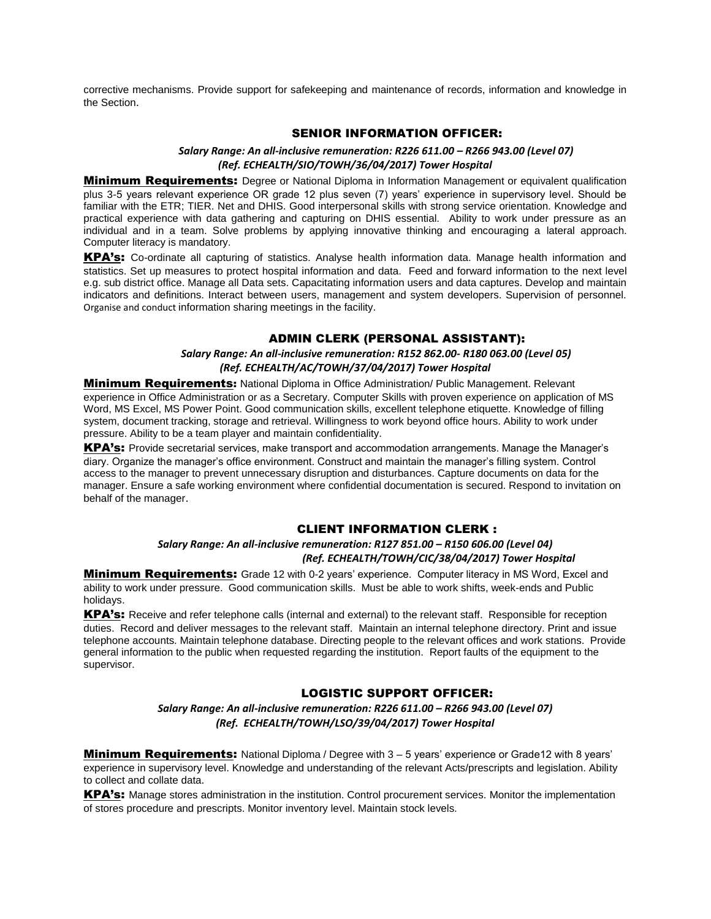corrective mechanisms. Provide support for safekeeping and maintenance of records, information and knowledge in the Section.

## SENIOR INFORMATION OFFICER:

***Salary Range: An all-inclusive remuneration: R226 611.00 – R266 943.00 (Level 07)***
***(Ref. ECHEALTH/SIO/TOWH/36/04/2017) Tower Hospital***

**Minimum Requirements:** Degree or National Diploma in Information Management or equivalent qualification plus 3-5 years relevant experience OR grade 12 plus seven (7) years' experience in supervisory level. Should be familiar with the ETR; TIER. Net and DHIS. Good interpersonal skills with strong service orientation. Knowledge and practical experience with data gathering and capturing on DHIS essential. Ability to work under pressure as an individual and in a team. Solve problems by applying innovative thinking and encouraging a lateral approach. Computer literacy is mandatory.

**KPA's:** Co-ordinate all capturing of statistics. Analyse health information data. Manage health information and statistics. Set up measures to protect hospital information and data. Feed and forward information to the next level e.g. sub district office. Manage all Data sets. Capacitating information users and data captures. Develop and maintain indicators and definitions. Interact between users, management and system developers. Supervision of personnel. Organise and conduct information sharing meetings in the facility.

## ADMIN CLERK (PERSONAL ASSISTANT):

***Salary Range: An all-inclusive remuneration: R152 862.00- R180 063.00 (Level 05)***
***(Ref. ECHEALTH/AC/TOWH/37/04/2017) Tower Hospital***

**Minimum Requirements:** National Diploma in Office Administration/ Public Management. Relevant experience in Office Administration or as a Secretary. Computer Skills with proven experience on application of MS Word, MS Excel, MS Power Point. Good communication skills, excellent telephone etiquette. Knowledge of filling system, document tracking, storage and retrieval. Willingness to work beyond office hours. Ability to work under pressure. Ability to be a team player and maintain confidentiality.

**KPA's:** Provide secretarial services, make transport and accommodation arrangements. Manage the Manager's diary. Organize the manager's office environment. Construct and maintain the manager's filling system. Control access to the manager to prevent unnecessary disruption and disturbances. Capture documents on data for the manager. Ensure a safe working environment where confidential documentation is secured. Respond to invitation on behalf of the manager.

## CLIENT INFORMATION CLERK :

***Salary Range: An all-inclusive remuneration: R127 851.00 – R150 606.00 (Level 04)***
***(Ref. ECHEALTH/TOWH/CIC/38/04/2017) Tower Hospital***

**Minimum Requirements:** Grade 12 with 0-2 years' experience. Computer literacy in MS Word, Excel and ability to work under pressure. Good communication skills. Must be able to work shifts, week-ends and Public holidays.

**KPA's:** Receive and refer telephone calls (internal and external) to the relevant staff. Responsible for reception duties. Record and deliver messages to the relevant staff. Maintain an internal telephone directory. Print and issue telephone accounts. Maintain telephone database. Directing people to the relevant offices and work stations. Provide general information to the public when requested regarding the institution. Report faults of the equipment to the supervisor.

## LOGISTIC SUPPORT OFFICER:

***Salary Range: An all-inclusive remuneration: R226 611.00 – R266 943.00 (Level 07)***
***(Ref. ECHEALTH/TOWH/LSO/39/04/2017) Tower Hospital***

**Minimum Requirements:** National Diploma / Degree with 3 – 5 years' experience or Grade12 with 8 years' experience in supervisory level. Knowledge and understanding of the relevant Acts/prescripts and legislation. Ability to collect and collate data.

**KPA's:** Manage stores administration in the institution. Control procurement services. Monitor the implementation of stores procedure and prescripts. Monitor inventory level. Maintain stock levels.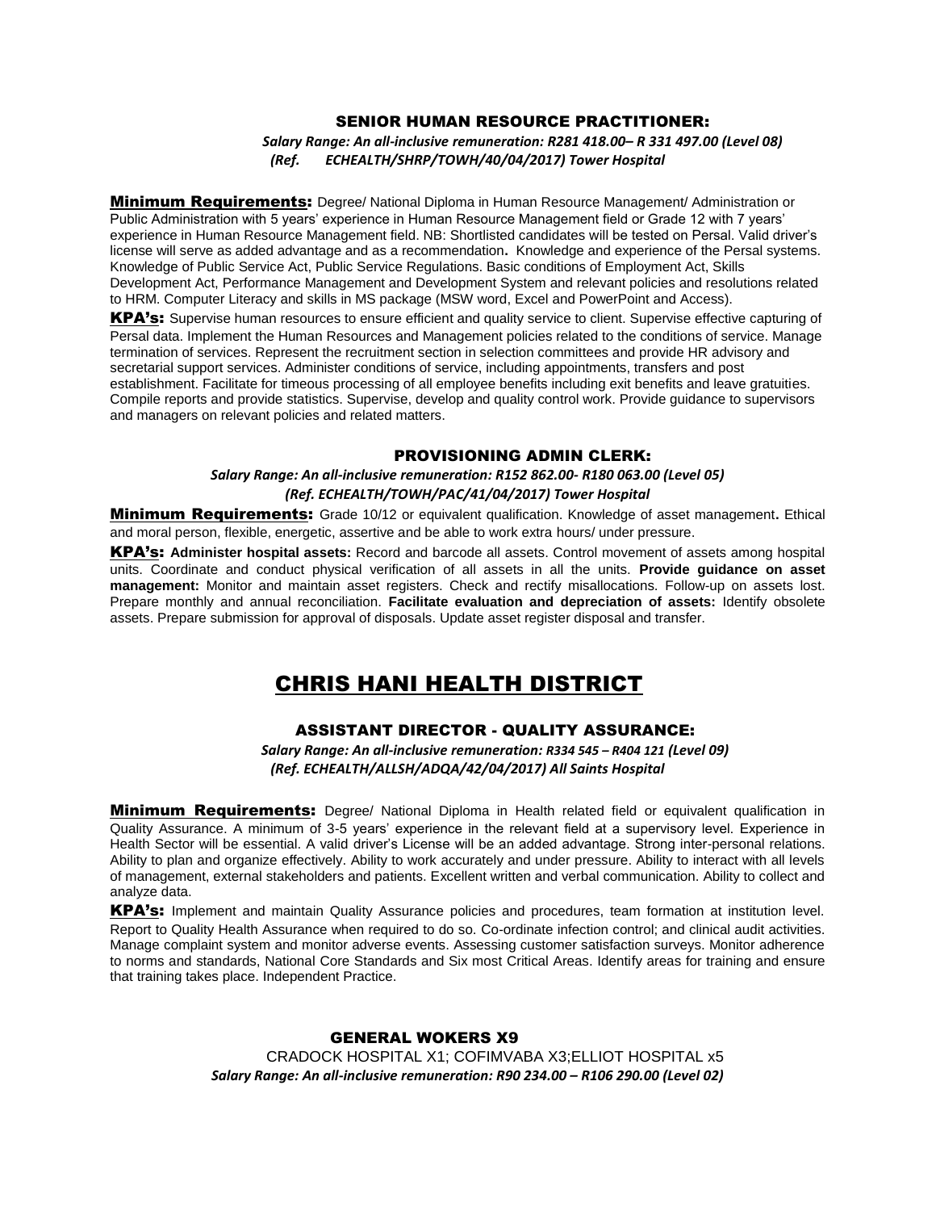### SENIOR HUMAN RESOURCE PRACTITIONER:

*Salary Range: An all-inclusive remuneration: R281 418.00– R 331 497.00 (Level 08)*
*(Ref. ECHEALTH/SHRP/TOWH/40/04/2017) Tower Hospital*

**Minimum Requirements:** Degree/ National Diploma in Human Resource Management/ Administration or Public Administration with 5 years' experience in Human Resource Management field or Grade 12 with 7 years' experience in Human Resource Management field. NB: Shortlisted candidates will be tested on Persal. Valid driver's license will serve as added advantage and as a recommendation**.** Knowledge and experience of the Persal systems. Knowledge of Public Service Act, Public Service Regulations. Basic conditions of Employment Act, Skills Development Act, Performance Management and Development System and relevant policies and resolutions related to HRM. Computer Literacy and skills in MS package (MSW word, Excel and PowerPoint and Access).

**KPA's:** Supervise human resources to ensure efficient and quality service to client. Supervise effective capturing of Persal data. Implement the Human Resources and Management policies related to the conditions of service. Manage termination of services. Represent the recruitment section in selection committees and provide HR advisory and secretarial support services. Administer conditions of service, including appointments, transfers and post establishment. Facilitate for timeous processing of all employee benefits including exit benefits and leave gratuities. Compile reports and provide statistics. Supervise, develop and quality control work. Provide guidance to supervisors and managers on relevant policies and related matters.

### PROVISIONING ADMIN CLERK:

*Salary Range: An all-inclusive remuneration: R152 862.00- R180 063.00 (Level 05)*
*(Ref. ECHEALTH/TOWH/PAC/41/04/2017) Tower Hospital*

**Minimum Requirements:** Grade 10/12 or equivalent qualification. Knowledge of asset management**.** Ethical and moral person, flexible, energetic, assertive and be able to work extra hours/ under pressure.

**KPA's:** **Administer hospital assets:** Record and barcode all assets. Control movement of assets among hospital units. Coordinate and conduct physical verification of all assets in all the units. **Provide guidance on asset management:** Monitor and maintain asset registers. Check and rectify misallocations. Follow-up on assets lost. Prepare monthly and annual reconciliation. **Facilitate evaluation and depreciation of assets:** Identify obsolete assets. Prepare submission for approval of disposals. Update asset register disposal and transfer.

## CHRIS HANI HEALTH DISTRICT

### ASSISTANT DIRECTOR - QUALITY ASSURANCE:

*Salary Range: An all-inclusive remuneration: R334 545 – R404 121 (Level 09)*
*(Ref. ECHEALTH/ALLSH/ADQA/42/04/2017) All Saints Hospital*

**Minimum Requirements:** Degree/ National Diploma in Health related field or equivalent qualification in Quality Assurance. A minimum of 3-5 years' experience in the relevant field at a supervisory level. Experience in Health Sector will be essential. A valid driver's License will be an added advantage. Strong inter-personal relations. Ability to plan and organize effectively. Ability to work accurately and under pressure. Ability to interact with all levels of management, external stakeholders and patients. Excellent written and verbal communication. Ability to collect and analyze data.

**KPA's:** Implement and maintain Quality Assurance policies and procedures, team formation at institution level. Report to Quality Health Assurance when required to do so. Co-ordinate infection control; and clinical audit activities. Manage complaint system and monitor adverse events. Assessing customer satisfaction surveys. Monitor adherence to norms and standards, National Core Standards and Six most Critical Areas. Identify areas for training and ensure that training takes place. Independent Practice.

### GENERAL WOKERS X9

CRADOCK HOSPITAL X1; COFIMVABA X3;ELLIOT HOSPITAL x5

*Salary Range: An all-inclusive remuneration: R90 234.00 – R106 290.00 (Level 02)*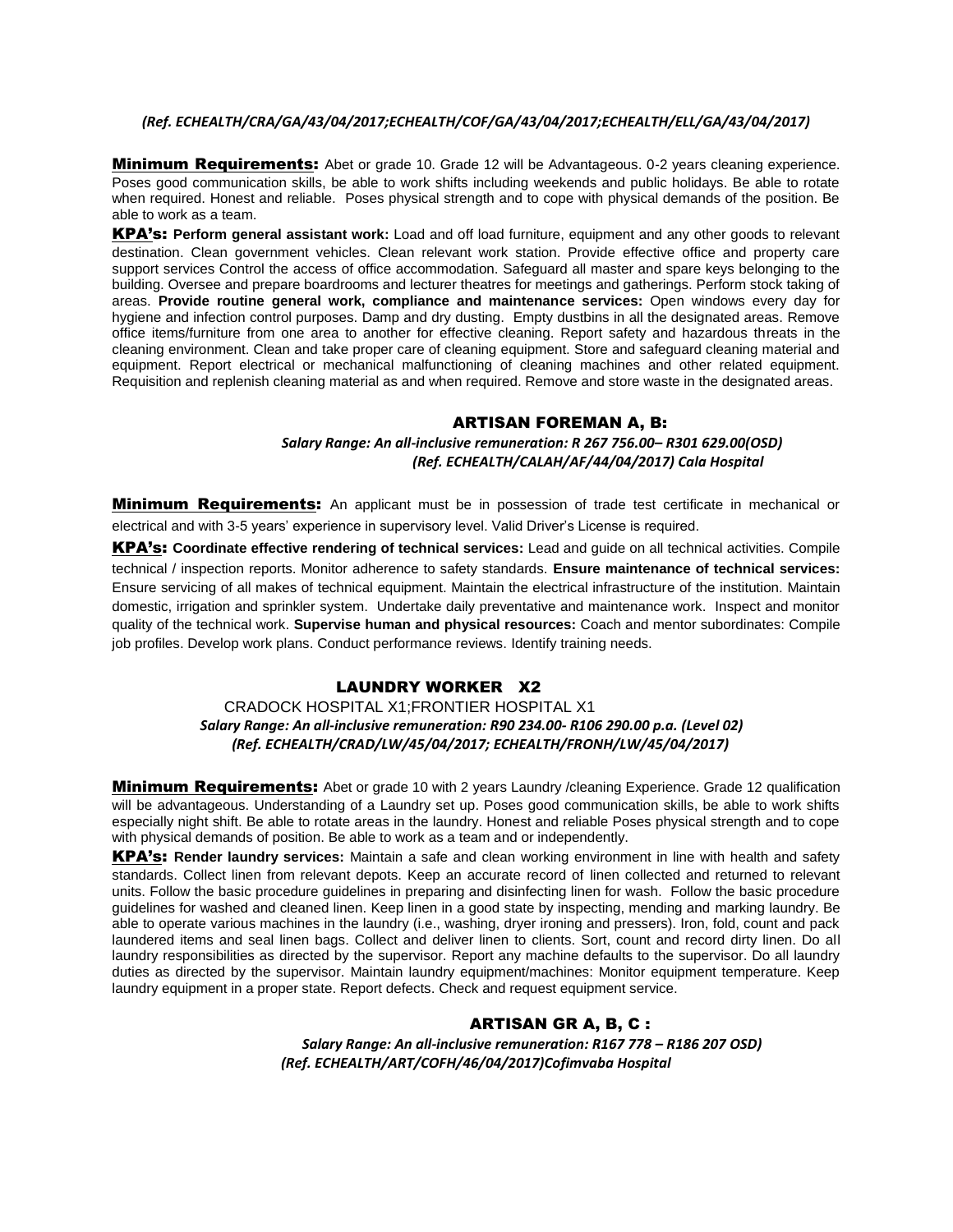*(Ref. ECHEALTH/CRA/GA/43/04/2017;ECHEALTH/COF/GA/43/04/2017;ECHEALTH/ELL/GA/43/04/2017)*

**Minimum Requirements:** Abet or grade 10. Grade 12 will be Advantageous. 0-2 years cleaning experience. Poses good communication skills, be able to work shifts including weekends and public holidays. Be able to rotate when required. Honest and reliable. Poses physical strength and to cope with physical demands of the position. Be able to work as a team.

**KPA's:** **Perform general assistant work:** Load and off load furniture, equipment and any other goods to relevant destination. Clean government vehicles. Clean relevant work station. Provide effective office and property care support services Control the access of office accommodation. Safeguard all master and spare keys belonging to the building. Oversee and prepare boardrooms and lecturer theatres for meetings and gatherings. Perform stock taking of areas. **Provide routine general work, compliance and maintenance services:** Open windows every day for hygiene and infection control purposes. Damp and dry dusting. Empty dustbins in all the designated areas. Remove office items/furniture from one area to another for effective cleaning. Report safety and hazardous threats in the cleaning environment. Clean and take proper care of cleaning equipment. Store and safeguard cleaning material and equipment. Report electrical or mechanical malfunctioning of cleaning machines and other related equipment. Requisition and replenish cleaning material as and when required. Remove and store waste in the designated areas.

## ARTISAN FOREMAN A, B:

*Salary Range: An all-inclusive remuneration: R 267 756.00– R301 629.00(OSD)*
*(Ref. ECHEALTH/CALAH/AF/44/04/2017) Cala Hospital*

**Minimum Requirements:** An applicant must be in possession of trade test certificate in mechanical or electrical and with 3-5 years' experience in supervisory level. Valid Driver's License is required.

**KPA's:** **Coordinate effective rendering of technical services:** Lead and guide on all technical activities. Compile technical / inspection reports. Monitor adherence to safety standards. **Ensure maintenance of technical services:** Ensure servicing of all makes of technical equipment. Maintain the electrical infrastructure of the institution. Maintain domestic, irrigation and sprinkler system. Undertake daily preventative and maintenance work. Inspect and monitor quality of the technical work. **Supervise human and physical resources:** Coach and mentor subordinates: Compile job profiles. Develop work plans. Conduct performance reviews. Identify training needs.

## LAUNDRY WORKER X2

CRADOCK HOSPITAL X1;FRONTIER HOSPITAL X1
*Salary Range: An all-inclusive remuneration: R90 234.00- R106 290.00 p.a. (Level 02)*
*(Ref. ECHEALTH/CRAD/LW/45/04/2017; ECHEALTH/FRONH/LW/45/04/2017)*

**Minimum Requirements:** Abet or grade 10 with 2 years Laundry /cleaning Experience. Grade 12 qualification will be advantageous. Understanding of a Laundry set up. Poses good communication skills, be able to work shifts especially night shift. Be able to rotate areas in the laundry. Honest and reliable Poses physical strength and to cope with physical demands of position. Be able to work as a team and or independently.

**KPA's:** **Render laundry services:** Maintain a safe and clean working environment in line with health and safety standards. Collect linen from relevant depots. Keep an accurate record of linen collected and returned to relevant units. Follow the basic procedure guidelines in preparing and disinfecting linen for wash. Follow the basic procedure guidelines for washed and cleaned linen. Keep linen in a good state by inspecting, mending and marking laundry. Be able to operate various machines in the laundry (i.e., washing, dryer ironing and pressers). Iron, fold, count and pack laundered items and seal linen bags. Collect and deliver linen to clients. Sort, count and record dirty linen. Do all laundry responsibilities as directed by the supervisor. Report any machine defaults to the supervisor. Do all laundry duties as directed by the supervisor. Maintain laundry equipment/machines: Monitor equipment temperature. Keep laundry equipment in a proper state. Report defects. Check and request equipment service.

## ARTISAN GR A, B, C :

*Salary Range: An all-inclusive remuneration: R167 778 – R186 207 OSD)*
*(Ref. ECHEALTH/ART/COFH/46/04/2017)Cofimvaba Hospital*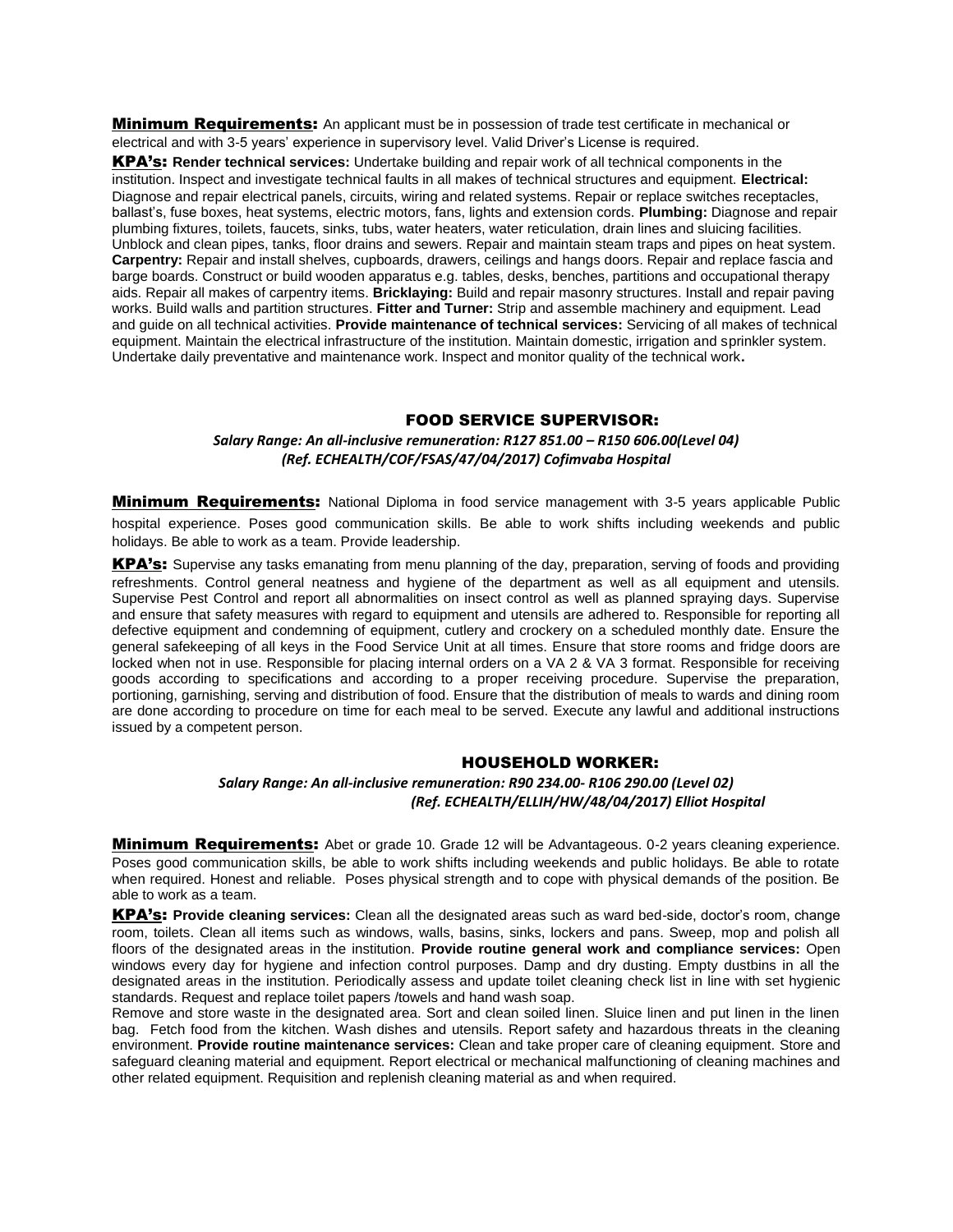**Minimum Requirements:** An applicant must be in possession of trade test certificate in mechanical or electrical and with 3-5 years' experience in supervisory level. Valid Driver's License is required.

**KPA's:** **Render technical services:** Undertake building and repair work of all technical components in the institution. Inspect and investigate technical faults in all makes of technical structures and equipment. **Electrical:** Diagnose and repair electrical panels, circuits, wiring and related systems. Repair or replace switches receptacles, ballast's, fuse boxes, heat systems, electric motors, fans, lights and extension cords. **Plumbing:** Diagnose and repair plumbing fixtures, toilets, faucets, sinks, tubs, water heaters, water reticulation, drain lines and sluicing facilities. Unblock and clean pipes, tanks, floor drains and sewers. Repair and maintain steam traps and pipes on heat system. **Carpentry:** Repair and install shelves, cupboards, drawers, ceilings and hangs doors. Repair and replace fascia and barge boards. Construct or build wooden apparatus e.g. tables, desks, benches, partitions and occupational therapy aids. Repair all makes of carpentry items. **Bricklaying:** Build and repair masonry structures. Install and repair paving works. Build walls and partition structures. **Fitter and Turner:** Strip and assemble machinery and equipment. Lead and guide on all technical activities. **Provide maintenance of technical services:** Servicing of all makes of technical equipment. Maintain the electrical infrastructure of the institution. Maintain domestic, irrigation and sprinkler system. Undertake daily preventative and maintenance work. Inspect and monitor quality of the technical work**.**

## FOOD SERVICE SUPERVISOR:

*Salary Range: An all-inclusive remuneration: R127 851.00 – R150 606.00(Level 04)*
*(Ref. ECHEALTH/COF/FSAS/47/04/2017) Cofimvaba Hospital*

**Minimum Requirements:** National Diploma in food service management with 3-5 years applicable Public hospital experience. Poses good communication skills. Be able to work shifts including weekends and public holidays. Be able to work as a team. Provide leadership.

**KPA's:** Supervise any tasks emanating from menu planning of the day, preparation, serving of foods and providing refreshments. Control general neatness and hygiene of the department as well as all equipment and utensils. Supervise Pest Control and report all abnormalities on insect control as well as planned spraying days. Supervise and ensure that safety measures with regard to equipment and utensils are adhered to. Responsible for reporting all defective equipment and condemning of equipment, cutlery and crockery on a scheduled monthly date. Ensure the general safekeeping of all keys in the Food Service Unit at all times. Ensure that store rooms and fridge doors are locked when not in use. Responsible for placing internal orders on a VA 2 & VA 3 format. Responsible for receiving goods according to specifications and according to a proper receiving procedure. Supervise the preparation, portioning, garnishing, serving and distribution of food. Ensure that the distribution of meals to wards and dining room are done according to procedure on time for each meal to be served. Execute any lawful and additional instructions issued by a competent person.

## HOUSEHOLD WORKER:

*Salary Range: An all-inclusive remuneration: R90 234.00- R106 290.00 (Level 02)*
*(Ref. ECHEALTH/ELLIH/HW/48/04/2017) Elliot Hospital*

**Minimum Requirements:** Abet or grade 10. Grade 12 will be Advantageous. 0-2 years cleaning experience. Poses good communication skills, be able to work shifts including weekends and public holidays. Be able to rotate when required. Honest and reliable. Poses physical strength and to cope with physical demands of the position. Be able to work as a team.

**KPA's:** **Provide cleaning services:** Clean all the designated areas such as ward bed-side, doctor's room, change room, toilets. Clean all items such as windows, walls, basins, sinks, lockers and pans. Sweep, mop and polish all floors of the designated areas in the institution. **Provide routine general work and compliance services:** Open windows every day for hygiene and infection control purposes. Damp and dry dusting. Empty dustbins in all the designated areas in the institution. Periodically assess and update toilet cleaning check list in line with set hygienic standards. Request and replace toilet papers /towels and hand wash soap.

Remove and store waste in the designated area. Sort and clean soiled linen. Sluice linen and put linen in the linen bag. Fetch food from the kitchen. Wash dishes and utensils. Report safety and hazardous threats in the cleaning environment. **Provide routine maintenance services:** Clean and take proper care of cleaning equipment. Store and safeguard cleaning material and equipment. Report electrical or mechanical malfunctioning of cleaning machines and other related equipment. Requisition and replenish cleaning material as and when required.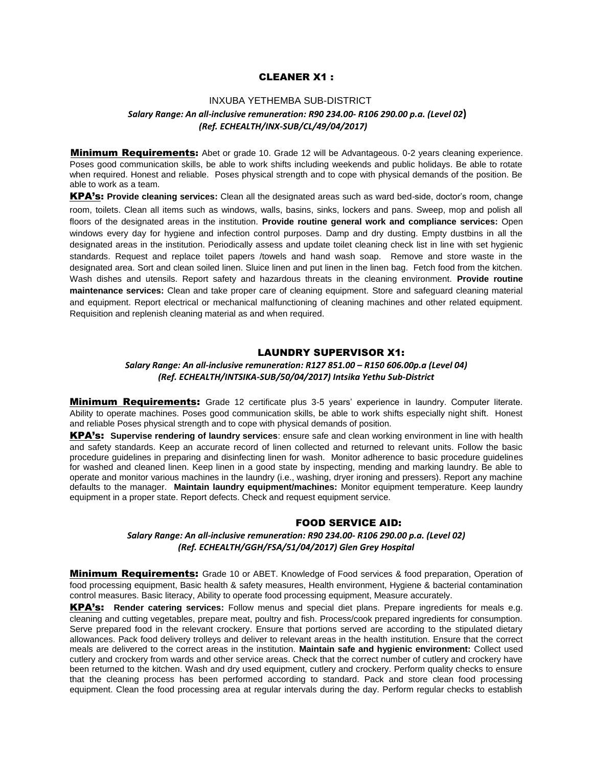## CLEANER X1 :

INXUBA YETHEMBA SUB-DISTRICT

***Salary Range: An all-inclusive remuneration: R90 234.00- R106 290.00 p.a. (Level 02)***
***(Ref. ECHEALTH/INX-SUB/CL/49/04/2017)***

**Minimum Requirements:** Abet or grade 10. Grade 12 will be Advantageous. 0-2 years cleaning experience. Poses good communication skills, be able to work shifts including weekends and public holidays. Be able to rotate when required. Honest and reliable. Poses physical strength and to cope with physical demands of the position. Be able to work as a team.

**KPA's:** **Provide cleaning services:** Clean all the designated areas such as ward bed-side, doctor's room, change room, toilets. Clean all items such as windows, walls, basins, sinks, lockers and pans. Sweep, mop and polish all floors of the designated areas in the institution. **Provide routine general work and compliance services:** Open windows every day for hygiene and infection control purposes. Damp and dry dusting. Empty dustbins in all the designated areas in the institution. Periodically assess and update toilet cleaning check list in line with set hygienic standards. Request and replace toilet papers /towels and hand wash soap. Remove and store waste in the designated area. Sort and clean soiled linen. Sluice linen and put linen in the linen bag. Fetch food from the kitchen. Wash dishes and utensils. Report safety and hazardous threats in the cleaning environment. **Provide routine maintenance services:** Clean and take proper care of cleaning equipment. Store and safeguard cleaning material and equipment. Report electrical or mechanical malfunctioning of cleaning machines and other related equipment. Requisition and replenish cleaning material as and when required.

## LAUNDRY SUPERVISOR X1:

***Salary Range: An all-inclusive remuneration: R127 851.00 – R150 606.00p.a (Level 04)***
***(Ref. ECHEALTH/INTSIKA-SUB/50/04/2017) Intsika Yethu Sub-District***

**Minimum Requirements:** Grade 12 certificate plus 3-5 years' experience in laundry. Computer literate. Ability to operate machines. Poses good communication skills, be able to work shifts especially night shift. Honest and reliable Poses physical strength and to cope with physical demands of position.

**KPA's:** **Supervise rendering of laundry services**: ensure safe and clean working environment in line with health and safety standards. Keep an accurate record of linen collected and returned to relevant units. Follow the basic procedure guidelines in preparing and disinfecting linen for wash. Monitor adherence to basic procedure guidelines for washed and cleaned linen. Keep linen in a good state by inspecting, mending and marking laundry. Be able to operate and monitor various machines in the laundry (i.e., washing, dryer ironing and pressers). Report any machine defaults to the manager. **Maintain laundry equipment/machines:** Monitor equipment temperature. Keep laundry equipment in a proper state. Report defects. Check and request equipment service.

## FOOD SERVICE AID:

***Salary Range: An all-inclusive remuneration: R90 234.00- R106 290.00 p.a. (Level 02)***
***(Ref. ECHEALTH/GGH/FSA/51/04/2017) Glen Grey Hospital***

**Minimum Requirements:** Grade 10 or ABET. Knowledge of Food services & food preparation, Operation of food processing equipment, Basic health & safety measures, Health environment, Hygiene & bacterial contamination control measures. Basic literacy, Ability to operate food processing equipment, Measure accurately.

**KPA's:** **Render catering services:** Follow menus and special diet plans. Prepare ingredients for meals e.g. cleaning and cutting vegetables, prepare meat, poultry and fish. Process/cook prepared ingredients for consumption. Serve prepared food in the relevant crockery. Ensure that portions served are according to the stipulated dietary allowances. Pack food delivery trolleys and deliver to relevant areas in the health institution. Ensure that the correct meals are delivered to the correct areas in the institution. **Maintain safe and hygienic environment:** Collect used cutlery and crockery from wards and other service areas. Check that the correct number of cutlery and crockery have been returned to the kitchen. Wash and dry used equipment, cutlery and crockery. Perform quality checks to ensure that the cleaning process has been performed according to standard. Pack and store clean food processing equipment. Clean the food processing area at regular intervals during the day. Perform regular checks to establish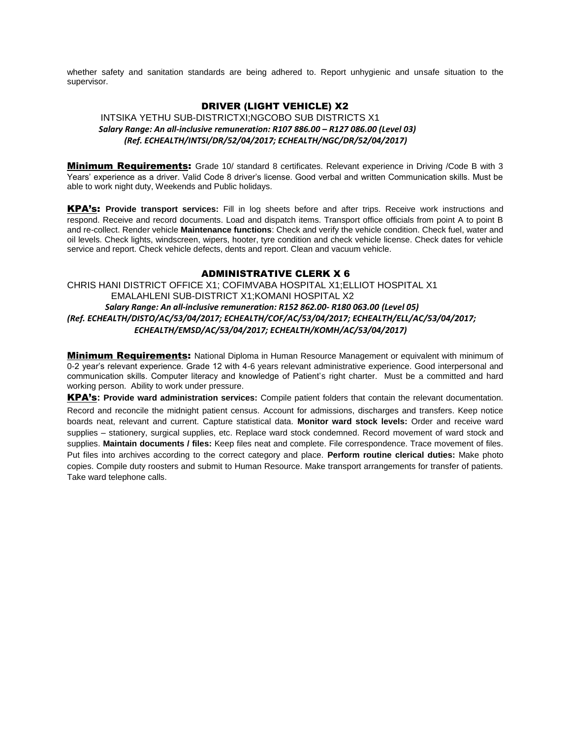whether safety and sanitation standards are being adhered to. Report unhygienic and unsafe situation to the supervisor.

## DRIVER (LIGHT VEHICLE) X2

INTSIKA YETHU SUB-DISTRICTXI;NGCOBO SUB DISTRICTS X1

***Salary Range: An all-inclusive remuneration: R107 886.00 – R127 086.00 (Level 03)***

***(Ref. ECHEALTH/INTSI/DR/52/04/2017; ECHEALTH/NGC/DR/52/04/2017)***

**Minimum Requirements:** Grade 10/ standard 8 certificates. Relevant experience in Driving /Code B with 3 Years' experience as a driver. Valid Code 8 driver's license. Good verbal and written Communication skills. Must be able to work night duty, Weekends and Public holidays.

**KPA's:** **Provide transport services:** Fill in log sheets before and after trips. Receive work instructions and respond. Receive and record documents. Load and dispatch items. Transport office officials from point A to point B and re-collect. Render vehicle **Maintenance functions**: Check and verify the vehicle condition. Check fuel, water and oil levels. Check lights, windscreen, wipers, hooter, tyre condition and check vehicle license. Check dates for vehicle service and report. Check vehicle defects, dents and report. Clean and vacuum vehicle.

## ADMINISTRATIVE CLERK X 6

CHRIS HANI DISTRICT OFFICE X1; COFIMVABA HOSPITAL X1;ELLIOT HOSPITAL X1
EMALAHLENI SUB-DISTRICT X1;KOMANI HOSPITAL X2

***Salary Range: An all-inclusive remuneration: R152 862.00- R180 063.00 (Level 05)***

***(Ref. ECHEALTH/DISTO/AC/53/04/2017; ECHEALTH/COF/AC/53/04/2017; ECHEALTH/ELL/AC/53/04/2017; ECHEALTH/EMSD/AC/53/04/2017; ECHEALTH/KOMH/AC/53/04/2017)***

**Minimum Requirements:** National Diploma in Human Resource Management or equivalent with minimum of 0-2 year's relevant experience. Grade 12 with 4-6 years relevant administrative experience. Good interpersonal and communication skills. Computer literacy and knowledge of Patient's right charter. Must be a committed and hard working person. Ability to work under pressure.

**KPA's:** **Provide ward administration services:** Compile patient folders that contain the relevant documentation. Record and reconcile the midnight patient census. Account for admissions, discharges and transfers. Keep notice boards neat, relevant and current. Capture statistical data. **Monitor ward stock levels:** Order and receive ward supplies – stationery, surgical supplies, etc. Replace ward stock condemned. Record movement of ward stock and supplies. **Maintain documents / files:** Keep files neat and complete. File correspondence. Trace movement of files. Put files into archives according to the correct category and place. **Perform routine clerical duties:** Make photo copies. Compile duty roosters and submit to Human Resource. Make transport arrangements for transfer of patients. Take ward telephone calls.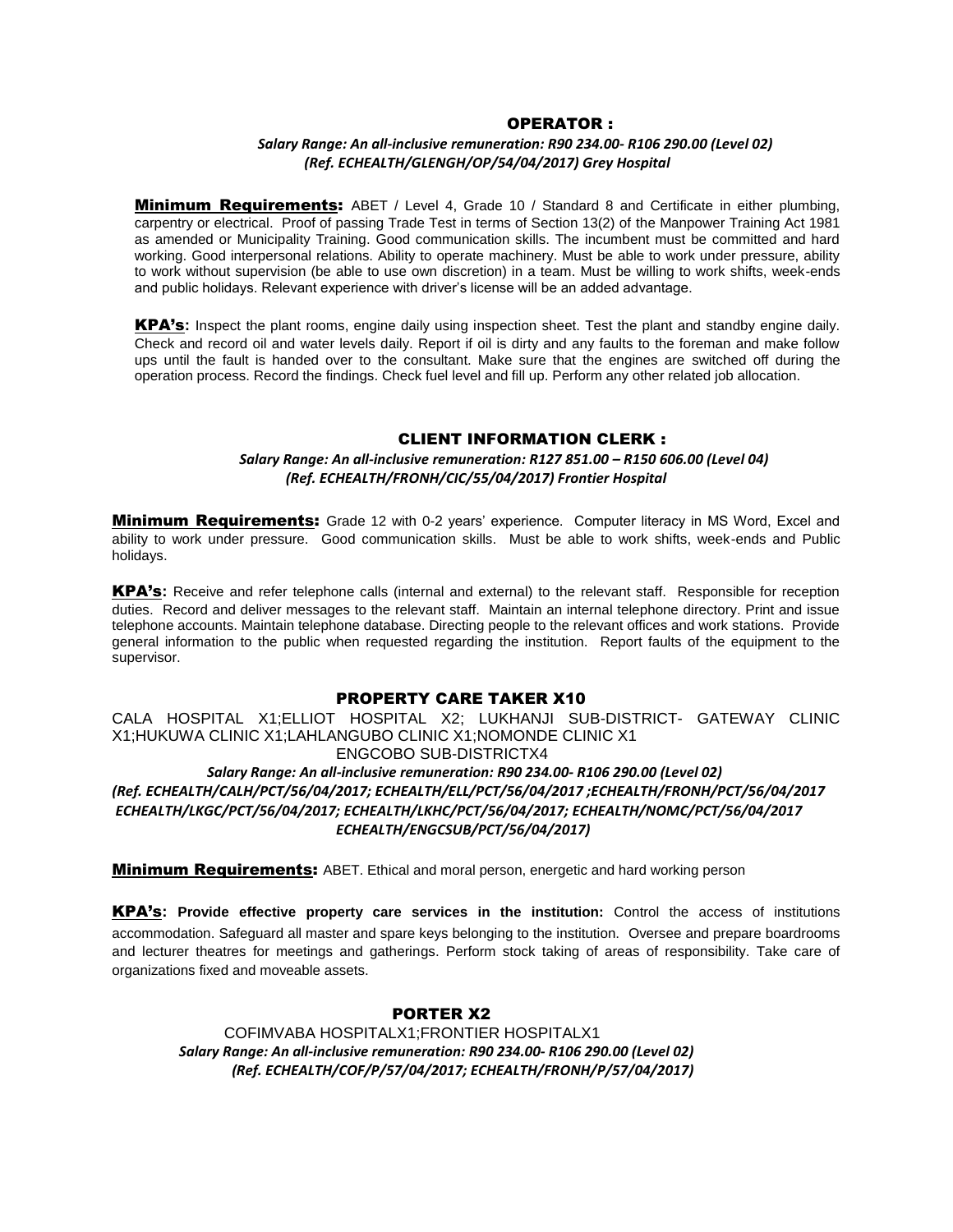## OPERATOR :

***Salary Range: An all-inclusive remuneration: R90 234.00- R106 290.00 (Level 02)***
***(Ref. ECHEALTH/GLENGH/OP/54/04/2017) Grey Hospital***

**Minimum Requirements:** ABET / Level 4, Grade 10 / Standard 8 and Certificate in either plumbing, carpentry or electrical. Proof of passing Trade Test in terms of Section 13(2) of the Manpower Training Act 1981 as amended or Municipality Training. Good communication skills. The incumbent must be committed and hard working. Good interpersonal relations. Ability to operate machinery. Must be able to work under pressure, ability to work without supervision (be able to use own discretion) in a team. Must be willing to work shifts, week-ends and public holidays. Relevant experience with driver's license will be an added advantage.

**KPA's:** Inspect the plant rooms, engine daily using inspection sheet. Test the plant and standby engine daily. Check and record oil and water levels daily. Report if oil is dirty and any faults to the foreman and make follow ups until the fault is handed over to the consultant. Make sure that the engines are switched off during the operation process. Record the findings. Check fuel level and fill up. Perform any other related job allocation.

## CLIENT INFORMATION CLERK :

***Salary Range: An all-inclusive remuneration: R127 851.00 – R150 606.00 (Level 04)***
***(Ref. ECHEALTH/FRONH/CIC/55/04/2017) Frontier Hospital***

**Minimum Requirements:** Grade 12 with 0-2 years' experience. Computer literacy in MS Word, Excel and ability to work under pressure. Good communication skills. Must be able to work shifts, week-ends and Public holidays.

**KPA's:** Receive and refer telephone calls (internal and external) to the relevant staff. Responsible for reception duties. Record and deliver messages to the relevant staff. Maintain an internal telephone directory. Print and issue telephone accounts. Maintain telephone database. Directing people to the relevant offices and work stations. Provide general information to the public when requested regarding the institution. Report faults of the equipment to the supervisor.

## PROPERTY CARE TAKER X10

CALA HOSPITAL X1;ELLIOT HOSPITAL X2; LUKHANJI SUB-DISTRICT- GATEWAY CLINIC X1;HUKUWA CLINIC X1;LAHLANGUBO CLINIC X1;NOMONDE CLINIC X1
ENGCOBO SUB-DISTRICTX4

***Salary Range: An all-inclusive remuneration: R90 234.00- R106 290.00 (Level 02)***
***(Ref. ECHEALTH/CALH/PCT/56/04/2017; ECHEALTH/ELL/PCT/56/04/2017 ;ECHEALTH/FRONH/PCT/56/04/2017 ECHEALTH/LKGC/PCT/56/04/2017; ECHEALTH/LKHC/PCT/56/04/2017; ECHEALTH/NOMC/PCT/56/04/2017 ECHEALTH/ENGCSUB/PCT/56/04/2017)***

**Minimum Requirements:** ABET. Ethical and moral person, energetic and hard working person

**KPA's: Provide effective property care services in the institution:** Control the access of institutions accommodation. Safeguard all master and spare keys belonging to the institution. Oversee and prepare boardrooms and lecturer theatres for meetings and gatherings. Perform stock taking of areas of responsibility. Take care of organizations fixed and moveable assets.

## PORTER X2

COFIMVABA HOSPITALX1;FRONTIER HOSPITALX1

***Salary Range: An all-inclusive remuneration: R90 234.00- R106 290.00 (Level 02)***
***(Ref. ECHEALTH/COF/P/57/04/2017; ECHEALTH/FRONH/P/57/04/2017)***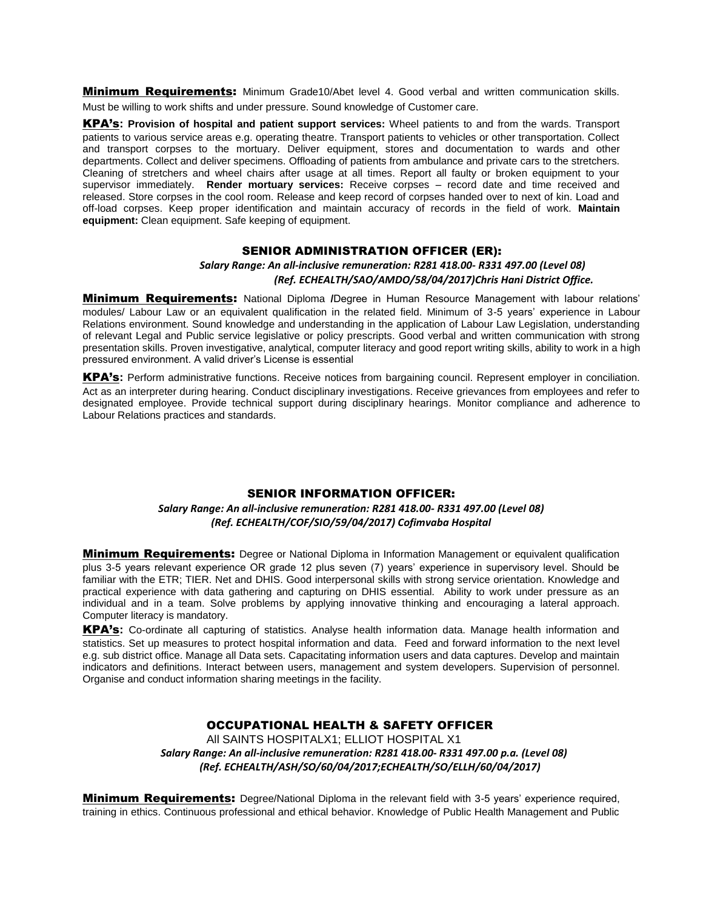**Minimum Requirements:** Minimum Grade10/Abet level 4. Good verbal and written communication skills. Must be willing to work shifts and under pressure. Sound knowledge of Customer care.

**KPA's: Provision of hospital and patient support services:** Wheel patients to and from the wards. Transport patients to various service areas e.g. operating theatre. Transport patients to vehicles or other transportation. Collect and transport corpses to the mortuary. Deliver equipment, stores and documentation to wards and other departments. Collect and deliver specimens. Offloading of patients from ambulance and private cars to the stretchers. Cleaning of stretchers and wheel chairs after usage at all times. Report all faulty or broken equipment to your supervisor immediately. **Render mortuary services:** Receive corpses – record date and time received and released. Store corpses in the cool room. Release and keep record of corpses handed over to next of kin. Load and off-load corpses. Keep proper identification and maintain accuracy of records in the field of work. **Maintain equipment:** Clean equipment. Safe keeping of equipment.

## SENIOR ADMINISTRATION OFFICER (ER):

***Salary Range: An all-inclusive remuneration: R281 418.00- R331 497.00 (Level 08)***
***(Ref. ECHEALTH/SAO/AMDO/58/04/2017)Chris Hani District Office.***

**Minimum Requirements:** National Diploma /Degree in Human Resource Management with labour relations' modules/ Labour Law or an equivalent qualification in the related field. Minimum of 3-5 years' experience in Labour Relations environment. Sound knowledge and understanding in the application of Labour Law Legislation, understanding of relevant Legal and Public service legislative or policy prescripts. Good verbal and written communication with strong presentation skills. Proven investigative, analytical, computer literacy and good report writing skills, ability to work in a high pressured environment. A valid driver's License is essential

**KPA's:** Perform administrative functions. Receive notices from bargaining council. Represent employer in conciliation. Act as an interpreter during hearing. Conduct disciplinary investigations. Receive grievances from employees and refer to designated employee. Provide technical support during disciplinary hearings. Monitor compliance and adherence to Labour Relations practices and standards.

## SENIOR INFORMATION OFFICER:

***Salary Range: An all-inclusive remuneration: R281 418.00- R331 497.00 (Level 08)***
***(Ref. ECHEALTH/COF/SIO/59/04/2017) Cofimvaba Hospital***

**Minimum Requirements:** Degree or National Diploma in Information Management or equivalent qualification plus 3-5 years relevant experience OR grade 12 plus seven (7) years' experience in supervisory level. Should be familiar with the ETR; TIER. Net and DHIS. Good interpersonal skills with strong service orientation. Knowledge and practical experience with data gathering and capturing on DHIS essential. Ability to work under pressure as an individual and in a team. Solve problems by applying innovative thinking and encouraging a lateral approach. Computer literacy is mandatory.

**KPA's:** Co-ordinate all capturing of statistics. Analyse health information data. Manage health information and statistics. Set up measures to protect hospital information and data. Feed and forward information to the next level e.g. sub district office. Manage all Data sets. Capacitating information users and data captures. Develop and maintain indicators and definitions. Interact between users, management and system developers. Supervision of personnel. Organise and conduct information sharing meetings in the facility.

## OCCUPATIONAL HEALTH & SAFETY OFFICER

All SAINTS HOSPITALX1; ELLIOT HOSPITAL X1
***Salary Range: An all-inclusive remuneration: R281 418.00- R331 497.00 p.a. (Level 08)***
***(Ref. ECHEALTH/ASH/SO/60/04/2017;ECHEALTH/SO/ELLH/60/04/2017)***

**Minimum Requirements:** Degree/National Diploma in the relevant field with 3-5 years' experience required, training in ethics. Continuous professional and ethical behavior. Knowledge of Public Health Management and Public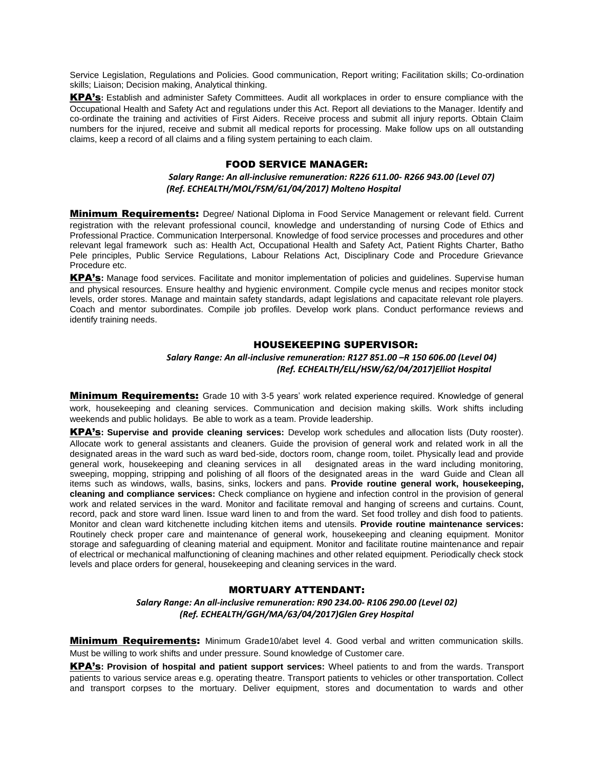Service Legislation, Regulations and Policies. Good communication, Report writing; Facilitation skills; Co-ordination skills; Liaison; Decision making, Analytical thinking.

**KPA's:** Establish and administer Safety Committees. Audit all workplaces in order to ensure compliance with the Occupational Health and Safety Act and regulations under this Act. Report all deviations to the Manager. Identify and co-ordinate the training and activities of First Aiders. Receive process and submit all injury reports. Obtain Claim numbers for the injured, receive and submit all medical reports for processing. Make follow ups on all outstanding claims, keep a record of all claims and a filing system pertaining to each claim.

## FOOD SERVICE MANAGER:

***Salary Range: An all-inclusive remuneration: R226 611.00- R266 943.00 (Level 07)***
***(Ref. ECHEALTH/MOL/FSM/61/04/2017) Molteno Hospital***

**Minimum Requirements:** Degree/ National Diploma in Food Service Management or relevant field. Current registration with the relevant professional council, knowledge and understanding of nursing Code of Ethics and Professional Practice. Communication Interpersonal. Knowledge of food service processes and procedures and other relevant legal framework such as: Health Act, Occupational Health and Safety Act, Patient Rights Charter, Batho Pele principles, Public Service Regulations, Labour Relations Act, Disciplinary Code and Procedure Grievance Procedure etc.

**KPA's:** Manage food services. Facilitate and monitor implementation of policies and guidelines. Supervise human and physical resources. Ensure healthy and hygienic environment. Compile cycle menus and recipes monitor stock levels, order stores. Manage and maintain safety standards, adapt legislations and capacitate relevant role players. Coach and mentor subordinates. Compile job profiles. Develop work plans. Conduct performance reviews and identify training needs.

## HOUSEKEEPING SUPERVISOR:

***Salary Range: An all-inclusive remuneration: R127 851.00 –R 150 606.00 (Level 04)***
***(Ref. ECHEALTH/ELL/HSW/62/04/2017)Elliot Hospital***

**Minimum Requirements:** Grade 10 with 3-5 years' work related experience required. Knowledge of general work, housekeeping and cleaning services. Communication and decision making skills. Work shifts including weekends and public holidays. Be able to work as a team. Provide leadership.

**KPA's: Supervise and provide cleaning services:** Develop work schedules and allocation lists (Duty rooster). Allocate work to general assistants and cleaners. Guide the provision of general work and related work in all the designated areas in the ward such as ward bed-side, doctors room, change room, toilet. Physically lead and provide general work, housekeeping and cleaning services in all designated areas in the ward including monitoring, sweeping, mopping, stripping and polishing of all floors of the designated areas in the ward Guide and Clean all items such as windows, walls, basins, sinks, lockers and pans. **Provide routine general work, housekeeping, cleaning and compliance services:** Check compliance on hygiene and infection control in the provision of general work and related services in the ward. Monitor and facilitate removal and hanging of screens and curtains. Count, record, pack and store ward linen. Issue ward linen to and from the ward. Set food trolley and dish food to patients. Monitor and clean ward kitchenette including kitchen items and utensils. **Provide routine maintenance services:** Routinely check proper care and maintenance of general work, housekeeping and cleaning equipment. Monitor storage and safeguarding of cleaning material and equipment. Monitor and facilitate routine maintenance and repair of electrical or mechanical malfunctioning of cleaning machines and other related equipment. Periodically check stock levels and place orders for general, housekeeping and cleaning services in the ward.

## MORTUARY ATTENDANT:

***Salary Range: An all-inclusive remuneration: R90 234.00- R106 290.00 (Level 02)***
***(Ref. ECHEALTH/GGH/MA/63/04/2017)Glen Grey Hospital***

**Minimum Requirements:** Minimum Grade10/abet level 4. Good verbal and written communication skills. Must be willing to work shifts and under pressure. Sound knowledge of Customer care.

**KPA's: Provision of hospital and patient support services:** Wheel patients to and from the wards. Transport patients to various service areas e.g. operating theatre. Transport patients to vehicles or other transportation. Collect and transport corpses to the mortuary. Deliver equipment, stores and documentation to wards and other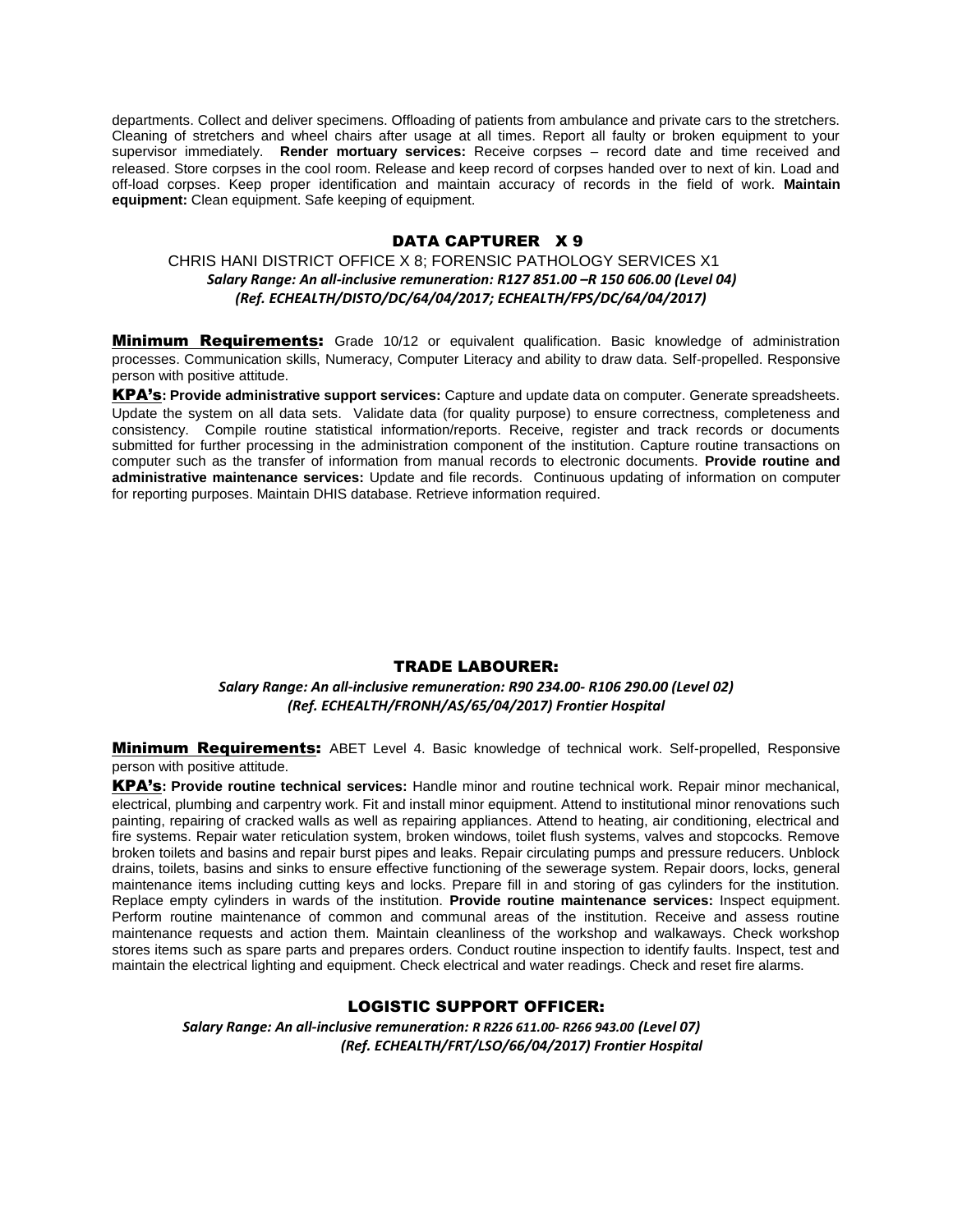departments. Collect and deliver specimens. Offloading of patients from ambulance and private cars to the stretchers. Cleaning of stretchers and wheel chairs after usage at all times. Report all faulty or broken equipment to your supervisor immediately. **Render mortuary services:** Receive corpses – record date and time received and released. Store corpses in the cool room. Release and keep record of corpses handed over to next of kin. Load and off-load corpses. Keep proper identification and maintain accuracy of records in the field of work. **Maintain equipment:** Clean equipment. Safe keeping of equipment.

## DATA CAPTURER X 9

CHRIS HANI DISTRICT OFFICE X 8; FORENSIC PATHOLOGY SERVICES X1

***Salary Range: An all-inclusive remuneration: R127 851.00 –R 150 606.00 (Level 04)***
***(Ref. ECHEALTH/DISTO/DC/64/04/2017; ECHEALTH/FPS/DC/64/04/2017)***

**Minimum Requirements:** Grade 10/12 or equivalent qualification. Basic knowledge of administration processes. Communication skills, Numeracy, Computer Literacy and ability to draw data. Self-propelled. Responsive person with positive attitude.

**KPA's: Provide administrative support services:** Capture and update data on computer. Generate spreadsheets. Update the system on all data sets. Validate data (for quality purpose) to ensure correctness, completeness and consistency. Compile routine statistical information/reports. Receive, register and track records or documents submitted for further processing in the administration component of the institution. Capture routine transactions on computer such as the transfer of information from manual records to electronic documents. **Provide routine and administrative maintenance services:** Update and file records. Continuous updating of information on computer for reporting purposes. Maintain DHIS database. Retrieve information required.

## TRADE LABOURER:

***Salary Range: An all-inclusive remuneration: R90 234.00- R106 290.00 (Level 02)***
***(Ref. ECHEALTH/FRONH/AS/65/04/2017) Frontier Hospital***

**Minimum Requirements:** ABET Level 4. Basic knowledge of technical work. Self-propelled, Responsive person with positive attitude.

**KPA's: Provide routine technical services:** Handle minor and routine technical work. Repair minor mechanical, electrical, plumbing and carpentry work. Fit and install minor equipment. Attend to institutional minor renovations such painting, repairing of cracked walls as well as repairing appliances. Attend to heating, air conditioning, electrical and fire systems. Repair water reticulation system, broken windows, toilet flush systems, valves and stopcocks. Remove broken toilets and basins and repair burst pipes and leaks. Repair circulating pumps and pressure reducers. Unblock drains, toilets, basins and sinks to ensure effective functioning of the sewerage system. Repair doors, locks, general maintenance items including cutting keys and locks. Prepare fill in and storing of gas cylinders for the institution. Replace empty cylinders in wards of the institution. **Provide routine maintenance services:** Inspect equipment. Perform routine maintenance of common and communal areas of the institution. Receive and assess routine maintenance requests and action them. Maintain cleanliness of the workshop and walkaways. Check workshop stores items such as spare parts and prepares orders. Conduct routine inspection to identify faults. Inspect, test and maintain the electrical lighting and equipment. Check electrical and water readings. Check and reset fire alarms.

## LOGISTIC SUPPORT OFFICER:

***Salary Range: An all-inclusive remuneration: R R226 611.00- R266 943.00 (Level 07)***
***(Ref. ECHEALTH/FRT/LSO/66/04/2017) Frontier Hospital***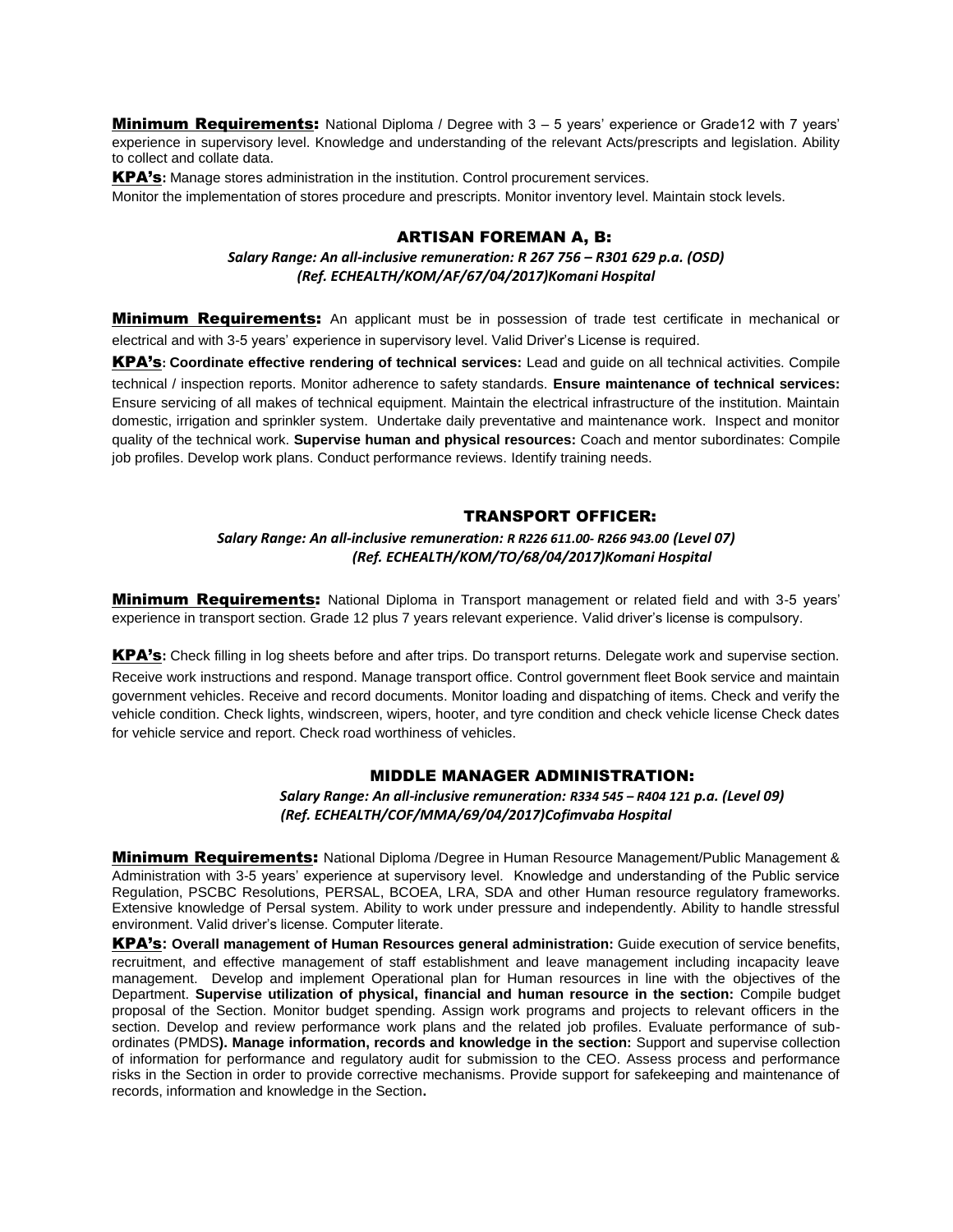**Minimum Requirements:** National Diploma / Degree with 3 – 5 years' experience or Grade12 with 7 years' experience in supervisory level. Knowledge and understanding of the relevant Acts/prescripts and legislation. Ability to collect and collate data.

**KPA's:** Manage stores administration in the institution. Control procurement services.
Monitor the implementation of stores procedure and prescripts. Monitor inventory level. Maintain stock levels.

## ARTISAN FOREMAN A, B:

***Salary Range: An all-inclusive remuneration: R 267 756 – R301 629 p.a. (OSD)***
***(Ref. ECHEALTH/KOM/AF/67/04/2017)Komani Hospital***

**Minimum Requirements:** An applicant must be in possession of trade test certificate in mechanical or electrical and with 3-5 years' experience in supervisory level. Valid Driver's License is required.

**KPA's: Coordinate effective rendering of technical services:** Lead and guide on all technical activities. Compile technical / inspection reports. Monitor adherence to safety standards. **Ensure maintenance of technical services:** Ensure servicing of all makes of technical equipment. Maintain the electrical infrastructure of the institution. Maintain domestic, irrigation and sprinkler system. Undertake daily preventative and maintenance work. Inspect and monitor quality of the technical work. **Supervise human and physical resources:** Coach and mentor subordinates: Compile job profiles. Develop work plans. Conduct performance reviews. Identify training needs.

## TRANSPORT OFFICER:

***Salary Range: An all-inclusive remuneration: R R226 611.00- R266 943.00 (Level 07)***
***(Ref. ECHEALTH/KOM/TO/68/04/2017)Komani Hospital***

**Minimum Requirements:** National Diploma in Transport management or related field and with 3-5 years' experience in transport section. Grade 12 plus 7 years relevant experience. Valid driver's license is compulsory.

**KPA's:** Check filling in log sheets before and after trips. Do transport returns. Delegate work and supervise section. Receive work instructions and respond. Manage transport office. Control government fleet Book service and maintain government vehicles. Receive and record documents. Monitor loading and dispatching of items. Check and verify the vehicle condition. Check lights, windscreen, wipers, hooter, and tyre condition and check vehicle license Check dates for vehicle service and report. Check road worthiness of vehicles.

## MIDDLE MANAGER ADMINISTRATION:

***Salary Range: An all-inclusive remuneration: R334 545 – R404 121 p.a. (Level 09)***
***(Ref. ECHEALTH/COF/MMA/69/04/2017)Cofimvaba Hospital***

**Minimum Requirements:** National Diploma /Degree in Human Resource Management/Public Management & Administration with 3-5 years' experience at supervisory level. Knowledge and understanding of the Public service Regulation, PSCBC Resolutions, PERSAL, BCOEA, LRA, SDA and other Human resource regulatory frameworks. Extensive knowledge of Persal system. Ability to work under pressure and independently. Ability to handle stressful environment. Valid driver's license. Computer literate.

**KPA's: Overall management of Human Resources general administration:** Guide execution of service benefits, recruitment, and effective management of staff establishment and leave management including incapacity leave management. Develop and implement Operational plan for Human resources in line with the objectives of the Department. **Supervise utilization of physical, financial and human resource in the section:** Compile budget proposal of the Section. Monitor budget spending. Assign work programs and projects to relevant officers in the section. Develop and review performance work plans and the related job profiles. Evaluate performance of sub-ordinates (PMDS**). Manage information, records and knowledge in the section:** Support and supervise collection of information for performance and regulatory audit for submission to the CEO. Assess process and performance risks in the Section in order to provide corrective mechanisms. Provide support for safekeeping and maintenance of records, information and knowledge in the Section**.**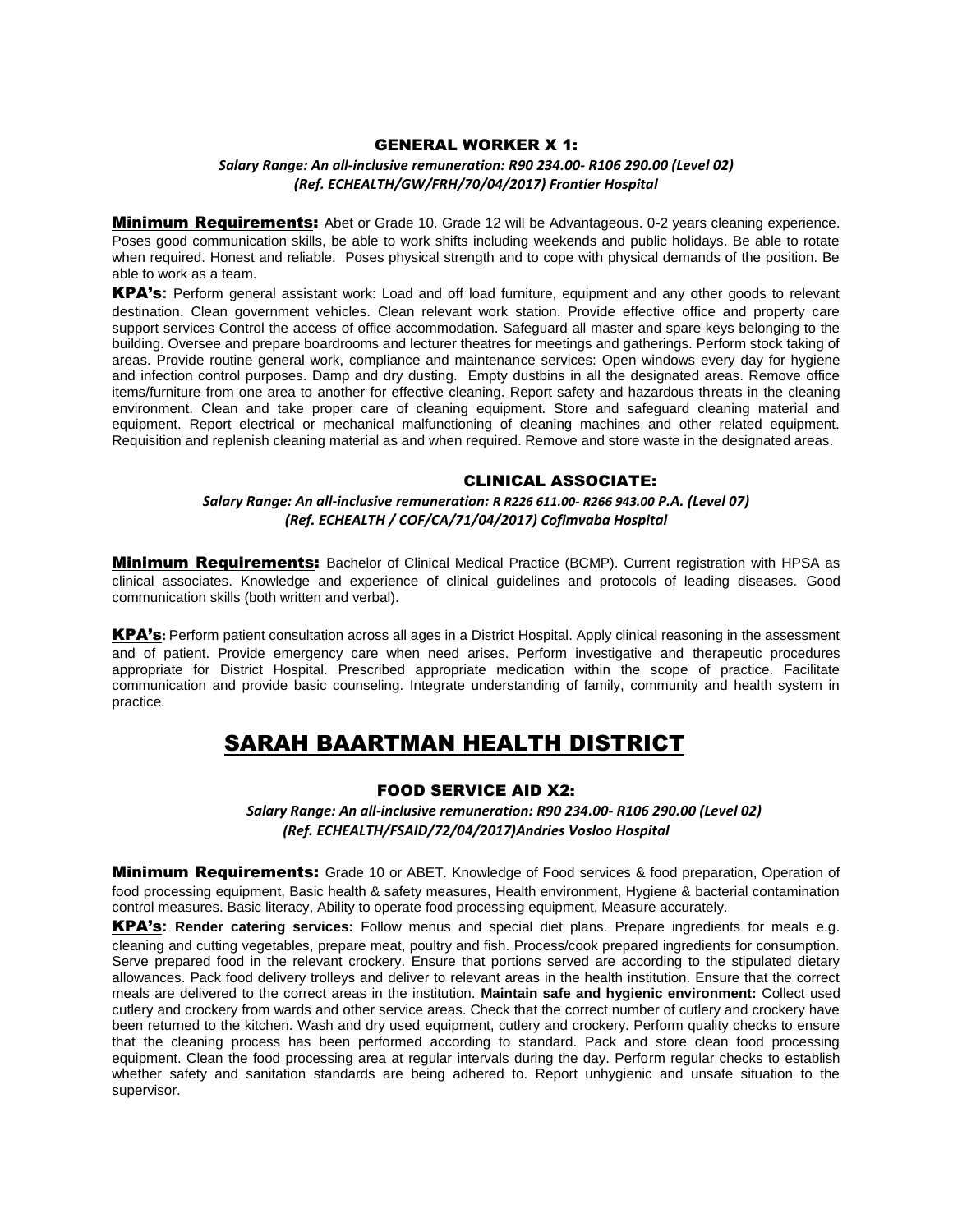### GENERAL WORKER X 1:

*Salary Range: An all-inclusive remuneration: R90 234.00- R106 290.00 (Level 02)*
*(Ref. ECHEALTH/GW/FRH/70/04/2017) Frontier Hospital*

**Minimum Requirements:** Abet or Grade 10. Grade 12 will be Advantageous. 0-2 years cleaning experience. Poses good communication skills, be able to work shifts including weekends and public holidays. Be able to rotate when required. Honest and reliable. Poses physical strength and to cope with physical demands of the position. Be able to work as a team.

**KPA's:** Perform general assistant work: Load and off load furniture, equipment and any other goods to relevant destination. Clean government vehicles. Clean relevant work station. Provide effective office and property care support services Control the access of office accommodation. Safeguard all master and spare keys belonging to the building. Oversee and prepare boardrooms and lecturer theatres for meetings and gatherings. Perform stock taking of areas. Provide routine general work, compliance and maintenance services: Open windows every day for hygiene and infection control purposes. Damp and dry dusting. Empty dustbins in all the designated areas. Remove office items/furniture from one area to another for effective cleaning. Report safety and hazardous threats in the cleaning environment. Clean and take proper care of cleaning equipment. Store and safeguard cleaning material and equipment. Report electrical or mechanical malfunctioning of cleaning machines and other related equipment. Requisition and replenish cleaning material as and when required. Remove and store waste in the designated areas.

### CLINICAL ASSOCIATE:

*Salary Range: An all-inclusive remuneration: R R226 611.00- R266 943.00 P.A. (Level 07)*
*(Ref. ECHEALTH / COF/CA/71/04/2017) Cofimvaba Hospital*

**Minimum Requirements:** Bachelor of Clinical Medical Practice (BCMP). Current registration with HPSA as clinical associates. Knowledge and experience of clinical guidelines and protocols of leading diseases. Good communication skills (both written and verbal).

**KPA's:** Perform patient consultation across all ages in a District Hospital. Apply clinical reasoning in the assessment and of patient. Provide emergency care when need arises. Perform investigative and therapeutic procedures appropriate for District Hospital. Prescribed appropriate medication within the scope of practice. Facilitate communication and provide basic counseling. Integrate understanding of family, community and health system in practice.

## SARAH BAARTMAN HEALTH DISTRICT

### FOOD SERVICE AID X2:

*Salary Range: An all-inclusive remuneration: R90 234.00- R106 290.00 (Level 02)*
*(Ref. ECHEALTH/FSAID/72/04/2017)Andries Vosloo Hospital*

**Minimum Requirements:** Grade 10 or ABET. Knowledge of Food services & food preparation, Operation of food processing equipment, Basic health & safety measures, Health environment, Hygiene & bacterial contamination control measures. Basic literacy, Ability to operate food processing equipment, Measure accurately.

**KPA's:** **Render catering services:** Follow menus and special diet plans. Prepare ingredients for meals e.g. cleaning and cutting vegetables, prepare meat, poultry and fish. Process/cook prepared ingredients for consumption. Serve prepared food in the relevant crockery. Ensure that portions served are according to the stipulated dietary allowances. Pack food delivery trolleys and deliver to relevant areas in the health institution. Ensure that the correct meals are delivered to the correct areas in the institution. **Maintain safe and hygienic environment:** Collect used cutlery and crockery from wards and other service areas. Check that the correct number of cutlery and crockery have been returned to the kitchen. Wash and dry used equipment, cutlery and crockery. Perform quality checks to ensure that the cleaning process has been performed according to standard. Pack and store clean food processing equipment. Clean the food processing area at regular intervals during the day. Perform regular checks to establish whether safety and sanitation standards are being adhered to. Report unhygienic and unsafe situation to the supervisor.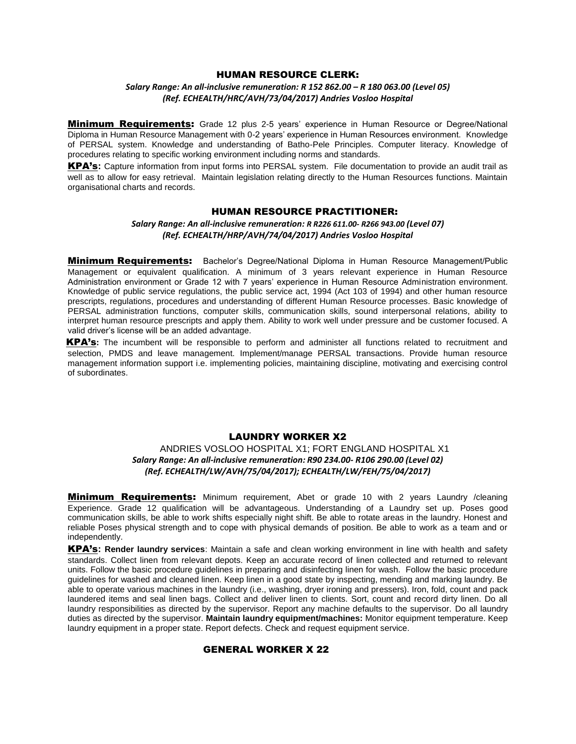## HUMAN RESOURCE CLERK:

***Salary Range: An all-inclusive remuneration: R 152 862.00 – R 180 063.00 (Level 05)***
***(Ref. ECHEALTH/HRC/AVH/73/04/2017) Andries Vosloo Hospital***

**Minimum Requirements:** Grade 12 plus 2-5 years' experience in Human Resource or Degree/National Diploma in Human Resource Management with 0-2 years' experience in Human Resources environment. Knowledge of PERSAL system. Knowledge and understanding of Batho-Pele Principles. Computer literacy. Knowledge of procedures relating to specific working environment including norms and standards.

**KPA's:** Capture information from input forms into PERSAL system. File documentation to provide an audit trail as well as to allow for easy retrieval. Maintain legislation relating directly to the Human Resources functions. Maintain organisational charts and records.

## HUMAN RESOURCE PRACTITIONER:

***Salary Range: An all-inclusive remuneration: R R226 611.00- R266 943.00 (Level 07)***
***(Ref. ECHEALTH/HRP/AVH/74/04/2017) Andries Vosloo Hospital***

**Minimum Requirements:** Bachelor's Degree/National Diploma in Human Resource Management/Public Management or equivalent qualification. A minimum of 3 years relevant experience in Human Resource Administration environment or Grade 12 with 7 years' experience in Human Resource Administration environment. Knowledge of public service regulations, the public service act, 1994 (Act 103 of 1994) and other human resource prescripts, regulations, procedures and understanding of different Human Resource processes. Basic knowledge of PERSAL administration functions, computer skills, communication skills, sound interpersonal relations, ability to interpret human resource prescripts and apply them. Ability to work well under pressure and be customer focused. A valid driver's license will be an added advantage.

**KPA's:** The incumbent will be responsible to perform and administer all functions related to recruitment and selection, PMDS and leave management. Implement/manage PERSAL transactions. Provide human resource management information support i.e. implementing policies, maintaining discipline, motivating and exercising control of subordinates.

## LAUNDRY WORKER X2

ANDRIES VOSLOO HOSPITAL X1; FORT ENGLAND HOSPITAL X1
***Salary Range: An all-inclusive remuneration: R90 234.00- R106 290.00 (Level 02)***
***(Ref. ECHEALTH/LW/AVH/75/04/2017); ECHEALTH/LW/FEH/75/04/2017)***

**Minimum Requirements:** Minimum requirement, Abet or grade 10 with 2 years Laundry /cleaning Experience. Grade 12 qualification will be advantageous. Understanding of a Laundry set up. Poses good communication skills, be able to work shifts especially night shift. Be able to rotate areas in the laundry. Honest and reliable Poses physical strength and to cope with physical demands of position. Be able to work as a team and or independently.

**KPA's: Render laundry services**: Maintain a safe and clean working environment in line with health and safety standards. Collect linen from relevant depots. Keep an accurate record of linen collected and returned to relevant units. Follow the basic procedure guidelines in preparing and disinfecting linen for wash. Follow the basic procedure guidelines for washed and cleaned linen. Keep linen in a good state by inspecting, mending and marking laundry. Be able to operate various machines in the laundry (i.e., washing, dryer ironing and pressers). Iron, fold, count and pack laundered items and seal linen bags. Collect and deliver linen to clients. Sort, count and record dirty linen. Do all laundry responsibilities as directed by the supervisor. Report any machine defaults to the supervisor. Do all laundry duties as directed by the supervisor. **Maintain laundry equipment/machines:** Monitor equipment temperature. Keep laundry equipment in a proper state. Report defects. Check and request equipment service.

## GENERAL WORKER X 22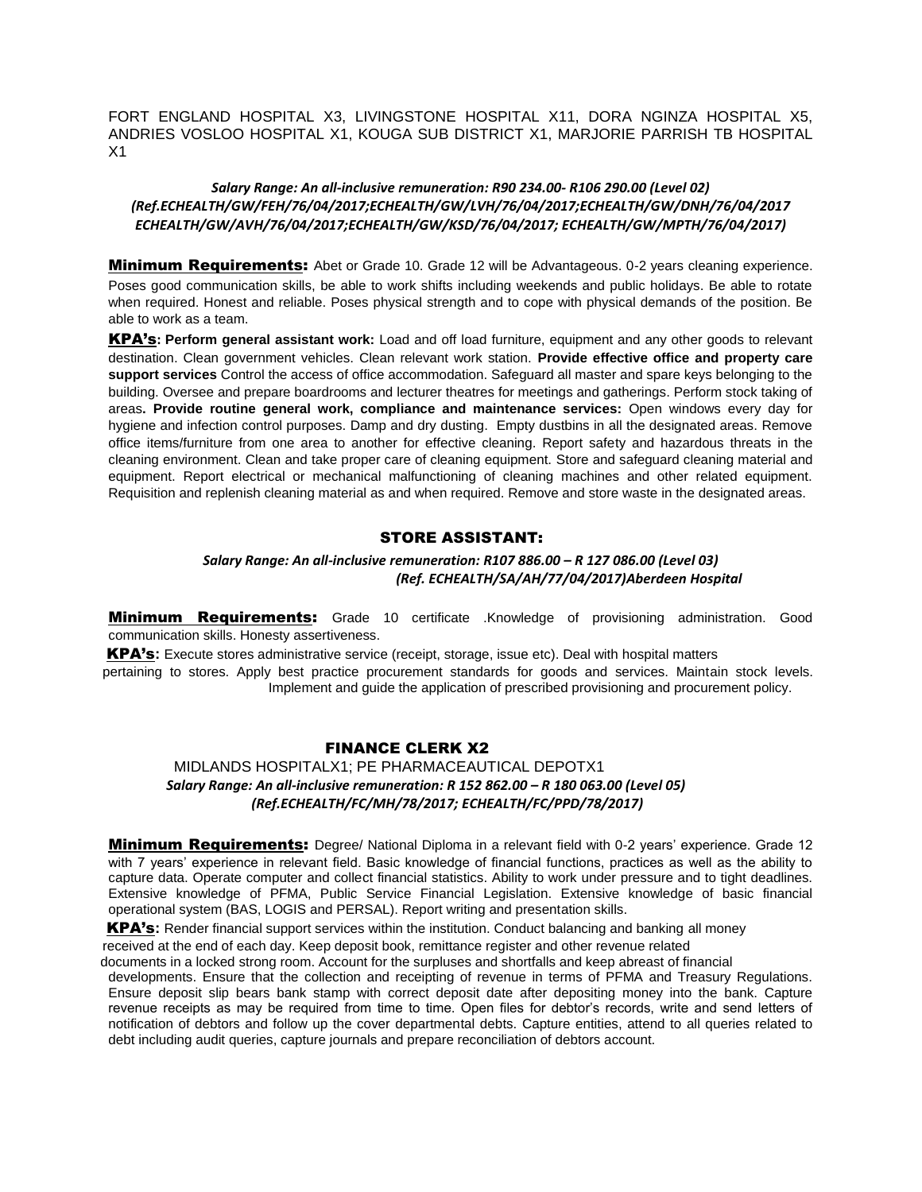FORT ENGLAND HOSPITAL X3, LIVINGSTONE HOSPITAL X11, DORA NGINZA HOSPITAL X5, ANDRIES VOSLOO HOSPITAL X1, KOUGA SUB DISTRICT X1, MARJORIE PARRISH TB HOSPITAL X1

***Salary Range: An all-inclusive remuneration: R90 234.00- R106 290.00 (Level 02) (Ref.ECHEALTH/GW/FEH/76/04/2017;ECHEALTH/GW/LVH/76/04/2017;ECHEALTH/GW/DNH/76/04/2017 ECHEALTH/GW/AVH/76/04/2017;ECHEALTH/GW/KSD/76/04/2017; ECHEALTH/GW/MPTH/76/04/2017)***

**Minimum Requirements:** Abet or Grade 10. Grade 12 will be Advantageous. 0-2 years cleaning experience. Poses good communication skills, be able to work shifts including weekends and public holidays. Be able to rotate when required. Honest and reliable. Poses physical strength and to cope with physical demands of the position. Be able to work as a team.

**KPA's: Perform general assistant work:** Load and off load furniture, equipment and any other goods to relevant destination. Clean government vehicles. Clean relevant work station. **Provide effective office and property care support services** Control the access of office accommodation. Safeguard all master and spare keys belonging to the building. Oversee and prepare boardrooms and lecturer theatres for meetings and gatherings. Perform stock taking of areas**. Provide routine general work, compliance and maintenance services:** Open windows every day for hygiene and infection control purposes. Damp and dry dusting. Empty dustbins in all the designated areas. Remove office items/furniture from one area to another for effective cleaning. Report safety and hazardous threats in the cleaning environment. Clean and take proper care of cleaning equipment. Store and safeguard cleaning material and equipment. Report electrical or mechanical malfunctioning of cleaning machines and other related equipment. Requisition and replenish cleaning material as and when required. Remove and store waste in the designated areas.

## STORE ASSISTANT:

***Salary Range: An all-inclusive remuneration: R107 886.00 – R 127 086.00 (Level 03) (Ref. ECHEALTH/SA/AH/77/04/2017)Aberdeen Hospital***

**Minimum Requirements:** Grade 10 certificate .Knowledge of provisioning administration. Good communication skills. Honesty assertiveness.

**KPA's:** Execute stores administrative service (receipt, storage, issue etc). Deal with hospital matters pertaining to stores. Apply best practice procurement standards for goods and services. Maintain stock levels. Implement and guide the application of prescribed provisioning and procurement policy.

## FINANCE CLERK X2

MIDLANDS HOSPITALX1; PE PHARMACEAUTICAL DEPOTX1

***Salary Range: An all-inclusive remuneration: R 152 862.00 – R 180 063.00 (Level 05) (Ref.ECHEALTH/FC/MH/78/2017; ECHEALTH/FC/PPD/78/2017)***

**Minimum Requirements:** Degree/ National Diploma in a relevant field with 0-2 years' experience. Grade 12 with 7 years' experience in relevant field. Basic knowledge of financial functions, practices as well as the ability to capture data. Operate computer and collect financial statistics. Ability to work under pressure and to tight deadlines. Extensive knowledge of PFMA, Public Service Financial Legislation. Extensive knowledge of basic financial operational system (BAS, LOGIS and PERSAL). Report writing and presentation skills.

**KPA's:** Render financial support services within the institution. Conduct balancing and banking all money received at the end of each day. Keep deposit book, remittance register and other revenue related documents in a locked strong room. Account for the surpluses and shortfalls and keep abreast of financial developments. Ensure that the collection and receipting of revenue in terms of PFMA and Treasury Regulations. Ensure deposit slip bears bank stamp with correct deposit date after depositing money into the bank. Capture revenue receipts as may be required from time to time. Open files for debtor's records, write and send letters of notification of debtors and follow up the cover departmental debts. Capture entities, attend to all queries related to debt including audit queries, capture journals and prepare reconciliation of debtors account.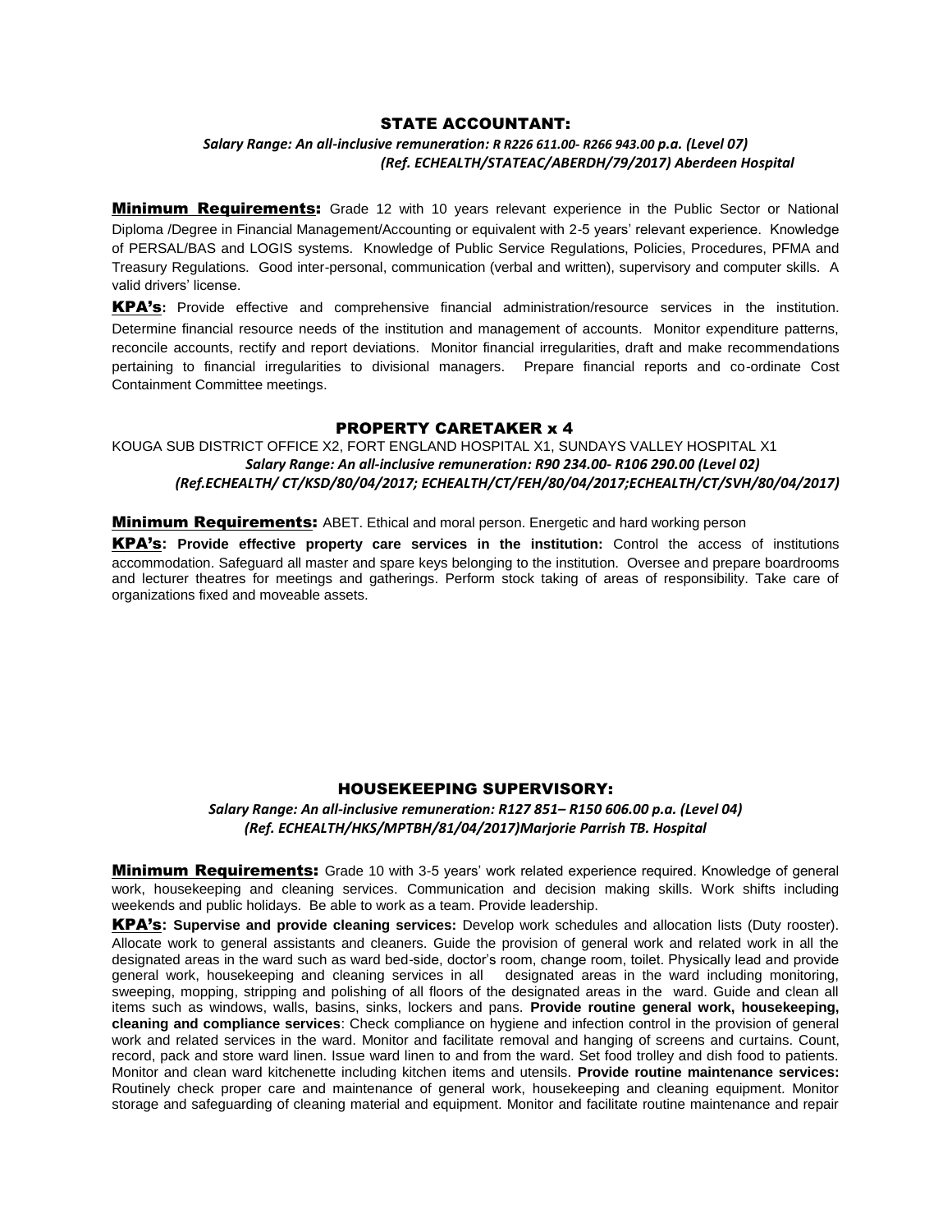## STATE ACCOUNTANT:

***Salary Range: An all-inclusive remuneration: R R226 611.00- R266 943.00 p.a. (Level 07)***
***(Ref. ECHEALTH/STATEAC/ABERDH/79/2017) Aberdeen Hospital***

**Minimum Requirements:** Grade 12 with 10 years relevant experience in the Public Sector or National Diploma /Degree in Financial Management/Accounting or equivalent with 2-5 years' relevant experience. Knowledge of PERSAL/BAS and LOGIS systems. Knowledge of Public Service Regulations, Policies, Procedures, PFMA and Treasury Regulations. Good inter-personal, communication (verbal and written), supervisory and computer skills. A valid drivers' license.

**KPA's:** Provide effective and comprehensive financial administration/resource services in the institution. Determine financial resource needs of the institution and management of accounts. Monitor expenditure patterns, reconcile accounts, rectify and report deviations. Monitor financial irregularities, draft and make recommendations pertaining to financial irregularities to divisional managers. Prepare financial reports and co-ordinate Cost Containment Committee meetings.

## PROPERTY CARETAKER x 4

KOUGA SUB DISTRICT OFFICE X2, FORT ENGLAND HOSPITAL X1, SUNDAYS VALLEY HOSPITAL X1

***Salary Range: An all-inclusive remuneration: R90 234.00- R106 290.00 (Level 02)***
***(Ref.ECHEALTH/ CT/KSD/80/04/2017; ECHEALTH/CT/FEH/80/04/2017;ECHEALTH/CT/SVH/80/04/2017)***

**Minimum Requirements:** ABET. Ethical and moral person. Energetic and hard working person

**KPA's:** **Provide effective property care services in the institution:** Control the access of institutions accommodation. Safeguard all master and spare keys belonging to the institution. Oversee and prepare boardrooms and lecturer theatres for meetings and gatherings. Perform stock taking of areas of responsibility. Take care of organizations fixed and moveable assets.

## HOUSEKEEPING SUPERVISORY:

***Salary Range: An all-inclusive remuneration: R127 851– R150 606.00 p.a. (Level 04)***
***(Ref. ECHEALTH/HKS/MPTBH/81/04/2017)Marjorie Parrish TB. Hospital***

**Minimum Requirements:** Grade 10 with 3-5 years' work related experience required. Knowledge of general work, housekeeping and cleaning services. Communication and decision making skills. Work shifts including weekends and public holidays. Be able to work as a team. Provide leadership.

**KPA's:** **Supervise and provide cleaning services:** Develop work schedules and allocation lists (Duty rooster). Allocate work to general assistants and cleaners. Guide the provision of general work and related work in all the designated areas in the ward such as ward bed-side, doctor's room, change room, toilet. Physically lead and provide general work, housekeeping and cleaning services in all designated areas in the ward including monitoring, sweeping, mopping, stripping and polishing of all floors of the designated areas in the ward. Guide and clean all items such as windows, walls, basins, sinks, lockers and pans. **Provide routine general work, housekeeping, cleaning and compliance services**: Check compliance on hygiene and infection control in the provision of general work and related services in the ward. Monitor and facilitate removal and hanging of screens and curtains. Count, record, pack and store ward linen. Issue ward linen to and from the ward. Set food trolley and dish food to patients. Monitor and clean ward kitchenette including kitchen items and utensils. **Provide routine maintenance services:** Routinely check proper care and maintenance of general work, housekeeping and cleaning equipment. Monitor storage and safeguarding of cleaning material and equipment. Monitor and facilitate routine maintenance and repair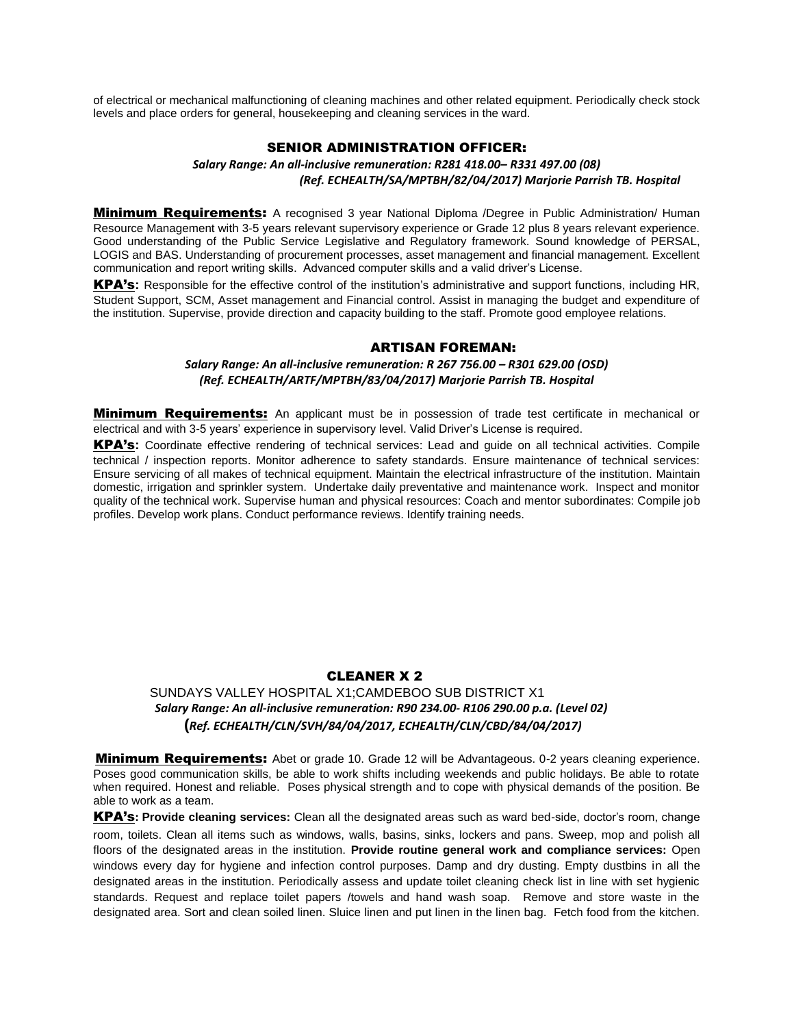of electrical or mechanical malfunctioning of cleaning machines and other related equipment. Periodically check stock levels and place orders for general, housekeeping and cleaning services in the ward.

## SENIOR ADMINISTRATION OFFICER:

***Salary Range: An all-inclusive remuneration: R281 418.00– R331 497.00 (08)***
***(Ref. ECHEALTH/SA/MPTBH/82/04/2017) Marjorie Parrish TB. Hospital***

**Minimum Requirements:** A recognised 3 year National Diploma /Degree in Public Administration/ Human Resource Management with 3-5 years relevant supervisory experience or Grade 12 plus 8 years relevant experience. Good understanding of the Public Service Legislative and Regulatory framework. Sound knowledge of PERSAL, LOGIS and BAS. Understanding of procurement processes, asset management and financial management. Excellent communication and report writing skills. Advanced computer skills and a valid driver's License.

**KPA's:** Responsible for the effective control of the institution's administrative and support functions, including HR, Student Support, SCM, Asset management and Financial control. Assist in managing the budget and expenditure of the institution. Supervise, provide direction and capacity building to the staff. Promote good employee relations.

## ARTISAN FOREMAN:

***Salary Range: An all-inclusive remuneration: R 267 756.00 – R301 629.00 (OSD)***
***(Ref. ECHEALTH/ARTF/MPTBH/83/04/2017) Marjorie Parrish TB. Hospital***

**Minimum Requirements:** An applicant must be in possession of trade test certificate in mechanical or electrical and with 3-5 years' experience in supervisory level. Valid Driver's License is required.

**KPA's:** Coordinate effective rendering of technical services: Lead and guide on all technical activities. Compile technical / inspection reports. Monitor adherence to safety standards. Ensure maintenance of technical services: Ensure servicing of all makes of technical equipment. Maintain the electrical infrastructure of the institution. Maintain domestic, irrigation and sprinkler system. Undertake daily preventative and maintenance work. Inspect and monitor quality of the technical work. Supervise human and physical resources: Coach and mentor subordinates: Compile job profiles. Develop work plans. Conduct performance reviews. Identify training needs.

## CLEANER X 2

SUNDAYS VALLEY HOSPITAL X1;CAMDEBOO SUB DISTRICT X1

***Salary Range: An all-inclusive remuneration: R90 234.00- R106 290.00 p.a. (Level 02)***
***(Ref. ECHEALTH/CLN/SVH/84/04/2017, ECHEALTH/CLN/CBD/84/04/2017)***

**Minimum Requirements:** Abet or grade 10. Grade 12 will be Advantageous. 0-2 years cleaning experience. Poses good communication skills, be able to work shifts including weekends and public holidays. Be able to rotate when required. Honest and reliable. Poses physical strength and to cope with physical demands of the position. Be able to work as a team.

**KPA's: Provide cleaning services:** Clean all the designated areas such as ward bed-side, doctor's room, change room, toilets. Clean all items such as windows, walls, basins, sinks, lockers and pans. Sweep, mop and polish all floors of the designated areas in the institution. **Provide routine general work and compliance services:** Open windows every day for hygiene and infection control purposes. Damp and dry dusting. Empty dustbins in all the designated areas in the institution. Periodically assess and update toilet cleaning check list in line with set hygienic standards. Request and replace toilet papers /towels and hand wash soap. Remove and store waste in the designated area. Sort and clean soiled linen. Sluice linen and put linen in the linen bag. Fetch food from the kitchen.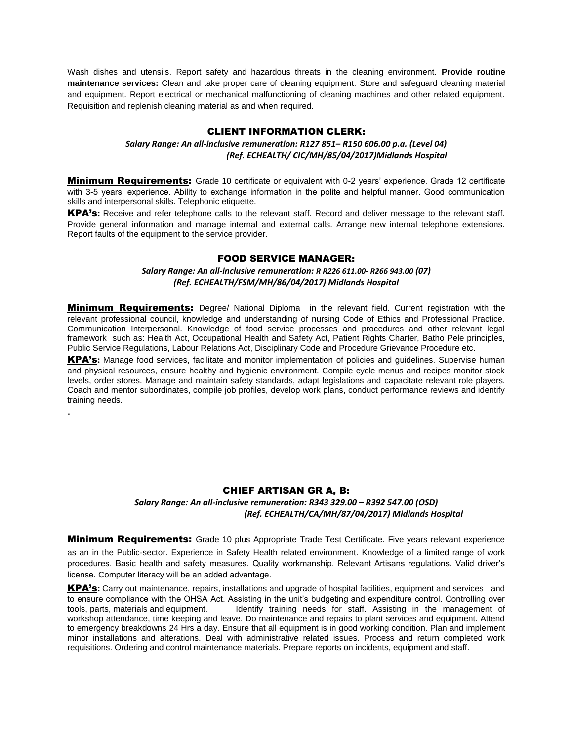Wash dishes and utensils. Report safety and hazardous threats in the cleaning environment. **Provide routine maintenance services:** Clean and take proper care of cleaning equipment. Store and safeguard cleaning material and equipment. Report electrical or mechanical malfunctioning of cleaning machines and other related equipment. Requisition and replenish cleaning material as and when required.

## CLIENT INFORMATION CLERK:

***Salary Range: An all-inclusive remuneration: R127 851– R150 606.00 p.a. (Level 04)***
***(Ref. ECHEALTH/ CIC/MH/85/04/2017)Midlands Hospital***

**Minimum Requirements:** Grade 10 certificate or equivalent with 0-2 years' experience. Grade 12 certificate with 3-5 years' experience. Ability to exchange information in the polite and helpful manner. Good communication skills and interpersonal skills. Telephonic etiquette.

**KPA's:** Receive and refer telephone calls to the relevant staff. Record and deliver message to the relevant staff. Provide general information and manage internal and external calls. Arrange new internal telephone extensions. Report faults of the equipment to the service provider.

## FOOD SERVICE MANAGER:

***Salary Range: An all-inclusive remuneration: R R226 611.00- R266 943.00 (07)***
***(Ref. ECHEALTH/FSM/MH/86/04/2017) Midlands Hospital***

**Minimum Requirements:** Degree/ National Diploma in the relevant field. Current registration with the relevant professional council, knowledge and understanding of nursing Code of Ethics and Professional Practice. Communication Interpersonal. Knowledge of food service processes and procedures and other relevant legal framework such as: Health Act, Occupational Health and Safety Act, Patient Rights Charter, Batho Pele principles, Public Service Regulations, Labour Relations Act, Disciplinary Code and Procedure Grievance Procedure etc.

**KPA's:** Manage food services, facilitate and monitor implementation of policies and guidelines. Supervise human and physical resources, ensure healthy and hygienic environment. Compile cycle menus and recipes monitor stock levels, order stores. Manage and maintain safety standards, adapt legislations and capacitate relevant role players. Coach and mentor subordinates, compile job profiles, develop work plans, conduct performance reviews and identify training needs.

.

## CHIEF ARTISAN GR A, B:

***Salary Range: An all-inclusive remuneration: R343 329.00 – R392 547.00 (OSD)***
***(Ref. ECHEALTH/CA/MH/87/04/2017) Midlands Hospital***

**Minimum Requirements:** Grade 10 plus Appropriate Trade Test Certificate. Five years relevant experience as an in the Public-sector. Experience in Safety Health related environment. Knowledge of a limited range of work procedures. Basic health and safety measures. Quality workmanship. Relevant Artisans regulations. Valid driver's license. Computer literacy will be an added advantage.

**KPA's:** Carry out maintenance, repairs, installations and upgrade of hospital facilities, equipment and services and to ensure compliance with the OHSA Act. Assisting in the unit's budgeting and expenditure control. Controlling over tools, parts, materials and equipment. Identify training needs for staff. Assisting in the management of workshop attendance, time keeping and leave. Do maintenance and repairs to plant services and equipment. Attend to emergency breakdowns 24 Hrs a day. Ensure that all equipment is in good working condition. Plan and implement minor installations and alterations. Deal with administrative related issues. Process and return completed work requisitions. Ordering and control maintenance materials. Prepare reports on incidents, equipment and staff.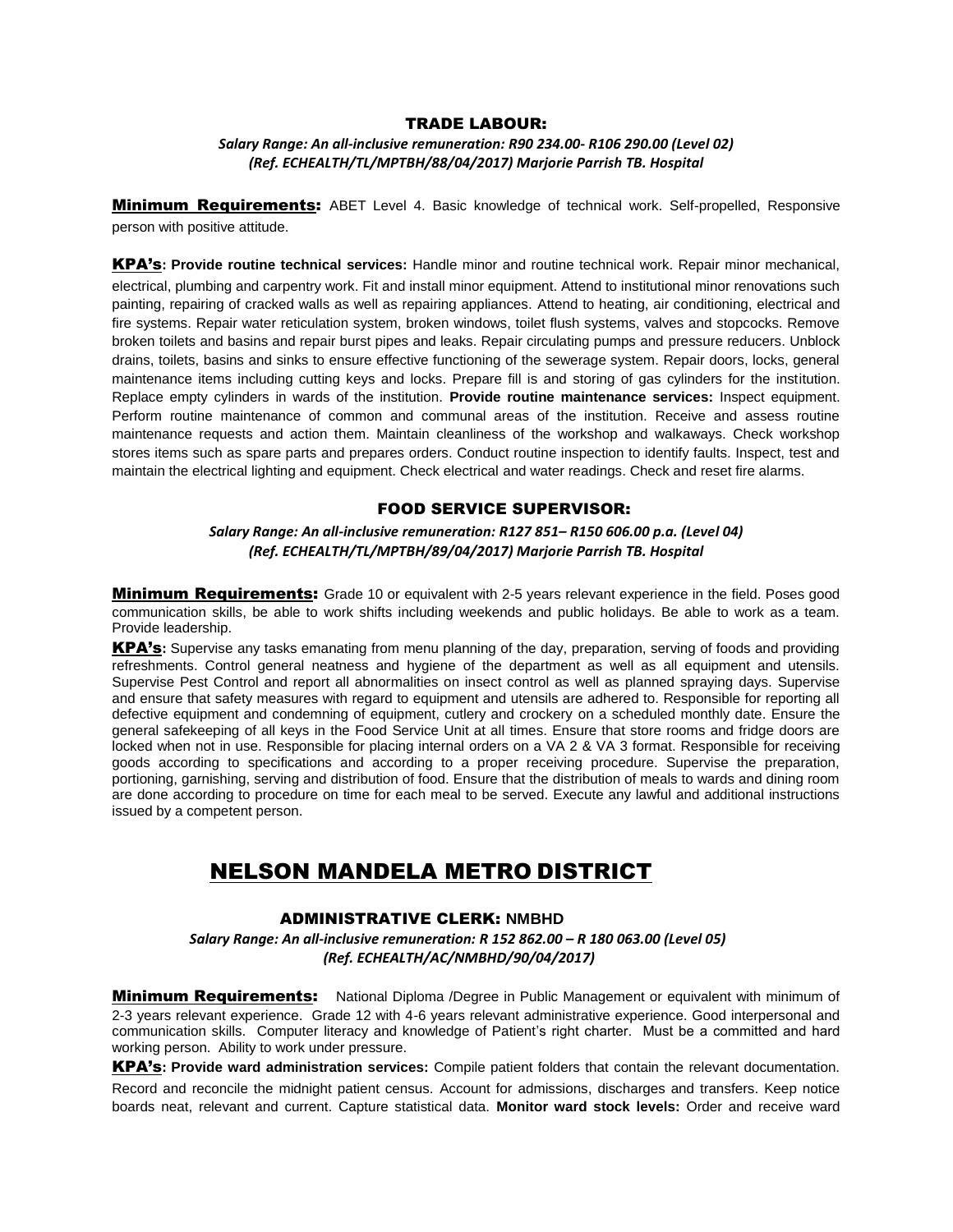### TRADE LABOUR:

*Salary Range: An all-inclusive remuneration: R90 234.00- R106 290.00 (Level 02)*
*(Ref. ECHEALTH/TL/MPTBH/88/04/2017) Marjorie Parrish TB. Hospital*

**Minimum Requirements:** ABET Level 4. Basic knowledge of technical work. Self-propelled, Responsive person with positive attitude.

**KPA's: Provide routine technical services:** Handle minor and routine technical work. Repair minor mechanical, electrical, plumbing and carpentry work. Fit and install minor equipment. Attend to institutional minor renovations such painting, repairing of cracked walls as well as repairing appliances. Attend to heating, air conditioning, electrical and fire systems. Repair water reticulation system, broken windows, toilet flush systems, valves and stopcocks. Remove broken toilets and basins and repair burst pipes and leaks. Repair circulating pumps and pressure reducers. Unblock drains, toilets, basins and sinks to ensure effective functioning of the sewerage system. Repair doors, locks, general maintenance items including cutting keys and locks. Prepare fill is and storing of gas cylinders for the institution. Replace empty cylinders in wards of the institution. **Provide routine maintenance services:** Inspect equipment. Perform routine maintenance of common and communal areas of the institution. Receive and assess routine maintenance requests and action them. Maintain cleanliness of the workshop and walkaways. Check workshop stores items such as spare parts and prepares orders. Conduct routine inspection to identify faults. Inspect, test and maintain the electrical lighting and equipment. Check electrical and water readings. Check and reset fire alarms.

### FOOD SERVICE SUPERVISOR:

*Salary Range: An all-inclusive remuneration: R127 851– R150 606.00 p.a. (Level 04)*
*(Ref. ECHEALTH/TL/MPTBH/89/04/2017) Marjorie Parrish TB. Hospital*

**Minimum Requirements:** Grade 10 or equivalent with 2-5 years relevant experience in the field. Poses good communication skills, be able to work shifts including weekends and public holidays. Be able to work as a team. Provide leadership.

**KPA's:** Supervise any tasks emanating from menu planning of the day, preparation, serving of foods and providing refreshments. Control general neatness and hygiene of the department as well as all equipment and utensils. Supervise Pest Control and report all abnormalities on insect control as well as planned spraying days. Supervise and ensure that safety measures with regard to equipment and utensils are adhered to. Responsible for reporting all defective equipment and condemning of equipment, cutlery and crockery on a scheduled monthly date. Ensure the general safekeeping of all keys in the Food Service Unit at all times. Ensure that store rooms and fridge doors are locked when not in use. Responsible for placing internal orders on a VA 2 & VA 3 format. Responsible for receiving goods according to specifications and according to a proper receiving procedure. Supervise the preparation, portioning, garnishing, serving and distribution of food. Ensure that the distribution of meals to wards and dining room are done according to procedure on time for each meal to be served. Execute any lawful and additional instructions issued by a competent person.

## NELSON MANDELA METRO DISTRICT

### ADMINISTRATIVE CLERK: NMBHD

*Salary Range: An all-inclusive remuneration: R 152 862.00 – R 180 063.00 (Level 05)*
*(Ref. ECHEALTH/AC/NMBHD/90/04/2017)*

**Minimum Requirements:** National Diploma /Degree in Public Management or equivalent with minimum of 2-3 years relevant experience. Grade 12 with 4-6 years relevant administrative experience. Good interpersonal and communication skills. Computer literacy and knowledge of Patient's right charter. Must be a committed and hard working person. Ability to work under pressure.

**KPA's: Provide ward administration services:** Compile patient folders that contain the relevant documentation. Record and reconcile the midnight patient census. Account for admissions, discharges and transfers. Keep notice boards neat, relevant and current. Capture statistical data. **Monitor ward stock levels:** Order and receive ward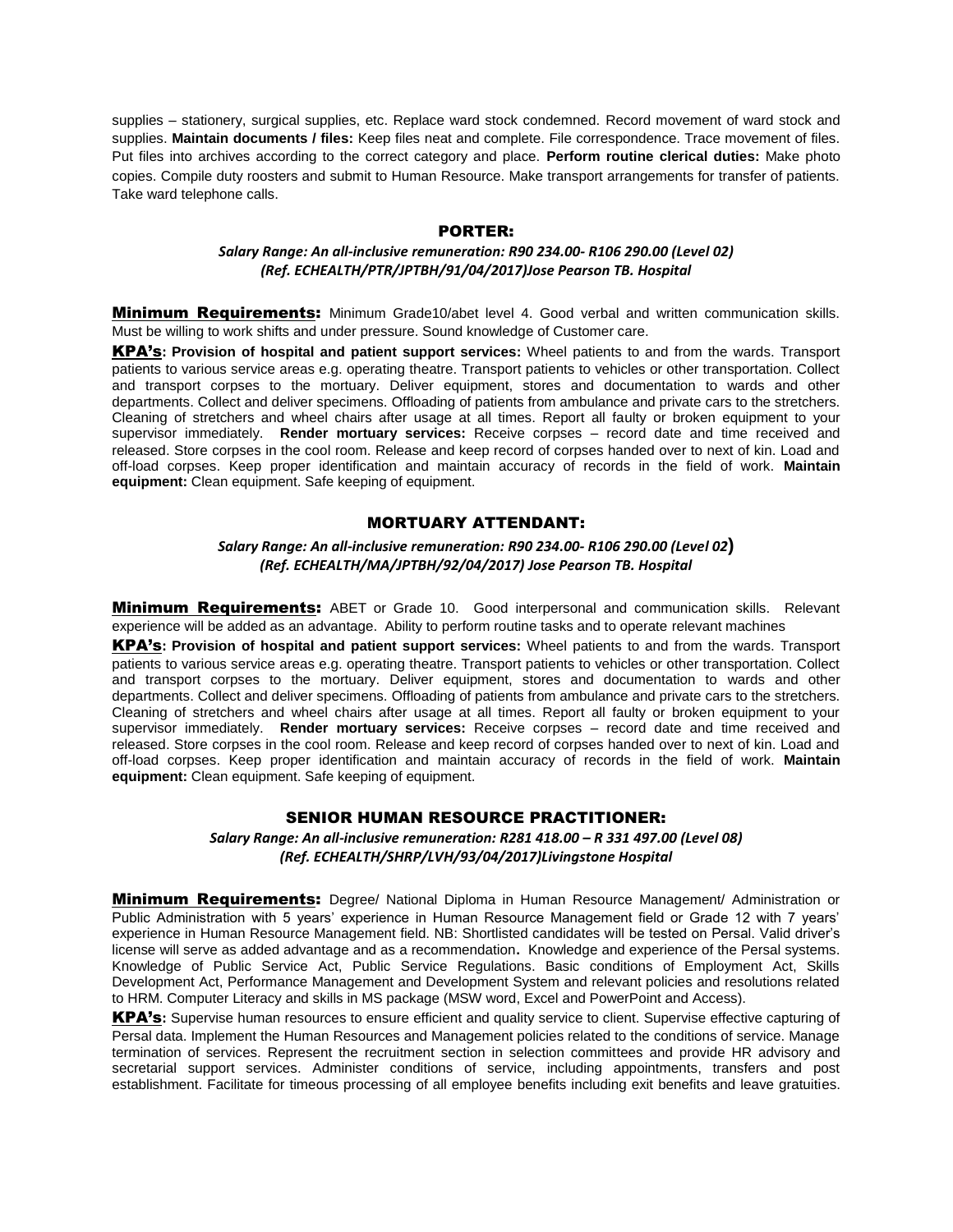supplies – stationery, surgical supplies, etc. Replace ward stock condemned. Record movement of ward stock and supplies. **Maintain documents / files:** Keep files neat and complete. File correspondence. Trace movement of files. Put files into archives according to the correct category and place. **Perform routine clerical duties:** Make photo copies. Compile duty roosters and submit to Human Resource. Make transport arrangements for transfer of patients. Take ward telephone calls.

## PORTER:

***Salary Range: An all-inclusive remuneration: R90 234.00- R106 290.00 (Level 02)***
***(Ref. ECHEALTH/PTR/JPTBH/91/04/2017)Jose Pearson TB. Hospital***

**Minimum Requirements:** Minimum Grade10/abet level 4. Good verbal and written communication skills. Must be willing to work shifts and under pressure. Sound knowledge of Customer care.

**KPA's: Provision of hospital and patient support services:** Wheel patients to and from the wards. Transport patients to various service areas e.g. operating theatre. Transport patients to vehicles or other transportation. Collect and transport corpses to the mortuary. Deliver equipment, stores and documentation to wards and other departments. Collect and deliver specimens. Offloading of patients from ambulance and private cars to the stretchers. Cleaning of stretchers and wheel chairs after usage at all times. Report all faulty or broken equipment to your supervisor immediately. **Render mortuary services:** Receive corpses – record date and time received and released. Store corpses in the cool room. Release and keep record of corpses handed over to next of kin. Load and off-load corpses. Keep proper identification and maintain accuracy of records in the field of work. **Maintain equipment:** Clean equipment. Safe keeping of equipment.

## MORTUARY ATTENDANT:

***Salary Range: An all-inclusive remuneration: R90 234.00- R106 290.00 (Level 02)***
***(Ref. ECHEALTH/MA/JPTBH/92/04/2017) Jose Pearson TB. Hospital***

**Minimum Requirements:** ABET or Grade 10. Good interpersonal and communication skills. Relevant experience will be added as an advantage. Ability to perform routine tasks and to operate relevant machines

**KPA's: Provision of hospital and patient support services:** Wheel patients to and from the wards. Transport patients to various service areas e.g. operating theatre. Transport patients to vehicles or other transportation. Collect and transport corpses to the mortuary. Deliver equipment, stores and documentation to wards and other departments. Collect and deliver specimens. Offloading of patients from ambulance and private cars to the stretchers. Cleaning of stretchers and wheel chairs after usage at all times. Report all faulty or broken equipment to your supervisor immediately. **Render mortuary services:** Receive corpses – record date and time received and released. Store corpses in the cool room. Release and keep record of corpses handed over to next of kin. Load and off-load corpses. Keep proper identification and maintain accuracy of records in the field of work. **Maintain equipment:** Clean equipment. Safe keeping of equipment.

## SENIOR HUMAN RESOURCE PRACTITIONER:

***Salary Range: An all-inclusive remuneration: R281 418.00 – R 331 497.00 (Level 08)***
***(Ref. ECHEALTH/SHRP/LVH/93/04/2017)Livingstone Hospital***

**Minimum Requirements:** Degree/ National Diploma in Human Resource Management/ Administration or Public Administration with 5 years' experience in Human Resource Management field or Grade 12 with 7 years' experience in Human Resource Management field. NB: Shortlisted candidates will be tested on Persal. Valid driver's license will serve as added advantage and as a recommendation**.** Knowledge and experience of the Persal systems. Knowledge of Public Service Act, Public Service Regulations. Basic conditions of Employment Act, Skills Development Act, Performance Management and Development System and relevant policies and resolutions related to HRM. Computer Literacy and skills in MS package (MSW word, Excel and PowerPoint and Access).

**KPA's:** Supervise human resources to ensure efficient and quality service to client. Supervise effective capturing of Persal data. Implement the Human Resources and Management policies related to the conditions of service. Manage termination of services. Represent the recruitment section in selection committees and provide HR advisory and secretarial support services. Administer conditions of service, including appointments, transfers and post establishment. Facilitate for timeous processing of all employee benefits including exit benefits and leave gratuities.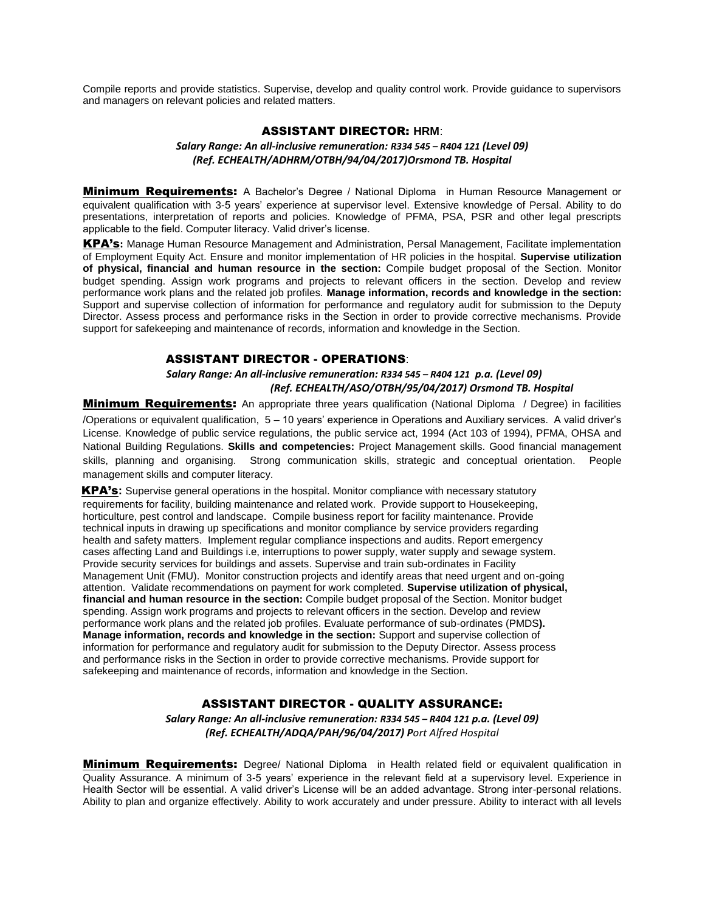Compile reports and provide statistics. Supervise, develop and quality control work. Provide guidance to supervisors and managers on relevant policies and related matters.

## ASSISTANT DIRECTOR: HRM:

***Salary Range: An all-inclusive remuneration: R334 545 – R404 121 (Level 09)***
***(Ref. ECHEALTH/ADHRM/OTBH/94/04/2017)Orsmond TB. Hospital***

**Minimum Requirements:** A Bachelor's Degree / National Diploma in Human Resource Management or equivalent qualification with 3-5 years' experience at supervisor level. Extensive knowledge of Persal. Ability to do presentations, interpretation of reports and policies. Knowledge of PFMA, PSA, PSR and other legal prescripts applicable to the field. Computer literacy. Valid driver's license.

**KPA's:** Manage Human Resource Management and Administration, Persal Management, Facilitate implementation of Employment Equity Act. Ensure and monitor implementation of HR policies in the hospital. **Supervise utilization of physical, financial and human resource in the section:** Compile budget proposal of the Section. Monitor budget spending. Assign work programs and projects to relevant officers in the section. Develop and review performance work plans and the related job profiles. **Manage information, records and knowledge in the section:** Support and supervise collection of information for performance and regulatory audit for submission to the Deputy Director. Assess process and performance risks in the Section in order to provide corrective mechanisms. Provide support for safekeeping and maintenance of records, information and knowledge in the Section.

## ASSISTANT DIRECTOR - OPERATIONS:

***Salary Range: An all-inclusive remuneration: R334 545 – R404 121 p.a. (Level 09)***
***(Ref. ECHEALTH/ASO/OTBH/95/04/2017) Orsmond TB. Hospital***

**Minimum Requirements:** An appropriate three years qualification (National Diploma / Degree) in facilities /Operations or equivalent qualification, 5 – 10 years' experience in Operations and Auxiliary services. A valid driver's License. Knowledge of public service regulations, the public service act, 1994 (Act 103 of 1994), PFMA, OHSA and National Building Regulations. **Skills and competencies:** Project Management skills. Good financial management skills, planning and organising. Strong communication skills, strategic and conceptual orientation. People management skills and computer literacy.

**KPA's:** Supervise general operations in the hospital. Monitor compliance with necessary statutory requirements for facility, building maintenance and related work. Provide support to Housekeeping, horticulture, pest control and landscape. Compile business report for facility maintenance. Provide technical inputs in drawing up specifications and monitor compliance by service providers regarding health and safety matters. Implement regular compliance inspections and audits. Report emergency cases affecting Land and Buildings i.e, interruptions to power supply, water supply and sewage system. Provide security services for buildings and assets. Supervise and train sub-ordinates in Facility Management Unit (FMU). Monitor construction projects and identify areas that need urgent and on-going attention. Validate recommendations on payment for work completed. **Supervise utilization of physical, financial and human resource in the section:** Compile budget proposal of the Section. Monitor budget spending. Assign work programs and projects to relevant officers in the section. Develop and review performance work plans and the related job profiles. Evaluate performance of sub-ordinates (PMDS**).** **Manage information, records and knowledge in the section:** Support and supervise collection of information for performance and regulatory audit for submission to the Deputy Director. Assess process and performance risks in the Section in order to provide corrective mechanisms. Provide support for safekeeping and maintenance of records, information and knowledge in the Section.

## ASSISTANT DIRECTOR - QUALITY ASSURANCE:

***Salary Range: An all-inclusive remuneration: R334 545 – R404 121 p.a. (Level 09)***
***(Ref. ECHEALTH/ADQA/PAH/96/04/2017) P****ort Alfred Hospital*

**Minimum Requirements:** Degree/ National Diploma in Health related field or equivalent qualification in Quality Assurance. A minimum of 3-5 years' experience in the relevant field at a supervisory level. Experience in Health Sector will be essential. A valid driver's License will be an added advantage. Strong inter-personal relations. Ability to plan and organize effectively. Ability to work accurately and under pressure. Ability to interact with all levels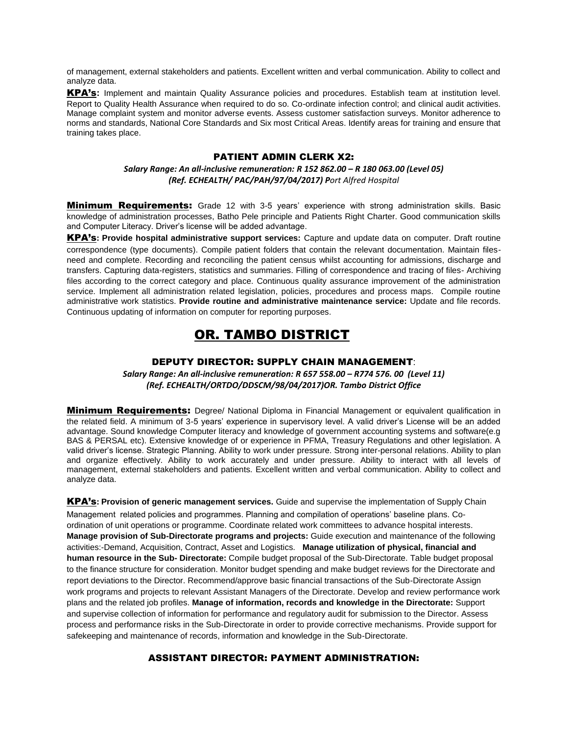of management, external stakeholders and patients. Excellent written and verbal communication. Ability to collect and analyze data.

**KPA's:** Implement and maintain Quality Assurance policies and procedures. Establish team at institution level. Report to Quality Health Assurance when required to do so. Co-ordinate infection control; and clinical audit activities. Manage complaint system and monitor adverse events. Assess customer satisfaction surveys. Monitor adherence to norms and standards, National Core Standards and Six most Critical Areas. Identify areas for training and ensure that training takes place.

### PATIENT ADMIN CLERK X2:

***Salary Range: An all-inclusive remuneration: R 152 862.00 – R 180 063.00 (Level 05)***
***(Ref. ECHEALTH/ PAC/PAH/97/04/2017) P****ort Alfred Hospital*

**Minimum Requirements:** Grade 12 with 3-5 years' experience with strong administration skills. Basic knowledge of administration processes, Batho Pele principle and Patients Right Charter. Good communication skills and Computer Literacy. Driver's license will be added advantage.

**KPA's: Provide hospital administrative support services:** Capture and update data on computer. Draft routine correspondence (type documents). Compile patient folders that contain the relevant documentation. Maintain files-need and complete. Recording and reconciling the patient census whilst accounting for admissions, discharge and transfers. Capturing data-registers, statistics and summaries. Filling of correspondence and tracing of files- Archiving files according to the correct category and place. Continuous quality assurance improvement of the administration service. Implement all administration related legislation, policies, procedures and process maps. Compile routine administrative work statistics. **Provide routine and administrative maintenance service:** Update and file records. Continuous updating of information on computer for reporting purposes.

## OR. TAMBO DISTRICT

### DEPUTY DIRECTOR: SUPPLY CHAIN MANAGEMENT:

***Salary Range: An all-inclusive remuneration: R 657 558.00 – R774 576. 00 (Level 11)***
***(Ref. ECHEALTH/ORTDO/DDSCM/98/04/2017)OR. Tambo District Office***

**Minimum Requirements:** Degree/ National Diploma in Financial Management or equivalent qualification in the related field. A minimum of 3-5 years' experience in supervisory level. A valid driver's License will be an added advantage. Sound knowledge Computer literacy and knowledge of government accounting systems and software(e.g BAS & PERSAL etc). Extensive knowledge of or experience in PFMA, Treasury Regulations and other legislation. A valid driver's license. Strategic Planning. Ability to work under pressure. Strong inter-personal relations. Ability to plan and organize effectively. Ability to work accurately and under pressure. Ability to interact with all levels of management, external stakeholders and patients. Excellent written and verbal communication. Ability to collect and analyze data.

**KPA's: Provision of generic management services.** Guide and supervise the implementation of Supply Chain Management related policies and programmes. Planning and compilation of operations' baseline plans. Co-ordination of unit operations or programme. Coordinate related work committees to advance hospital interests. **Manage provision of Sub-Directorate programs and projects:** Guide execution and maintenance of the following activities:-Demand, Acquisition, Contract, Asset and Logistics. **Manage utilization of physical, financial and human resource in the Sub- Directorate:** Compile budget proposal of the Sub-Directorate. Table budget proposal to the finance structure for consideration. Monitor budget spending and make budget reviews for the Directorate and report deviations to the Director. Recommend/approve basic financial transactions of the Sub-Directorate Assign work programs and projects to relevant Assistant Managers of the Directorate. Develop and review performance work plans and the related job profiles. **Manage of information, records and knowledge in the Directorate:** Support and supervise collection of information for performance and regulatory audit for submission to the Director. Assess process and performance risks in the Sub-Directorate in order to provide corrective mechanisms. Provide support for safekeeping and maintenance of records, information and knowledge in the Sub-Directorate.

### ASSISTANT DIRECTOR: PAYMENT ADMINISTRATION: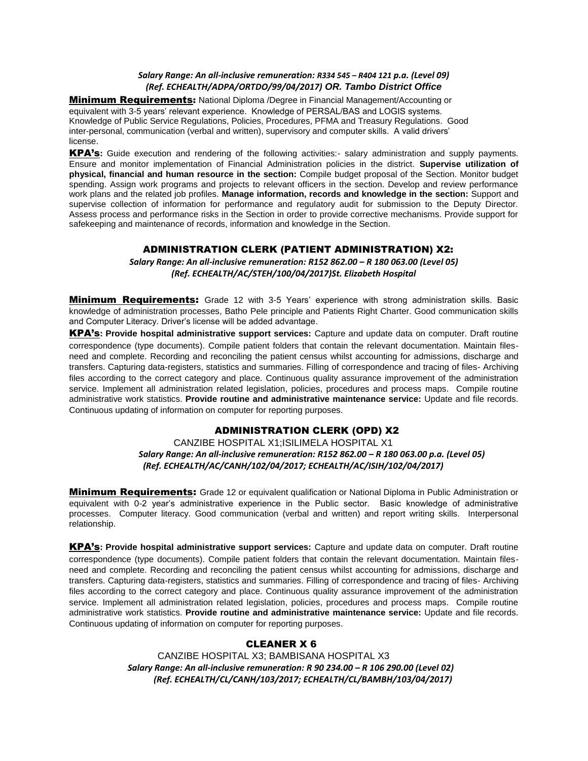*Salary Range: An all-inclusive remuneration: R334 545 – R404 121 p.a. (Level 09)*
*(Ref. ECHEALTH/ADPA/ORTDO/99/04/2017) OR. Tambo District Office*

**Minimum Requirements:** National Diploma /Degree in Financial Management/Accounting or equivalent with 3-5 years' relevant experience. Knowledge of PERSAL/BAS and LOGIS systems. Knowledge of Public Service Regulations, Policies, Procedures, PFMA and Treasury Regulations. Good inter-personal, communication (verbal and written), supervisory and computer skills. A valid drivers' license.

**KPA's:** Guide execution and rendering of the following activities:- salary administration and supply payments. Ensure and monitor implementation of Financial Administration policies in the district. **Supervise utilization of physical, financial and human resource in the section:** Compile budget proposal of the Section. Monitor budget spending. Assign work programs and projects to relevant officers in the section. Develop and review performance work plans and the related job profiles. **Manage information, records and knowledge in the section:** Support and supervise collection of information for performance and regulatory audit for submission to the Deputy Director. Assess process and performance risks in the Section in order to provide corrective mechanisms. Provide support for safekeeping and maintenance of records, information and knowledge in the Section.

## ADMINISTRATION CLERK (PATIENT ADMINISTRATION) X2:

*Salary Range: An all-inclusive remuneration: R152 862.00 – R 180 063.00 (Level 05)*
*(Ref. ECHEALTH/AC/STEH/100/04/2017)St. Elizabeth Hospital*

**Minimum Requirements:** Grade 12 with 3-5 Years' experience with strong administration skills. Basic knowledge of administration processes, Batho Pele principle and Patients Right Charter. Good communication skills and Computer Literacy. Driver's license will be added advantage.

**KPA's: Provide hospital administrative support services:** Capture and update data on computer. Draft routine correspondence (type documents). Compile patient folders that contain the relevant documentation. Maintain files-need and complete. Recording and reconciling the patient census whilst accounting for admissions, discharge and transfers. Capturing data-registers, statistics and summaries. Filling of correspondence and tracing of files- Archiving files according to the correct category and place. Continuous quality assurance improvement of the administration service. Implement all administration related legislation, policies, procedures and process maps. Compile routine administrative work statistics. **Provide routine and administrative maintenance service:** Update and file records. Continuous updating of information on computer for reporting purposes.

## ADMINISTRATION CLERK (OPD) X2

CANZIBE HOSPITAL X1;ISILIMELA HOSPITAL X1
*Salary Range: An all-inclusive remuneration: R152 862.00 – R 180 063.00 p.a. (Level 05)*
*(Ref. ECHEALTH/AC/CANH/102/04/2017; ECHEALTH/AC/ISIH/102/04/2017)*

**Minimum Requirements:** Grade 12 or equivalent qualification or National Diploma in Public Administration or equivalent with 0-2 year's administrative experience in the Public sector. Basic knowledge of administrative processes. Computer literacy. Good communication (verbal and written) and report writing skills. Interpersonal relationship.

**KPA's: Provide hospital administrative support services:** Capture and update data on computer. Draft routine correspondence (type documents). Compile patient folders that contain the relevant documentation. Maintain files-need and complete. Recording and reconciling the patient census whilst accounting for admissions, discharge and transfers. Capturing data-registers, statistics and summaries. Filling of correspondence and tracing of files- Archiving files according to the correct category and place. Continuous quality assurance improvement of the administration service. Implement all administration related legislation, policies, procedures and process maps. Compile routine administrative work statistics. **Provide routine and administrative maintenance service:** Update and file records. Continuous updating of information on computer for reporting purposes.

## CLEANER X 6

CANZIBE HOSPITAL X3; BAMBISANA HOSPITAL X3
*Salary Range: An all-inclusive remuneration: R 90 234.00 – R 106 290.00 (Level 02)*
*(Ref. ECHEALTH/CL/CANH/103/2017; ECHEALTH/CL/BAMBH/103/04/2017)*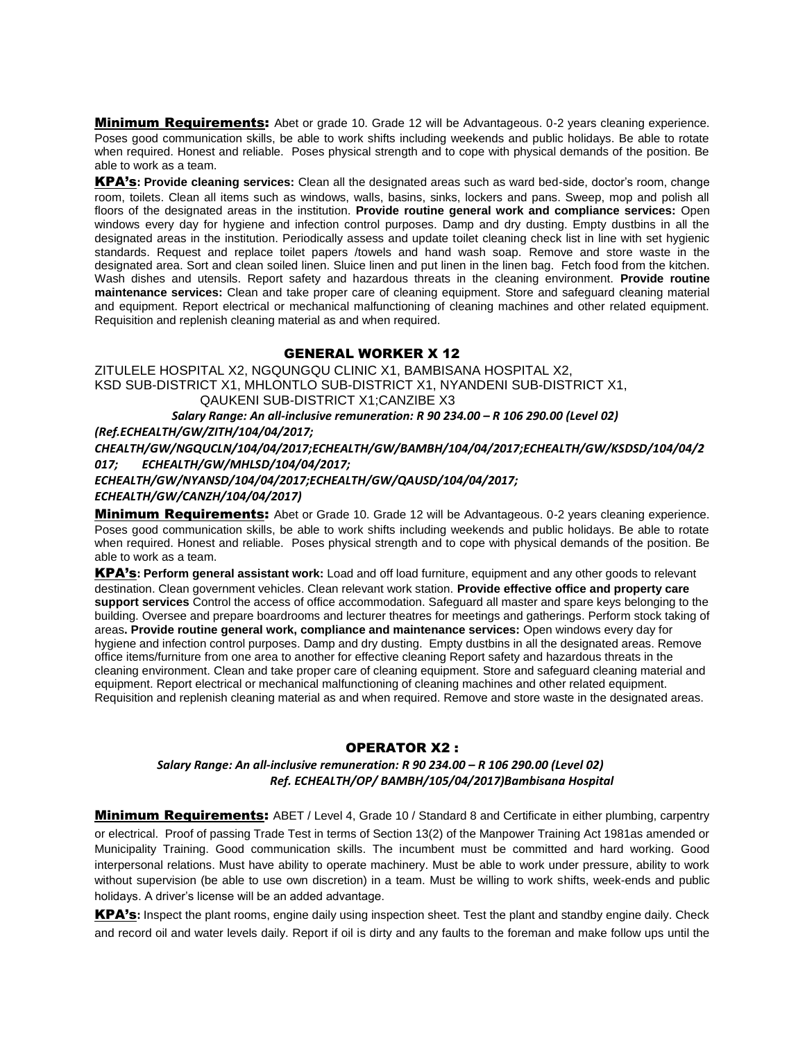**Minimum Requirements:** Abet or grade 10. Grade 12 will be Advantageous. 0-2 years cleaning experience. Poses good communication skills, be able to work shifts including weekends and public holidays. Be able to rotate when required. Honest and reliable. Poses physical strength and to cope with physical demands of the position. Be able to work as a team.

**KPA's: Provide cleaning services:** Clean all the designated areas such as ward bed-side, doctor's room, change room, toilets. Clean all items such as windows, walls, basins, sinks, lockers and pans. Sweep, mop and polish all floors of the designated areas in the institution. **Provide routine general work and compliance services:** Open windows every day for hygiene and infection control purposes. Damp and dry dusting. Empty dustbins in all the designated areas in the institution. Periodically assess and update toilet cleaning check list in line with set hygienic standards. Request and replace toilet papers /towels and hand wash soap. Remove and store waste in the designated area. Sort and clean soiled linen. Sluice linen and put linen in the linen bag. Fetch food from the kitchen. Wash dishes and utensils. Report safety and hazardous threats in the cleaning environment. **Provide routine maintenance services:** Clean and take proper care of cleaning equipment. Store and safeguard cleaning material and equipment. Report electrical or mechanical malfunctioning of cleaning machines and other related equipment. Requisition and replenish cleaning material as and when required.

## GENERAL WORKER X 12

ZITULELE HOSPITAL X2, NGQUNGQU CLINIC X1, BAMBISANA HOSPITAL X2, KSD SUB-DISTRICT X1, MHLONTLO SUB-DISTRICT X1, NYANDENI SUB-DISTRICT X1, QAUKENI SUB-DISTRICT X1;CANZIBE X3

***Salary Range: An all-inclusive remuneration: R 90 234.00 – R 106 290.00 (Level 02)***

***(Ref.ECHEALTH/GW/ZITH/104/04/2017; CHEALTH/GW/NGQUCLN/104/04/2017;ECHEALTH/GW/BAMBH/104/04/2017;ECHEALTH/GW/KSDSD/104/04/2017; ECHEALTH/GW/MHLSD/104/04/2017; ECHEALTH/GW/NYANSD/104/04/2017;ECHEALTH/GW/QAUSD/104/04/2017; ECHEALTH/GW/CANZH/104/04/2017)***

**Minimum Requirements:** Abet or Grade 10. Grade 12 will be Advantageous. 0-2 years cleaning experience. Poses good communication skills, be able to work shifts including weekends and public holidays. Be able to rotate when required. Honest and reliable. Poses physical strength and to cope with physical demands of the position. Be able to work as a team.

**KPA's: Perform general assistant work:** Load and off load furniture, equipment and any other goods to relevant destination. Clean government vehicles. Clean relevant work station. **Provide effective office and property care support services** Control the access of office accommodation. Safeguard all master and spare keys belonging to the building. Oversee and prepare boardrooms and lecturer theatres for meetings and gatherings. Perform stock taking of areas**. Provide routine general work, compliance and maintenance services:** Open windows every day for hygiene and infection control purposes. Damp and dry dusting. Empty dustbins in all the designated areas. Remove office items/furniture from one area to another for effective cleaning Report safety and hazardous threats in the cleaning environment. Clean and take proper care of cleaning equipment. Store and safeguard cleaning material and equipment. Report electrical or mechanical malfunctioning of cleaning machines and other related equipment. Requisition and replenish cleaning material as and when required. Remove and store waste in the designated areas.

## OPERATOR X2 :

***Salary Range: An all-inclusive remuneration: R 90 234.00 – R 106 290.00 (Level 02)***
***Ref. ECHEALTH/OP/ BAMBH/105/04/2017)Bambisana Hospital***

**Minimum Requirements:** ABET / Level 4, Grade 10 / Standard 8 and Certificate in either plumbing, carpentry or electrical. Proof of passing Trade Test in terms of Section 13(2) of the Manpower Training Act 1981as amended or Municipality Training. Good communication skills. The incumbent must be committed and hard working. Good interpersonal relations. Must have ability to operate machinery. Must be able to work under pressure, ability to work without supervision (be able to use own discretion) in a team. Must be willing to work shifts, week-ends and public holidays. A driver's license will be an added advantage.

**KPA's:** Inspect the plant rooms, engine daily using inspection sheet. Test the plant and standby engine daily. Check and record oil and water levels daily. Report if oil is dirty and any faults to the foreman and make follow ups until the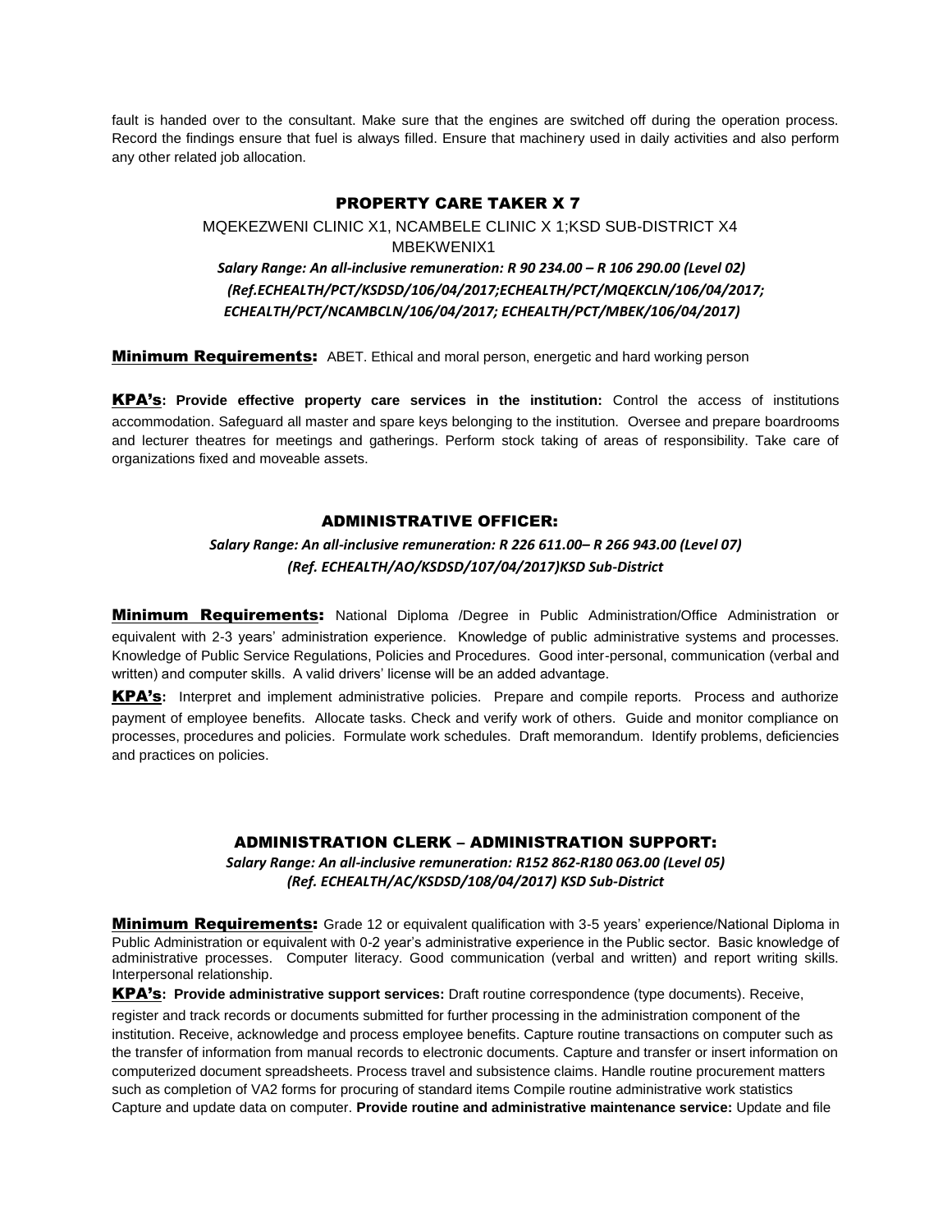fault is handed over to the consultant. Make sure that the engines are switched off during the operation process. Record the findings ensure that fuel is always filled. Ensure that machinery used in daily activities and also perform any other related job allocation.

## PROPERTY CARE TAKER X 7

MQEKEZWENI CLINIC X1, NCAMBELE CLINIC X 1;KSD SUB-DISTRICT X4 MBEKWENIX1

*Salary Range: An all-inclusive remuneration: R 90 234.00 – R 106 290.00 (Level 02)*
*(Ref.ECHEALTH/PCT/KSDSD/106/04/2017;ECHEALTH/PCT/MQEKCLN/106/04/2017; ECHEALTH/PCT/NCAMBCLN/106/04/2017; ECHEALTH/PCT/MBEK/106/04/2017)*

**Minimum Requirements:** ABET. Ethical and moral person, energetic and hard working person

**KPA's: Provide effective property care services in the institution:** Control the access of institutions accommodation. Safeguard all master and spare keys belonging to the institution. Oversee and prepare boardrooms and lecturer theatres for meetings and gatherings. Perform stock taking of areas of responsibility. Take care of organizations fixed and moveable assets.

## ADMINISTRATIVE OFFICER:

*Salary Range: An all-inclusive remuneration: R 226 611.00– R 266 943.00 (Level 07)*
*(Ref. ECHEALTH/AO/KSDSD/107/04/2017)KSD Sub-District*

**Minimum Requirements:** National Diploma /Degree in Public Administration/Office Administration or equivalent with 2-3 years' administration experience. Knowledge of public administrative systems and processes. Knowledge of Public Service Regulations, Policies and Procedures. Good inter-personal, communication (verbal and written) and computer skills. A valid drivers' license will be an added advantage.

**KPA's:** Interpret and implement administrative policies. Prepare and compile reports. Process and authorize payment of employee benefits. Allocate tasks. Check and verify work of others. Guide and monitor compliance on processes, procedures and policies. Formulate work schedules. Draft memorandum. Identify problems, deficiencies and practices on policies.

## ADMINISTRATION CLERK – ADMINISTRATION SUPPORT:

*Salary Range: An all-inclusive remuneration: R152 862-R180 063.00 (Level 05)*
*(Ref. ECHEALTH/AC/KSDSD/108/04/2017) KSD Sub-District*

**Minimum Requirements:** Grade 12 or equivalent qualification with 3-5 years' experience/National Diploma in Public Administration or equivalent with 0-2 year's administrative experience in the Public sector. Basic knowledge of administrative processes. Computer literacy. Good communication (verbal and written) and report writing skills. Interpersonal relationship.

**KPA's: Provide administrative support services:** Draft routine correspondence (type documents). Receive, register and track records or documents submitted for further processing in the administration component of the institution. Receive, acknowledge and process employee benefits. Capture routine transactions on computer such as the transfer of information from manual records to electronic documents. Capture and transfer or insert information on computerized document spreadsheets. Process travel and subsistence claims. Handle routine procurement matters such as completion of VA2 forms for procuring of standard items Compile routine administrative work statistics Capture and update data on computer. **Provide routine and administrative maintenance service:** Update and file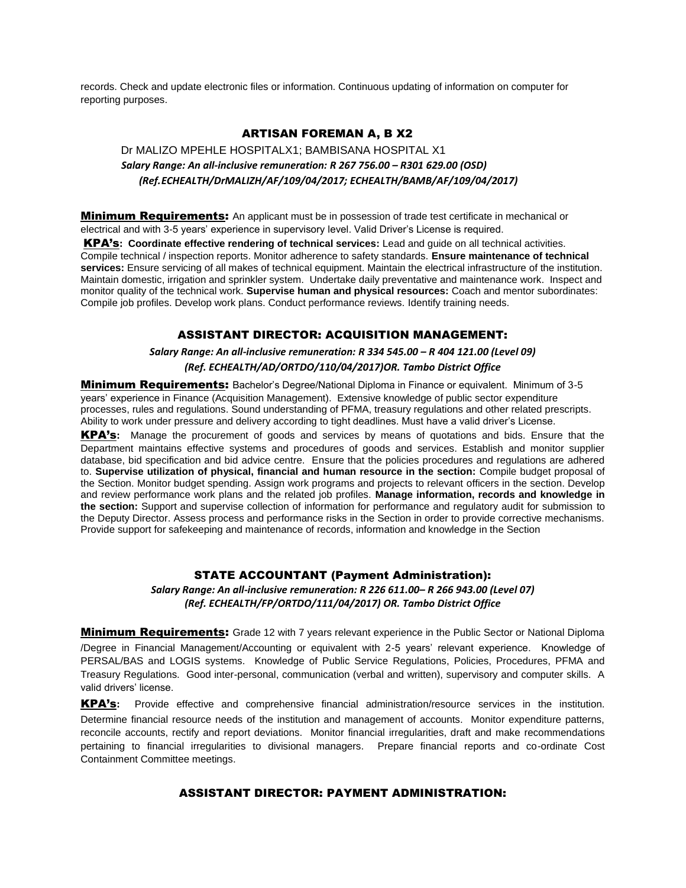records. Check and update electronic files or information. Continuous updating of information on computer for reporting purposes.

## ARTISAN FOREMAN A, B X2

Dr MALIZO MPEHLE HOSPITALX1; BAMBISANA HOSPITAL X1

*Salary Range: An all-inclusive remuneration: R 267 756.00 – R301 629.00 (OSD)*

*(Ref.ECHEALTH/DrMALIZH/AF/109/04/2017; ECHEALTH/BAMB/AF/109/04/2017)*

**Minimum Requirements:** An applicant must be in possession of trade test certificate in mechanical or electrical and with 3-5 years' experience in supervisory level. Valid Driver's License is required.

**KPA's: Coordinate effective rendering of technical services:** Lead and guide on all technical activities. Compile technical / inspection reports. Monitor adherence to safety standards. **Ensure maintenance of technical services:** Ensure servicing of all makes of technical equipment. Maintain the electrical infrastructure of the institution. Maintain domestic, irrigation and sprinkler system. Undertake daily preventative and maintenance work. Inspect and monitor quality of the technical work. **Supervise human and physical resources:** Coach and mentor subordinates: Compile job profiles. Develop work plans. Conduct performance reviews. Identify training needs.

## ASSISTANT DIRECTOR: ACQUISITION MANAGEMENT:

*Salary Range: An all-inclusive remuneration: R 334 545.00 – R 404 121.00 (Level 09)*

*(Ref. ECHEALTH/AD/ORTDO/110/04/2017)OR. Tambo District Office*

**Minimum Requirements:** Bachelor's Degree/National Diploma in Finance or equivalent. Minimum of 3-5 years' experience in Finance (Acquisition Management). Extensive knowledge of public sector expenditure processes, rules and regulations. Sound understanding of PFMA, treasury regulations and other related prescripts. Ability to work under pressure and delivery according to tight deadlines. Must have a valid driver's License.

**KPA's:** Manage the procurement of goods and services by means of quotations and bids. Ensure that the Department maintains effective systems and procedures of goods and services. Establish and monitor supplier database, bid specification and bid advice centre. Ensure that the policies procedures and regulations are adhered to. **Supervise utilization of physical, financial and human resource in the section:** Compile budget proposal of the Section. Monitor budget spending. Assign work programs and projects to relevant officers in the section. Develop and review performance work plans and the related job profiles. **Manage information, records and knowledge in the section:** Support and supervise collection of information for performance and regulatory audit for submission to the Deputy Director. Assess process and performance risks in the Section in order to provide corrective mechanisms. Provide support for safekeeping and maintenance of records, information and knowledge in the Section

## STATE ACCOUNTANT (Payment Administration):

*Salary Range: An all-inclusive remuneration: R 226 611.00– R 266 943.00 (Level 07)*

*(Ref. ECHEALTH/FP/ORTDO/111/04/2017) OR. Tambo District Office*

**Minimum Requirements:** Grade 12 with 7 years relevant experience in the Public Sector or National Diploma /Degree in Financial Management/Accounting or equivalent with 2-5 years' relevant experience. Knowledge of PERSAL/BAS and LOGIS systems. Knowledge of Public Service Regulations, Policies, Procedures, PFMA and Treasury Regulations. Good inter-personal, communication (verbal and written), supervisory and computer skills. A valid drivers' license.

**KPA's:** Provide effective and comprehensive financial administration/resource services in the institution. Determine financial resource needs of the institution and management of accounts. Monitor expenditure patterns, reconcile accounts, rectify and report deviations. Monitor financial irregularities, draft and make recommendations pertaining to financial irregularities to divisional managers. Prepare financial reports and co-ordinate Cost Containment Committee meetings.

## ASSISTANT DIRECTOR: PAYMENT ADMINISTRATION: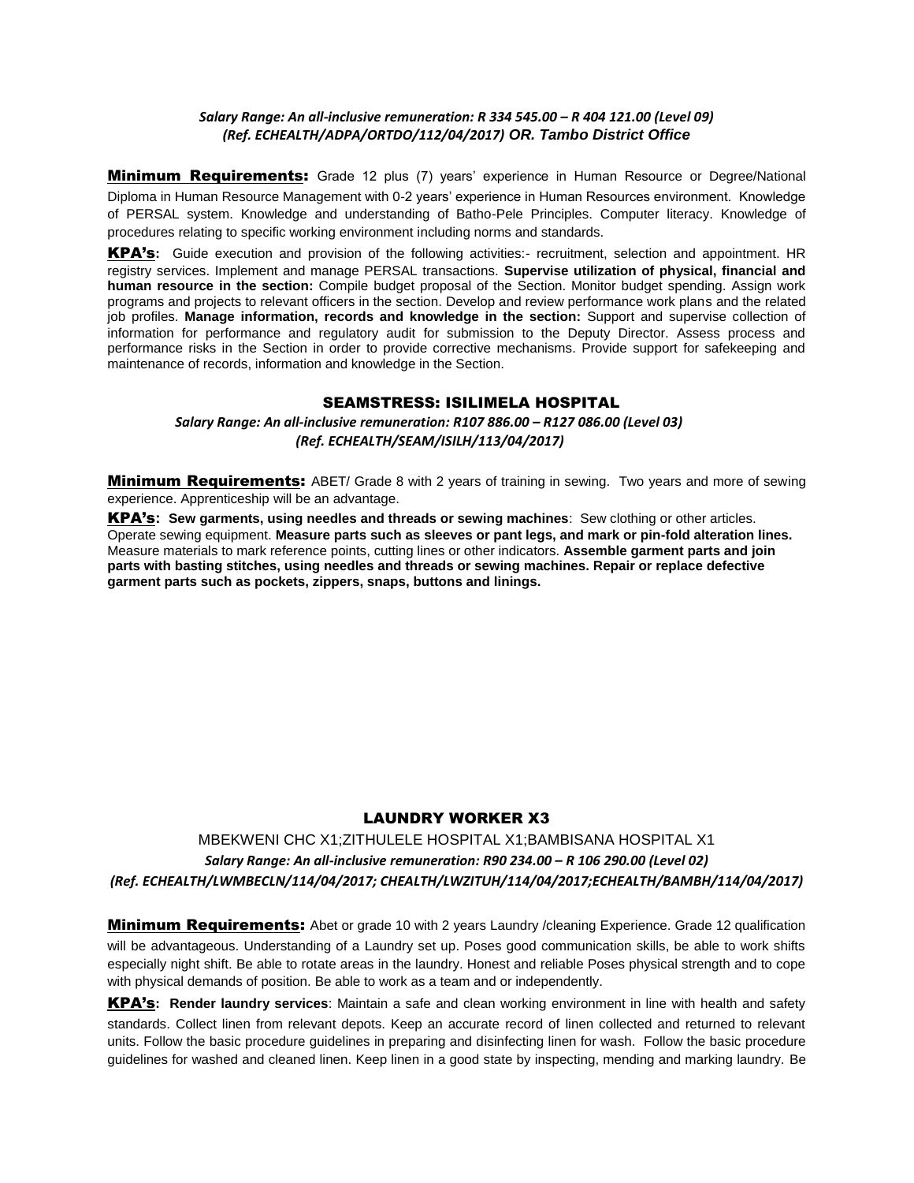*Salary Range: An all-inclusive remuneration: R 334 545.00 – R 404 121.00 (Level 09)*
*(Ref. ECHEALTH/ADPA/ORTDO/112/04/2017) OR. Tambo District Office*

**Minimum Requirements:** Grade 12 plus (7) years' experience in Human Resource or Degree/National Diploma in Human Resource Management with 0-2 years' experience in Human Resources environment. Knowledge of PERSAL system. Knowledge and understanding of Batho-Pele Principles. Computer literacy. Knowledge of procedures relating to specific working environment including norms and standards.

**KPA's:** Guide execution and provision of the following activities:- recruitment, selection and appointment. HR registry services. Implement and manage PERSAL transactions. **Supervise utilization of physical, financial and human resource in the section:** Compile budget proposal of the Section. Monitor budget spending. Assign work programs and projects to relevant officers in the section. Develop and review performance work plans and the related job profiles. **Manage information, records and knowledge in the section:** Support and supervise collection of information for performance and regulatory audit for submission to the Deputy Director. Assess process and performance risks in the Section in order to provide corrective mechanisms. Provide support for safekeeping and maintenance of records, information and knowledge in the Section.

## SEAMSTRESS: ISILIMELA HOSPITAL

*Salary Range: An all-inclusive remuneration: R107 886.00 – R127 086.00 (Level 03)*
*(Ref. ECHEALTH/SEAM/ISILH/113/04/2017)*

**Minimum Requirements:** ABET/ Grade 8 with 2 years of training in sewing. Two years and more of sewing experience. Apprenticeship will be an advantage.

**KPA's:** **Sew garments, using needles and threads or sewing machines**: Sew clothing or other articles. Operate sewing equipment. **Measure parts such as sleeves or pant legs, and mark or pin-fold alteration lines.** Measure materials to mark reference points, cutting lines or other indicators. **Assemble garment parts and join parts with basting stitches, using needles and threads or sewing machines. Repair or replace defective garment parts such as pockets, zippers, snaps, buttons and linings.**

## LAUNDRY WORKER X3

MBEKWENI CHC X1;ZITHULELE HOSPITAL X1;BAMBISANA HOSPITAL X1
*Salary Range: An all-inclusive remuneration: R90 234.00 – R 106 290.00 (Level 02)*
*(Ref. ECHEALTH/LWMBECLN/114/04/2017; CHEALTH/LWZITUH/114/04/2017;ECHEALTH/BAMBH/114/04/2017)*

**Minimum Requirements:** Abet or grade 10 with 2 years Laundry /cleaning Experience. Grade 12 qualification will be advantageous. Understanding of a Laundry set up. Poses good communication skills, be able to work shifts especially night shift. Be able to rotate areas in the laundry. Honest and reliable Poses physical strength and to cope with physical demands of position. Be able to work as a team and or independently.

**KPA's:** **Render laundry services**: Maintain a safe and clean working environment in line with health and safety standards. Collect linen from relevant depots. Keep an accurate record of linen collected and returned to relevant units. Follow the basic procedure guidelines in preparing and disinfecting linen for wash. Follow the basic procedure guidelines for washed and cleaned linen. Keep linen in a good state by inspecting, mending and marking laundry. Be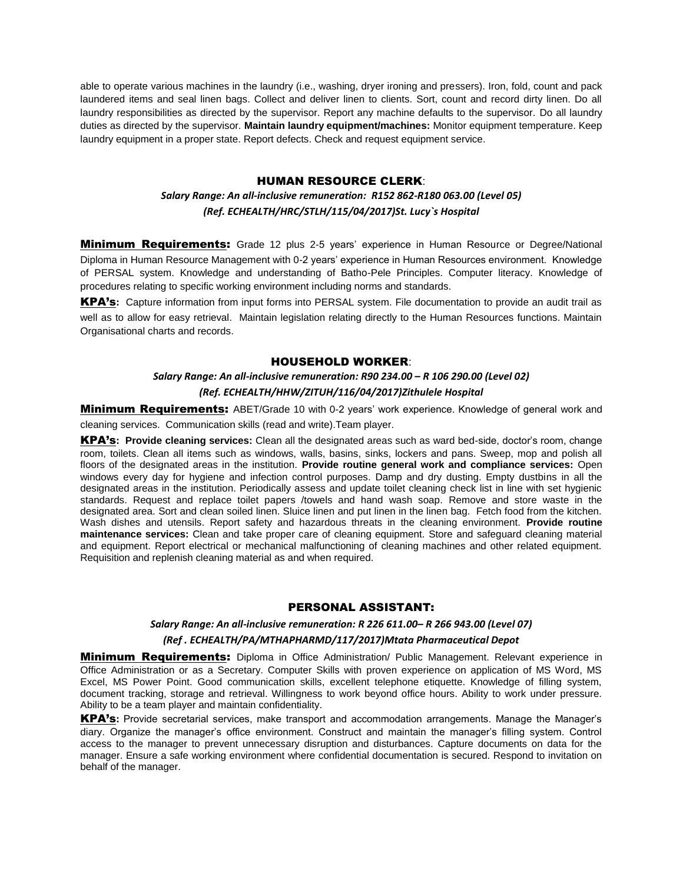able to operate various machines in the laundry (i.e., washing, dryer ironing and pressers). Iron, fold, count and pack laundered items and seal linen bags. Collect and deliver linen to clients. Sort, count and record dirty linen. Do all laundry responsibilities as directed by the supervisor. Report any machine defaults to the supervisor. Do all laundry duties as directed by the supervisor. **Maintain laundry equipment/machines:** Monitor equipment temperature. Keep laundry equipment in a proper state. Report defects. Check and request equipment service.

## HUMAN RESOURCE CLERK:

***Salary Range: An all-inclusive remuneration: R152 862-R180 063.00 (Level 05)***
***(Ref. ECHEALTH/HRC/STLH/115/04/2017)St. Lucy`s Hospital***

**Minimum Requirements:** Grade 12 plus 2-5 years' experience in Human Resource or Degree/National Diploma in Human Resource Management with 0-2 years' experience in Human Resources environment. Knowledge of PERSAL system. Knowledge and understanding of Batho-Pele Principles. Computer literacy. Knowledge of procedures relating to specific working environment including norms and standards.

**KPA's:** Capture information from input forms into PERSAL system. File documentation to provide an audit trail as well as to allow for easy retrieval. Maintain legislation relating directly to the Human Resources functions. Maintain Organisational charts and records.

## HOUSEHOLD WORKER:

***Salary Range: An all-inclusive remuneration: R90 234.00 – R 106 290.00 (Level 02)***
***(Ref. ECHEALTH/HHW/ZITUH/116/04/2017)Zithulele Hospital***

**Minimum Requirements:** ABET/Grade 10 with 0-2 years' work experience. Knowledge of general work and cleaning services. Communication skills (read and write).Team player.

**KPA's: Provide cleaning services:** Clean all the designated areas such as ward bed-side, doctor's room, change room, toilets. Clean all items such as windows, walls, basins, sinks, lockers and pans. Sweep, mop and polish all floors of the designated areas in the institution. **Provide routine general work and compliance services:** Open windows every day for hygiene and infection control purposes. Damp and dry dusting. Empty dustbins in all the designated areas in the institution. Periodically assess and update toilet cleaning check list in line with set hygienic standards. Request and replace toilet papers /towels and hand wash soap. Remove and store waste in the designated area. Sort and clean soiled linen. Sluice linen and put linen in the linen bag. Fetch food from the kitchen. Wash dishes and utensils. Report safety and hazardous threats in the cleaning environment. **Provide routine maintenance services:** Clean and take proper care of cleaning equipment. Store and safeguard cleaning material and equipment. Report electrical or mechanical malfunctioning of cleaning machines and other related equipment. Requisition and replenish cleaning material as and when required.

## PERSONAL ASSISTANT:

***Salary Range: An all-inclusive remuneration: R 226 611.00– R 266 943.00 (Level 07)***
***(Ref . ECHEALTH/PA/MTHAPHARMD/117/2017)Mtata Pharmaceutical Depot***

**Minimum Requirements:** Diploma in Office Administration/ Public Management. Relevant experience in Office Administration or as a Secretary. Computer Skills with proven experience on application of MS Word, MS Excel, MS Power Point. Good communication skills, excellent telephone etiquette. Knowledge of filling system, document tracking, storage and retrieval. Willingness to work beyond office hours. Ability to work under pressure. Ability to be a team player and maintain confidentiality.

**KPA's:** Provide secretarial services, make transport and accommodation arrangements. Manage the Manager's diary. Organize the manager's office environment. Construct and maintain the manager's filling system. Control access to the manager to prevent unnecessary disruption and disturbances. Capture documents on data for the manager. Ensure a safe working environment where confidential documentation is secured. Respond to invitation on behalf of the manager.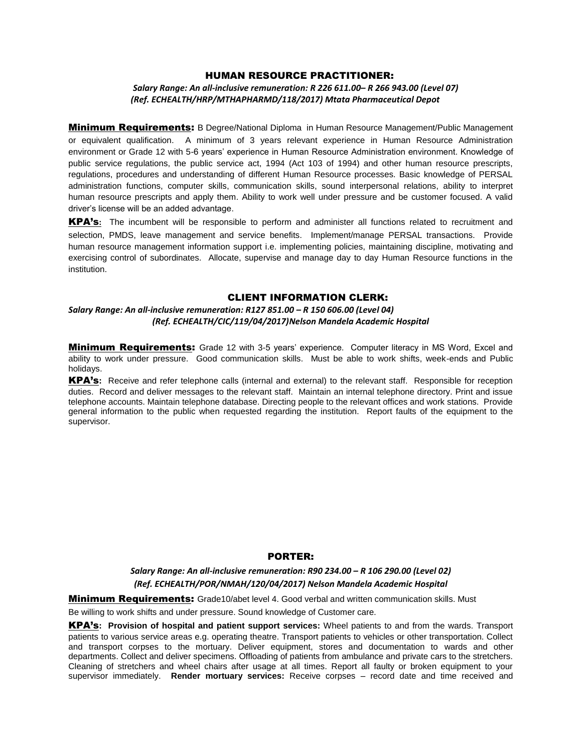## HUMAN RESOURCE PRACTITIONER:

*Salary Range: An all-inclusive remuneration: R 226 611.00– R 266 943.00 (Level 07)*
*(Ref. ECHEALTH/HRP/MTHAPHARMD/118/2017) Mtata Pharmaceutical Depot*

**Minimum Requirements:** B Degree/National Diploma in Human Resource Management/Public Management or equivalent qualification. A minimum of 3 years relevant experience in Human Resource Administration environment or Grade 12 with 5-6 years' experience in Human Resource Administration environment. Knowledge of public service regulations, the public service act, 1994 (Act 103 of 1994) and other human resource prescripts, regulations, procedures and understanding of different Human Resource processes. Basic knowledge of PERSAL administration functions, computer skills, communication skills, sound interpersonal relations, ability to interpret human resource prescripts and apply them. Ability to work well under pressure and be customer focused. A valid driver's license will be an added advantage.

**KPA's:** The incumbent will be responsible to perform and administer all functions related to recruitment and selection, PMDS, leave management and service benefits. Implement/manage PERSAL transactions. Provide human resource management information support i.e. implementing policies, maintaining discipline, motivating and exercising control of subordinates. Allocate, supervise and manage day to day Human Resource functions in the institution.

## CLIENT INFORMATION CLERK:

*Salary Range: An all-inclusive remuneration: R127 851.00 – R 150 606.00 (Level 04)*
*(Ref. ECHEALTH/CIC/119/04/2017)Nelson Mandela Academic Hospital*

**Minimum Requirements:** Grade 12 with 3-5 years' experience. Computer literacy in MS Word, Excel and ability to work under pressure. Good communication skills. Must be able to work shifts, week-ends and Public holidays.

**KPA's:** Receive and refer telephone calls (internal and external) to the relevant staff. Responsible for reception duties. Record and deliver messages to the relevant staff. Maintain an internal telephone directory. Print and issue telephone accounts. Maintain telephone database. Directing people to the relevant offices and work stations. Provide general information to the public when requested regarding the institution. Report faults of the equipment to the supervisor.

## PORTER:

*Salary Range: An all-inclusive remuneration: R90 234.00 – R 106 290.00 (Level 02)*
*(Ref. ECHEALTH/POR/NMAH/120/04/2017) Nelson Mandela Academic Hospital*

**Minimum Requirements:** Grade10/abet level 4. Good verbal and written communication skills. Must Be willing to work shifts and under pressure. Sound knowledge of Customer care.

**KPA's: Provision of hospital and patient support services:** Wheel patients to and from the wards. Transport patients to various service areas e.g. operating theatre. Transport patients to vehicles or other transportation. Collect and transport corpses to the mortuary. Deliver equipment, stores and documentation to wards and other departments. Collect and deliver specimens. Offloading of patients from ambulance and private cars to the stretchers. Cleaning of stretchers and wheel chairs after usage at all times. Report all faulty or broken equipment to your supervisor immediately. **Render mortuary services:** Receive corpses – record date and time received and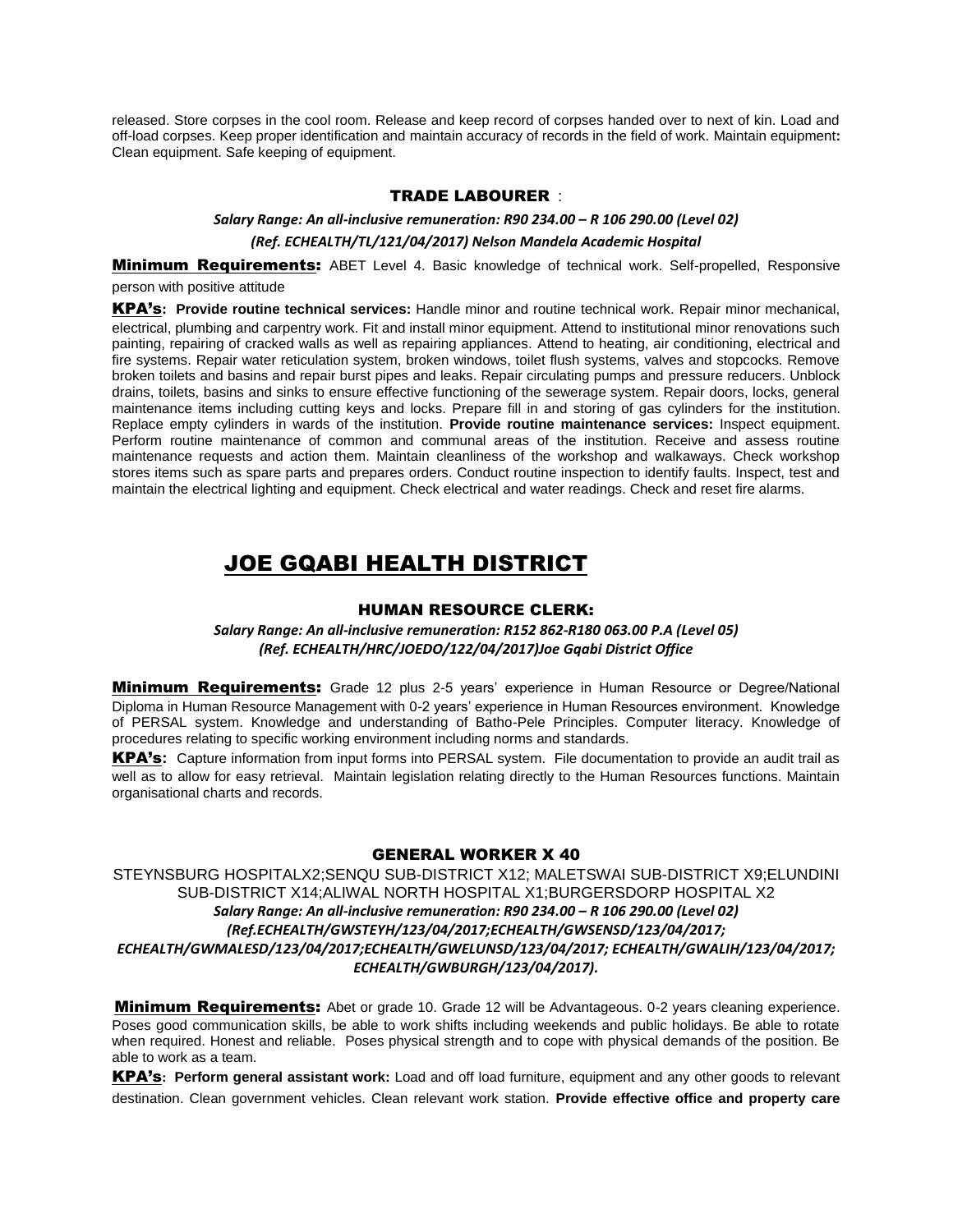released. Store corpses in the cool room. Release and keep record of corpses handed over to next of kin. Load and off-load corpses. Keep proper identification and maintain accuracy of records in the field of work. Maintain equipment**:** Clean equipment. Safe keeping of equipment.

### TRADE LABOURER :

***Salary Range: An all-inclusive remuneration: R90 234.00 – R 106 290.00 (Level 02)***

***(Ref. ECHEALTH/TL/121/04/2017) Nelson Mandela Academic Hospital***

**Minimum Requirements:** ABET Level 4. Basic knowledge of technical work. Self-propelled, Responsive person with positive attitude

**KPA's: Provide routine technical services:** Handle minor and routine technical work. Repair minor mechanical, electrical, plumbing and carpentry work. Fit and install minor equipment. Attend to institutional minor renovations such painting, repairing of cracked walls as well as repairing appliances. Attend to heating, air conditioning, electrical and fire systems. Repair water reticulation system, broken windows, toilet flush systems, valves and stopcocks. Remove broken toilets and basins and repair burst pipes and leaks. Repair circulating pumps and pressure reducers. Unblock drains, toilets, basins and sinks to ensure effective functioning of the sewerage system. Repair doors, locks, general maintenance items including cutting keys and locks. Prepare fill in and storing of gas cylinders for the institution. Replace empty cylinders in wards of the institution. **Provide routine maintenance services:** Inspect equipment. Perform routine maintenance of common and communal areas of the institution. Receive and assess routine maintenance requests and action them. Maintain cleanliness of the workshop and walkaways. Check workshop stores items such as spare parts and prepares orders. Conduct routine inspection to identify faults. Inspect, test and maintain the electrical lighting and equipment. Check electrical and water readings. Check and reset fire alarms.

## JOE GQABI HEALTH DISTRICT

### HUMAN RESOURCE CLERK:

***Salary Range: An all-inclusive remuneration: R152 862-R180 063.00 P.A (Level 05)***
***(Ref. ECHEALTH/HRC/JOEDO/122/04/2017)Joe Gqabi District Office***

**Minimum Requirements:** Grade 12 plus 2-5 years' experience in Human Resource or Degree/National Diploma in Human Resource Management with 0-2 years' experience in Human Resources environment. Knowledge of PERSAL system. Knowledge and understanding of Batho-Pele Principles. Computer literacy. Knowledge of procedures relating to specific working environment including norms and standards.

**KPA's:** Capture information from input forms into PERSAL system. File documentation to provide an audit trail as well as to allow for easy retrieval. Maintain legislation relating directly to the Human Resources functions. Maintain organisational charts and records.

### GENERAL WORKER X 40

STEYNSBURG HOSPITALX2;SENQU SUB-DISTRICT X12; MALETSWAI SUB-DISTRICT X9;ELUNDINI SUB-DISTRICT X14;ALIWAL NORTH HOSPITAL X1;BURGERSDORP HOSPITAL X2

***Salary Range: An all-inclusive remuneration: R90 234.00 – R 106 290.00 (Level 02)***
***(Ref.ECHEALTH/GWSTEYH/123/04/2017;ECHEALTH/GWSENSD/123/04/2017; ECHEALTH/GWMALESD/123/04/2017;ECHEALTH/GWELUNSD/123/04/2017; ECHEALTH/GWALIH/123/04/2017; ECHEALTH/GWBURGH/123/04/2017).***

**Minimum Requirements:** Abet or grade 10. Grade 12 will be Advantageous. 0-2 years cleaning experience. Poses good communication skills, be able to work shifts including weekends and public holidays. Be able to rotate when required. Honest and reliable. Poses physical strength and to cope with physical demands of the position. Be able to work as a team.

**KPA's: Perform general assistant work:** Load and off load furniture, equipment and any other goods to relevant destination. Clean government vehicles. Clean relevant work station. **Provide effective office and property care**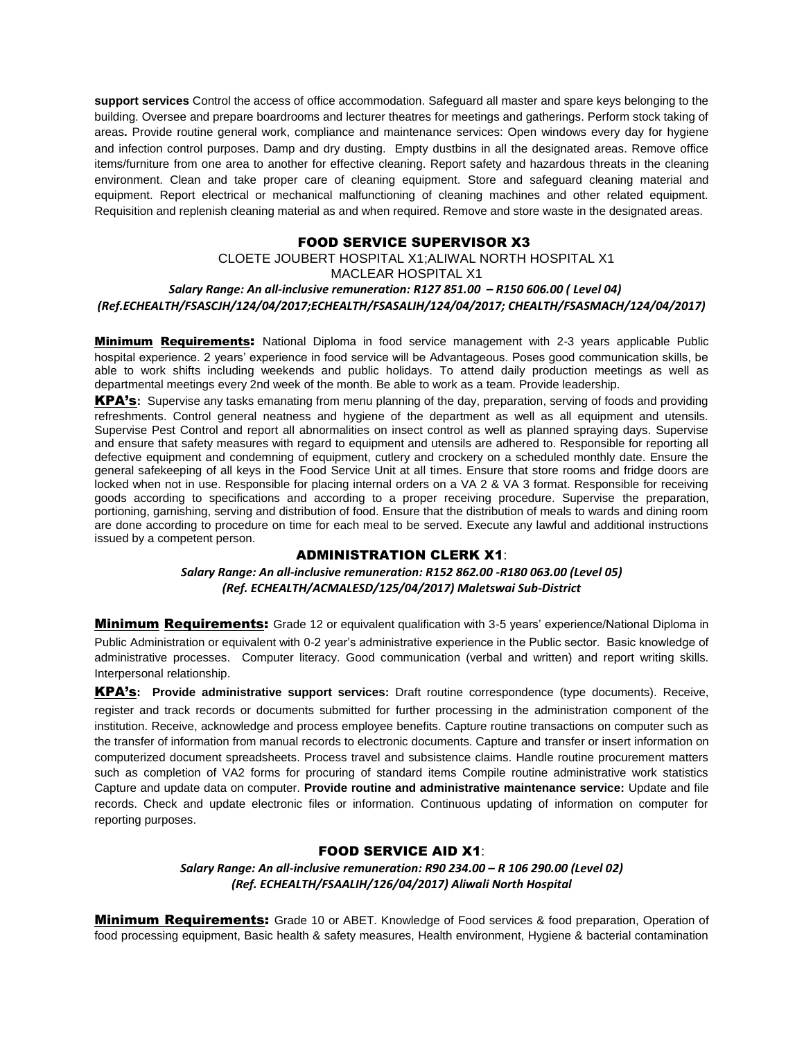**support services** Control the access of office accommodation. Safeguard all master and spare keys belonging to the building. Oversee and prepare boardrooms and lecturer theatres for meetings and gatherings. Perform stock taking of areas**.** Provide routine general work, compliance and maintenance services: Open windows every day for hygiene and infection control purposes. Damp and dry dusting. Empty dustbins in all the designated areas. Remove office items/furniture from one area to another for effective cleaning. Report safety and hazardous threats in the cleaning environment. Clean and take proper care of cleaning equipment. Store and safeguard cleaning material and equipment. Report electrical or mechanical malfunctioning of cleaning machines and other related equipment. Requisition and replenish cleaning material as and when required. Remove and store waste in the designated areas.

## FOOD SERVICE SUPERVISOR X3

CLOETE JOUBERT HOSPITAL X1;ALIWAL NORTH HOSPITAL X1
MACLEAR HOSPITAL X1

***Salary Range: An all-inclusive remuneration: R127 851.00 – R150 606.00 ( Level 04)***
***(Ref.ECHEALTH/FSASCJH/124/04/2017;ECHEALTH/FSASALIH/124/04/2017; CHEALTH/FSASMACH/124/04/2017)***

**Minimum Requirements:** National Diploma in food service management with 2-3 years applicable Public hospital experience. 2 years' experience in food service will be Advantageous. Poses good communication skills, be able to work shifts including weekends and public holidays. To attend daily production meetings as well as departmental meetings every 2nd week of the month. Be able to work as a team. Provide leadership.

**KPA's:** Supervise any tasks emanating from menu planning of the day, preparation, serving of foods and providing refreshments. Control general neatness and hygiene of the department as well as all equipment and utensils. Supervise Pest Control and report all abnormalities on insect control as well as planned spraying days. Supervise and ensure that safety measures with regard to equipment and utensils are adhered to. Responsible for reporting all defective equipment and condemning of equipment, cutlery and crockery on a scheduled monthly date. Ensure the general safekeeping of all keys in the Food Service Unit at all times. Ensure that store rooms and fridge doors are locked when not in use. Responsible for placing internal orders on a VA 2 & VA 3 format. Responsible for receiving goods according to specifications and according to a proper receiving procedure. Supervise the preparation, portioning, garnishing, serving and distribution of food. Ensure that the distribution of meals to wards and dining room are done according to procedure on time for each meal to be served. Execute any lawful and additional instructions issued by a competent person.

## ADMINISTRATION CLERK X1:

***Salary Range: An all-inclusive remuneration: R152 862.00 -R180 063.00 (Level 05)***
***(Ref. ECHEALTH/ACMALESD/125/04/2017) Maletswai Sub-District***

**Minimum Requirements:** Grade 12 or equivalent qualification with 3-5 years' experience/National Diploma in Public Administration or equivalent with 0-2 year's administrative experience in the Public sector. Basic knowledge of administrative processes. Computer literacy. Good communication (verbal and written) and report writing skills. Interpersonal relationship.

**KPA's: Provide administrative support services:** Draft routine correspondence (type documents). Receive, register and track records or documents submitted for further processing in the administration component of the institution. Receive, acknowledge and process employee benefits. Capture routine transactions on computer such as the transfer of information from manual records to electronic documents. Capture and transfer or insert information on computerized document spreadsheets. Process travel and subsistence claims. Handle routine procurement matters such as completion of VA2 forms for procuring of standard items Compile routine administrative work statistics Capture and update data on computer. **Provide routine and administrative maintenance service:** Update and file records. Check and update electronic files or information. Continuous updating of information on computer for reporting purposes.

## FOOD SERVICE AID X1:

***Salary Range: An all-inclusive remuneration: R90 234.00 – R 106 290.00 (Level 02)***
***(Ref. ECHEALTH/FSAALIH/126/04/2017) Aliwali North Hospital***

**Minimum Requirements:** Grade 10 or ABET. Knowledge of Food services & food preparation, Operation of food processing equipment, Basic health & safety measures, Health environment, Hygiene & bacterial contamination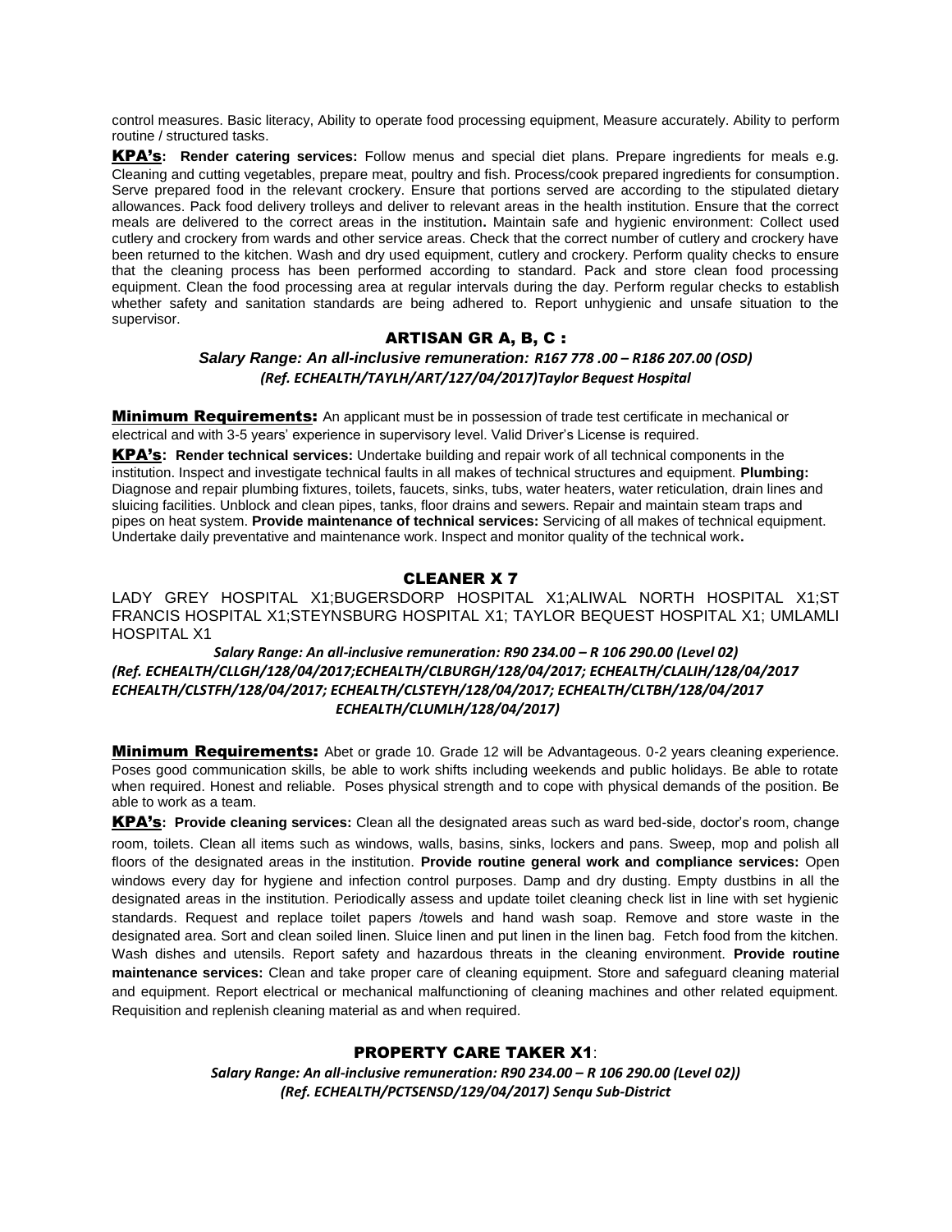control measures. Basic literacy, Ability to operate food processing equipment, Measure accurately. Ability to perform routine / structured tasks.

**KPA's: Render catering services:** Follow menus and special diet plans. Prepare ingredients for meals e.g. Cleaning and cutting vegetables, prepare meat, poultry and fish. Process/cook prepared ingredients for consumption. Serve prepared food in the relevant crockery. Ensure that portions served are according to the stipulated dietary allowances. Pack food delivery trolleys and deliver to relevant areas in the health institution. Ensure that the correct meals are delivered to the correct areas in the institution**.** Maintain safe and hygienic environment: Collect used cutlery and crockery from wards and other service areas. Check that the correct number of cutlery and crockery have been returned to the kitchen. Wash and dry used equipment, cutlery and crockery. Perform quality checks to ensure that the cleaning process has been performed according to standard. Pack and store clean food processing equipment. Clean the food processing area at regular intervals during the day. Perform regular checks to establish whether safety and sanitation standards are being adhered to. Report unhygienic and unsafe situation to the supervisor.

## ARTISAN GR A, B, C :

***Salary Range: An all-inclusive remuneration: R167 778 .00 – R186 207.00 (OSD)***
***(Ref. ECHEALTH/TAYLH/ART/127/04/2017)Taylor Bequest Hospital***

**Minimum Requirements:** An applicant must be in possession of trade test certificate in mechanical or electrical and with 3-5 years' experience in supervisory level. Valid Driver's License is required.

**KPA's: Render technical services:** Undertake building and repair work of all technical components in the institution. Inspect and investigate technical faults in all makes of technical structures and equipment. **Plumbing:** Diagnose and repair plumbing fixtures, toilets, faucets, sinks, tubs, water heaters, water reticulation, drain lines and sluicing facilities. Unblock and clean pipes, tanks, floor drains and sewers. Repair and maintain steam traps and pipes on heat system. **Provide maintenance of technical services:** Servicing of all makes of technical equipment. Undertake daily preventative and maintenance work. Inspect and monitor quality of the technical work**.**

## CLEANER X 7

LADY GREY HOSPITAL X1;BUGERSDORP HOSPITAL X1;ALIWAL NORTH HOSPITAL X1;ST FRANCIS HOSPITAL X1;STEYNSBURG HOSPITAL X1; TAYLOR BEQUEST HOSPITAL X1; UMLAMLI HOSPITAL X1

***Salary Range: An all-inclusive remuneration: R90 234.00 – R 106 290.00 (Level 02)***
***(Ref. ECHEALTH/CLLGH/128/04/2017;ECHEALTH/CLBURGH/128/04/2017; ECHEALTH/CLALIH/128/04/2017 ECHEALTH/CLSTFH/128/04/2017; ECHEALTH/CLSTEYH/128/04/2017; ECHEALTH/CLTBH/128/04/2017 ECHEALTH/CLUMLH/128/04/2017)***

**Minimum Requirements:** Abet or grade 10. Grade 12 will be Advantageous. 0-2 years cleaning experience. Poses good communication skills, be able to work shifts including weekends and public holidays. Be able to rotate when required. Honest and reliable. Poses physical strength and to cope with physical demands of the position. Be able to work as a team.

**KPA's: Provide cleaning services:** Clean all the designated areas such as ward bed-side, doctor's room, change room, toilets. Clean all items such as windows, walls, basins, sinks, lockers and pans. Sweep, mop and polish all floors of the designated areas in the institution. **Provide routine general work and compliance services:** Open windows every day for hygiene and infection control purposes. Damp and dry dusting. Empty dustbins in all the designated areas in the institution. Periodically assess and update toilet cleaning check list in line with set hygienic standards. Request and replace toilet papers /towels and hand wash soap. Remove and store waste in the designated area. Sort and clean soiled linen. Sluice linen and put linen in the linen bag. Fetch food from the kitchen. Wash dishes and utensils. Report safety and hazardous threats in the cleaning environment. **Provide routine maintenance services:** Clean and take proper care of cleaning equipment. Store and safeguard cleaning material and equipment. Report electrical or mechanical malfunctioning of cleaning machines and other related equipment. Requisition and replenish cleaning material as and when required.

## PROPERTY CARE TAKER X1:

***Salary Range: An all-inclusive remuneration: R90 234.00 – R 106 290.00 (Level 02))***
***(Ref. ECHEALTH/PCTSENSD/129/04/2017) Senqu Sub-District***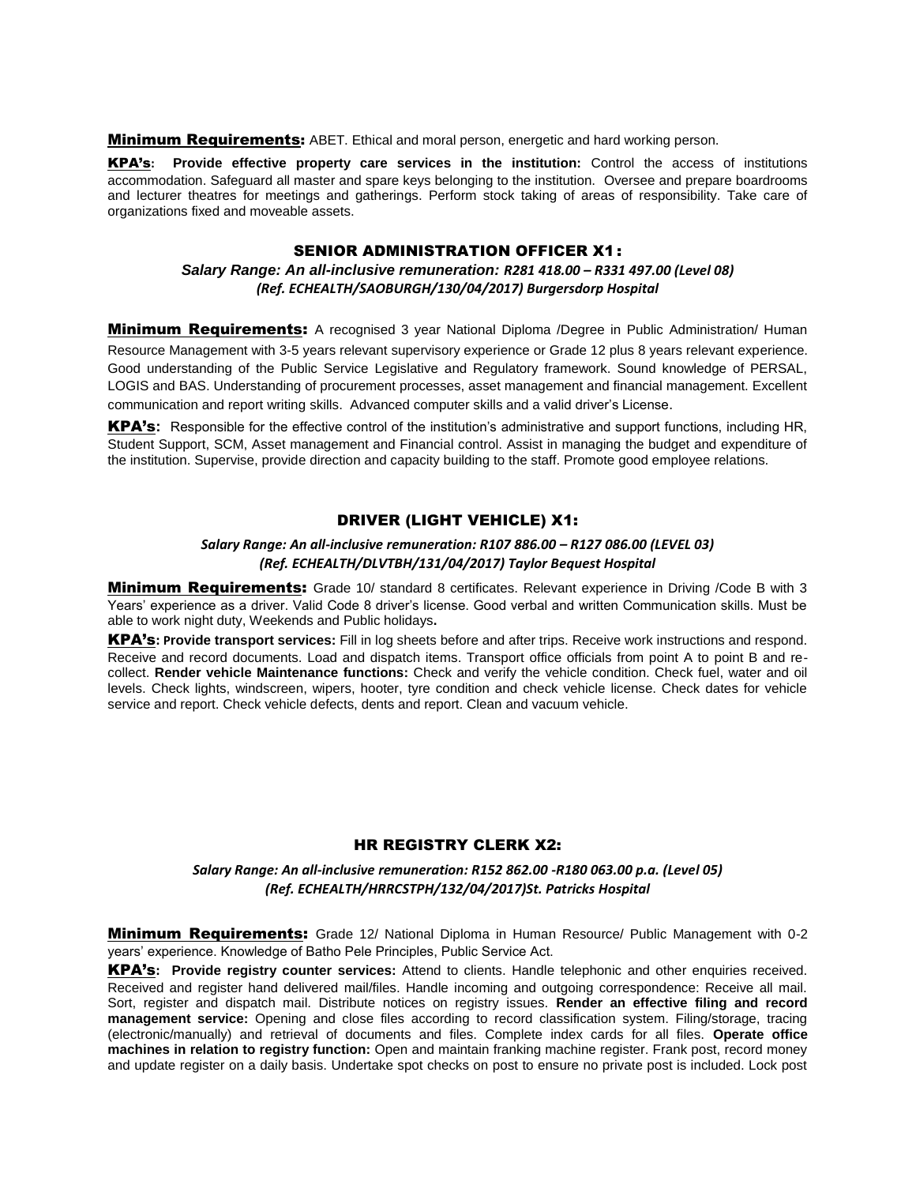**Minimum Requirements:** ABET. Ethical and moral person, energetic and hard working person.

**KPA's: Provide effective property care services in the institution:** Control the access of institutions accommodation. Safeguard all master and spare keys belonging to the institution. Oversee and prepare boardrooms and lecturer theatres for meetings and gatherings. Perform stock taking of areas of responsibility. Take care of organizations fixed and moveable assets.

## SENIOR ADMINISTRATION OFFICER X1:

***Salary Range: An all-inclusive remuneration: R281 418.00 – R331 497.00 (Level 08)***
***(Ref. ECHEALTH/SAOBURGH/130/04/2017) Burgersdorp Hospital***

**Minimum Requirements:** A recognised 3 year National Diploma /Degree in Public Administration/ Human Resource Management with 3-5 years relevant supervisory experience or Grade 12 plus 8 years relevant experience. Good understanding of the Public Service Legislative and Regulatory framework. Sound knowledge of PERSAL, LOGIS and BAS. Understanding of procurement processes, asset management and financial management. Excellent communication and report writing skills. Advanced computer skills and a valid driver's License.

**KPA's:** Responsible for the effective control of the institution's administrative and support functions, including HR, Student Support, SCM, Asset management and Financial control. Assist in managing the budget and expenditure of the institution. Supervise, provide direction and capacity building to the staff. Promote good employee relations.

## DRIVER (LIGHT VEHICLE) X1:

***Salary Range: An all-inclusive remuneration: R107 886.00 – R127 086.00 (LEVEL 03)***
***(Ref. ECHEALTH/DLVTBH/131/04/2017) Taylor Bequest Hospital***

**Minimum Requirements:** Grade 10/ standard 8 certificates. Relevant experience in Driving /Code B with 3 Years' experience as a driver. Valid Code 8 driver's license. Good verbal and written Communication skills. Must be able to work night duty, Weekends and Public holidays**.**

**KPA's: Provide transport services:** Fill in log sheets before and after trips. Receive work instructions and respond. Receive and record documents. Load and dispatch items. Transport office officials from point A to point B and re-collect. **Render vehicle Maintenance functions:** Check and verify the vehicle condition. Check fuel, water and oil levels. Check lights, windscreen, wipers, hooter, tyre condition and check vehicle license. Check dates for vehicle service and report. Check vehicle defects, dents and report. Clean and vacuum vehicle.

## HR REGISTRY CLERK X2:

***Salary Range: An all-inclusive remuneration: R152 862.00 -R180 063.00 p.a. (Level 05)***
***(Ref. ECHEALTH/HRRCSTPH/132/04/2017)St. Patricks Hospital***

**Minimum Requirements:** Grade 12/ National Diploma in Human Resource/ Public Management with 0-2 years' experience. Knowledge of Batho Pele Principles, Public Service Act.

**KPA's: Provide registry counter services:** Attend to clients. Handle telephonic and other enquiries received. Received and register hand delivered mail/files. Handle incoming and outgoing correspondence: Receive all mail. Sort, register and dispatch mail. Distribute notices on registry issues. **Render an effective filing and record management service:** Opening and close files according to record classification system. Filing/storage, tracing (electronic/manually) and retrieval of documents and files. Complete index cards for all files. **Operate office machines in relation to registry function:** Open and maintain franking machine register. Frank post, record money and update register on a daily basis. Undertake spot checks on post to ensure no private post is included. Lock post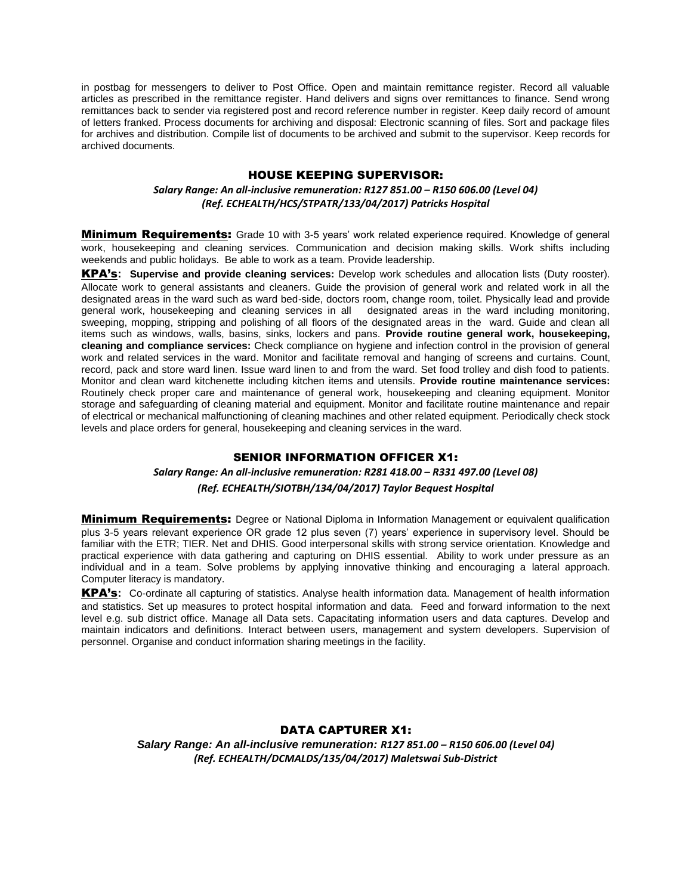in postbag for messengers to deliver to Post Office. Open and maintain remittance register. Record all valuable articles as prescribed in the remittance register. Hand delivers and signs over remittances to finance. Send wrong remittances back to sender via registered post and record reference number in register. Keep daily record of amount of letters franked. Process documents for archiving and disposal: Electronic scanning of files. Sort and package files for archives and distribution. Compile list of documents to be archived and submit to the supervisor. Keep records for archived documents.

## HOUSE KEEPING SUPERVISOR:

***Salary Range: An all-inclusive remuneration: R127 851.00 – R150 606.00 (Level 04)***
***(Ref. ECHEALTH/HCS/STPATR/133/04/2017) Patricks Hospital***

**Minimum Requirements:** Grade 10 with 3-5 years' work related experience required. Knowledge of general work, housekeeping and cleaning services. Communication and decision making skills. Work shifts including weekends and public holidays. Be able to work as a team. Provide leadership.

**KPA's:** **Supervise and provide cleaning services:** Develop work schedules and allocation lists (Duty rooster). Allocate work to general assistants and cleaners. Guide the provision of general work and related work in all the designated areas in the ward such as ward bed-side, doctors room, change room, toilet. Physically lead and provide general work, housekeeping and cleaning services in all designated areas in the ward including monitoring, sweeping, mopping, stripping and polishing of all floors of the designated areas in the ward. Guide and clean all items such as windows, walls, basins, sinks, lockers and pans. **Provide routine general work, housekeeping, cleaning and compliance services:** Check compliance on hygiene and infection control in the provision of general work and related services in the ward. Monitor and facilitate removal and hanging of screens and curtains. Count, record, pack and store ward linen. Issue ward linen to and from the ward. Set food trolley and dish food to patients. Monitor and clean ward kitchenette including kitchen items and utensils. **Provide routine maintenance services:** Routinely check proper care and maintenance of general work, housekeeping and cleaning equipment. Monitor storage and safeguarding of cleaning material and equipment. Monitor and facilitate routine maintenance and repair of electrical or mechanical malfunctioning of cleaning machines and other related equipment. Periodically check stock levels and place orders for general, housekeeping and cleaning services in the ward.

## SENIOR INFORMATION OFFICER X1:

***Salary Range: An all-inclusive remuneration: R281 418.00 – R331 497.00 (Level 08)***
***(Ref. ECHEALTH/SIOTBH/134/04/2017) Taylor Bequest Hospital***

**Minimum Requirements:** Degree or National Diploma in Information Management or equivalent qualification plus 3-5 years relevant experience OR grade 12 plus seven (7) years' experience in supervisory level. Should be familiar with the ETR; TIER. Net and DHIS. Good interpersonal skills with strong service orientation. Knowledge and practical experience with data gathering and capturing on DHIS essential. Ability to work under pressure as an individual and in a team. Solve problems by applying innovative thinking and encouraging a lateral approach. Computer literacy is mandatory.

**KPA's:** Co-ordinate all capturing of statistics. Analyse health information data. Management of health information and statistics. Set up measures to protect hospital information and data. Feed and forward information to the next level e.g. sub district office. Manage all Data sets. Capacitating information users and data captures. Develop and maintain indicators and definitions. Interact between users, management and system developers. Supervision of personnel. Organise and conduct information sharing meetings in the facility.

## DATA CAPTURER X1:

***Salary Range: An all-inclusive remuneration: R127 851.00 – R150 606.00 (Level 04)***
***(Ref. ECHEALTH/DCMALDS/135/04/2017) Maletswai Sub-District***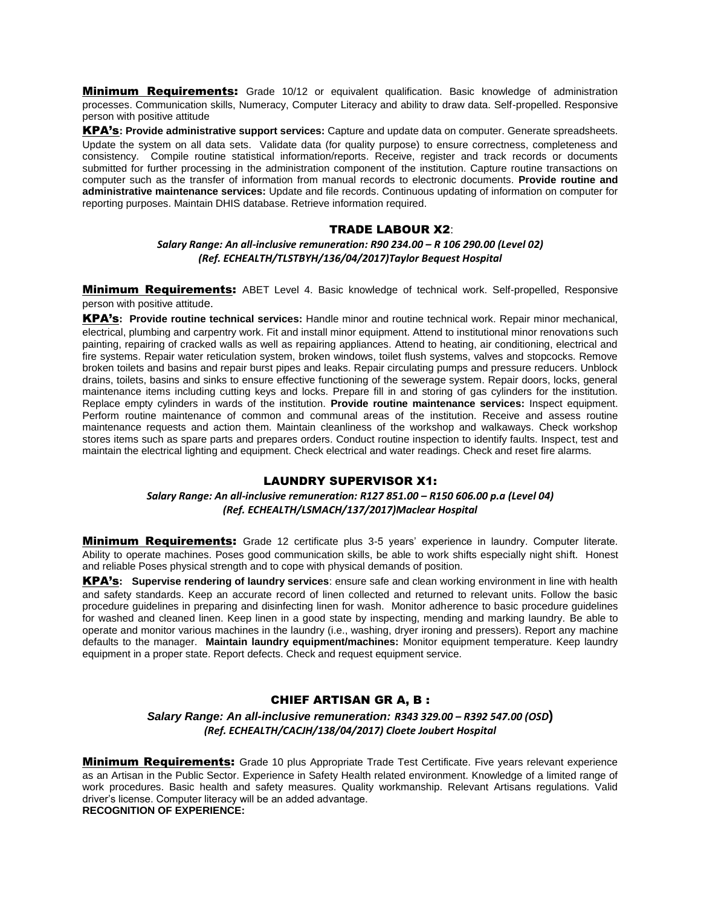**Minimum Requirements:** Grade 10/12 or equivalent qualification. Basic knowledge of administration processes. Communication skills, Numeracy, Computer Literacy and ability to draw data. Self-propelled. Responsive person with positive attitude

**KPA's: Provide administrative support services:** Capture and update data on computer. Generate spreadsheets. Update the system on all data sets. Validate data (for quality purpose) to ensure correctness, completeness and consistency. Compile routine statistical information/reports. Receive, register and track records or documents submitted for further processing in the administration component of the institution. Capture routine transactions on computer such as the transfer of information from manual records to electronic documents. **Provide routine and administrative maintenance services:** Update and file records. Continuous updating of information on computer for reporting purposes. Maintain DHIS database. Retrieve information required.

## TRADE LABOUR X2:

***Salary Range: An all-inclusive remuneration: R90 234.00 – R 106 290.00 (Level 02)***
***(Ref. ECHEALTH/TLSTBYH/136/04/2017)Taylor Bequest Hospital***

**Minimum Requirements:** ABET Level 4. Basic knowledge of technical work. Self-propelled, Responsive person with positive attitude.

**KPA's: Provide routine technical services:** Handle minor and routine technical work. Repair minor mechanical, electrical, plumbing and carpentry work. Fit and install minor equipment. Attend to institutional minor renovations such painting, repairing of cracked walls as well as repairing appliances. Attend to heating, air conditioning, electrical and fire systems. Repair water reticulation system, broken windows, toilet flush systems, valves and stopcocks. Remove broken toilets and basins and repair burst pipes and leaks. Repair circulating pumps and pressure reducers. Unblock drains, toilets, basins and sinks to ensure effective functioning of the sewerage system. Repair doors, locks, general maintenance items including cutting keys and locks. Prepare fill in and storing of gas cylinders for the institution. Replace empty cylinders in wards of the institution. **Provide routine maintenance services:** Inspect equipment. Perform routine maintenance of common and communal areas of the institution. Receive and assess routine maintenance requests and action them. Maintain cleanliness of the workshop and walkaways. Check workshop stores items such as spare parts and prepares orders. Conduct routine inspection to identify faults. Inspect, test and maintain the electrical lighting and equipment. Check electrical and water readings. Check and reset fire alarms.

## LAUNDRY SUPERVISOR X1:

***Salary Range: An all-inclusive remuneration: R127 851.00 – R150 606.00 p.a (Level 04)***
***(Ref. ECHEALTH/LSMACH/137/2017)Maclear Hospital***

**Minimum Requirements:** Grade 12 certificate plus 3-5 years' experience in laundry. Computer literate. Ability to operate machines. Poses good communication skills, be able to work shifts especially night shift. Honest and reliable Poses physical strength and to cope with physical demands of position.

**KPA's: Supervise rendering of laundry services**: ensure safe and clean working environment in line with health and safety standards. Keep an accurate record of linen collected and returned to relevant units. Follow the basic procedure guidelines in preparing and disinfecting linen for wash. Monitor adherence to basic procedure guidelines for washed and cleaned linen. Keep linen in a good state by inspecting, mending and marking laundry. Be able to operate and monitor various machines in the laundry (i.e., washing, dryer ironing and pressers). Report any machine defaults to the manager. **Maintain laundry equipment/machines:** Monitor equipment temperature. Keep laundry equipment in a proper state. Report defects. Check and request equipment service.

## CHIEF ARTISAN GR A, B :

***Salary Range: An all-inclusive remuneration: R343 329.00 – R392 547.00 (OSD)***
***(Ref. ECHEALTH/CACJH/138/04/2017) Cloete Joubert Hospital***

**Minimum Requirements:** Grade 10 plus Appropriate Trade Test Certificate. Five years relevant experience as an Artisan in the Public Sector. Experience in Safety Health related environment. Knowledge of a limited range of work procedures. Basic health and safety measures. Quality workmanship. Relevant Artisans regulations. Valid driver's license. Computer literacy will be an added advantage.

**RECOGNITION OF EXPERIENCE:**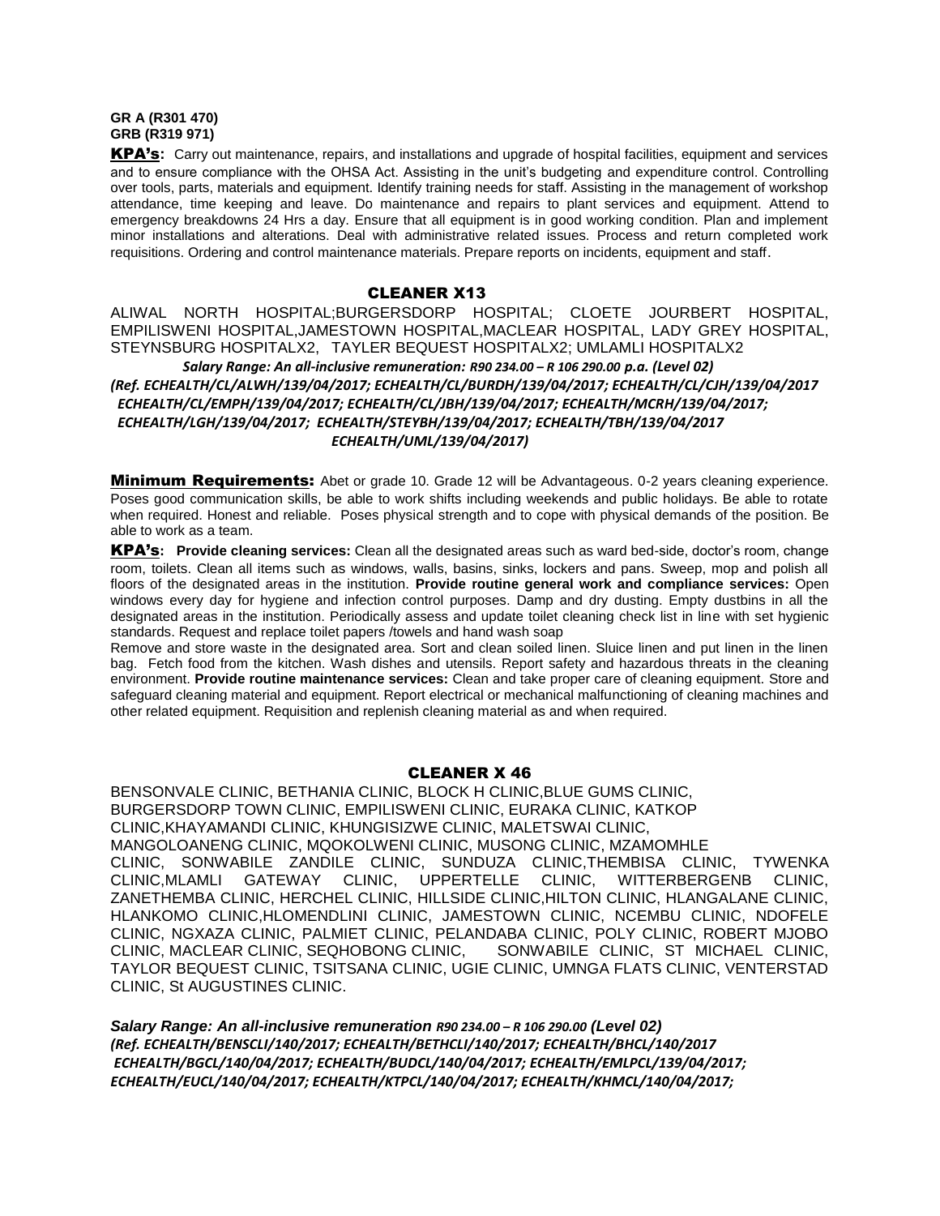**GR A (R301 470)**
**GRB (R319 971)**

**KPA's:** Carry out maintenance, repairs, and installations and upgrade of hospital facilities, equipment and services and to ensure compliance with the OHSA Act. Assisting in the unit's budgeting and expenditure control. Controlling over tools, parts, materials and equipment. Identify training needs for staff. Assisting in the management of workshop attendance, time keeping and leave. Do maintenance and repairs to plant services and equipment. Attend to emergency breakdowns 24 Hrs a day. Ensure that all equipment is in good working condition. Plan and implement minor installations and alterations. Deal with administrative related issues. Process and return completed work requisitions. Ordering and control maintenance materials. Prepare reports on incidents, equipment and staff.

## CLEANER X13

ALIWAL NORTH HOSPITAL;BURGERSDORP HOSPITAL; CLOETE JOURBERT HOSPITAL, EMPILISWENI HOSPITAL,JAMESTOWN HOSPITAL,MACLEAR HOSPITAL, LADY GREY HOSPITAL, STEYNSBURG HOSPITALX2, TAYLER BEQUEST HOSPITALX2; UMLAMLI HOSPITALX2

*Salary Range: An all-inclusive remuneration: R90 234.00 – R 106 290.00 p.a. (Level 02)*
*(Ref. ECHEALTH/CL/ALWH/139/04/2017; ECHEALTH/CL/BURDH/139/04/2017; ECHEALTH/CL/CJH/139/04/2017 ECHEALTH/CL/EMPH/139/04/2017; ECHEALTH/CL/JBH/139/04/2017; ECHEALTH/MCRH/139/04/2017; ECHEALTH/LGH/139/04/2017; ECHEALTH/STEYBH/139/04/2017; ECHEALTH/TBH/139/04/2017 ECHEALTH/UML/139/04/2017)*

**Minimum Requirements:** Abet or grade 10. Grade 12 will be Advantageous. 0-2 years cleaning experience. Poses good communication skills, be able to work shifts including weekends and public holidays. Be able to rotate when required. Honest and reliable. Poses physical strength and to cope with physical demands of the position. Be able to work as a team.

**KPA's: Provide cleaning services:** Clean all the designated areas such as ward bed-side, doctor's room, change room, toilets. Clean all items such as windows, walls, basins, sinks, lockers and pans. Sweep, mop and polish all floors of the designated areas in the institution. **Provide routine general work and compliance services:** Open windows every day for hygiene and infection control purposes. Damp and dry dusting. Empty dustbins in all the designated areas in the institution. Periodically assess and update toilet cleaning check list in line with set hygienic standards. Request and replace toilet papers /towels and hand wash soap
Remove and store waste in the designated area. Sort and clean soiled linen. Sluice linen and put linen in the linen bag. Fetch food from the kitchen. Wash dishes and utensils. Report safety and hazardous threats in the cleaning environment. **Provide routine maintenance services:** Clean and take proper care of cleaning equipment. Store and safeguard cleaning material and equipment. Report electrical or mechanical malfunctioning of cleaning machines and other related equipment. Requisition and replenish cleaning material as and when required.

## CLEANER X 46

BENSONVALE CLINIC, BETHANIA CLINIC, BLOCK H CLINIC,BLUE GUMS CLINIC, BURGERSDORP TOWN CLINIC, EMPILISWENI CLINIC, EURAKA CLINIC, KATKOP CLINIC,KHAYAMANDI CLINIC, KHUNGISIZWE CLINIC, MALETSWAI CLINIC, MANGOLOANENG CLINIC, MQOKOLWENI CLINIC, MUSONG CLINIC, MZAMOMHLE CLINIC, SONWABILE ZANDILE CLINIC, SUNDUZA CLINIC,THEMBISA CLINIC, TYWENKA CLINIC,MLAMLI GATEWAY CLINIC, UPPERTELLE CLINIC, WITTERBERGENB CLINIC, ZANETHEMBA CLINIC, HERCHEL CLINIC, HILLSIDE CLINIC,HILTON CLINIC, HLANGALANE CLINIC, HLANKOMO CLINIC,HLOMENDLINI CLINIC, JAMESTOWN CLINIC, NCEMBU CLINIC, NDOFELE CLINIC, NGXAZA CLINIC, PALMIET CLINIC, PELANDABA CLINIC, POLY CLINIC, ROBERT MJOBO CLINIC, MACLEAR CLINIC, SEQHOBONG CLINIC, SONWABILE CLINIC, ST MICHAEL CLINIC, TAYLOR BEQUEST CLINIC, TSITSANA CLINIC, UGIE CLINIC, UMNGA FLATS CLINIC, VENTERSTAD CLINIC, St AUGUSTINES CLINIC.

***Salary Range: An all-inclusive remuneration** R90 234.00 – R 106 290.00 **(Level 02)***
*(Ref. ECHEALTH/BENSCLI/140/2017; ECHEALTH/BETHCLI/140/2017; ECHEALTH/BHCL/140/2017 ECHEALTH/BGCL/140/04/2017; ECHEALTH/BUDCL/140/04/2017; ECHEALTH/EMLPCL/139/04/2017; ECHEALTH/EUCL/140/04/2017; ECHEALTH/KTPCL/140/04/2017; ECHEALTH/KHMCL/140/04/2017;*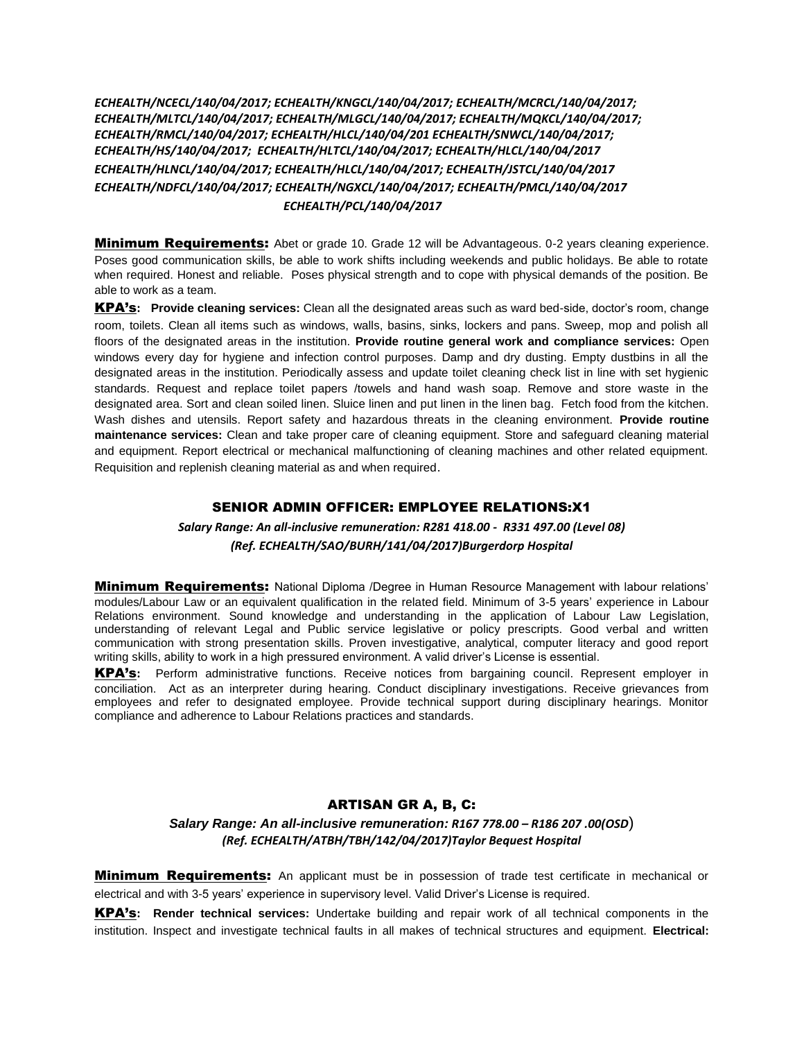***ECHEALTH/NCECL/140/04/2017; ECHEALTH/KNGCL/140/04/2017; ECHEALTH/MCRCL/140/04/2017; ECHEALTH/MLTCL/140/04/2017; ECHEALTH/MLGCL/140/04/2017; ECHEALTH/MQKCL/140/04/2017; ECHEALTH/RMCL/140/04/2017; ECHEALTH/HLCL/140/04/201 ECHEALTH/SNWCL/140/04/2017; ECHEALTH/HS/140/04/2017; ECHEALTH/HLTCL/140/04/2017; ECHEALTH/HLCL/140/04/2017 ECHEALTH/HLNCL/140/04/2017; ECHEALTH/HLCL/140/04/2017; ECHEALTH/JSTCL/140/04/2017 ECHEALTH/NDFCL/140/04/2017; ECHEALTH/NGXCL/140/04/2017; ECHEALTH/PMCL/140/04/2017 ECHEALTH/PCL/140/04/2017***

**Minimum Requirements:** Abet or grade 10. Grade 12 will be Advantageous. 0-2 years cleaning experience. Poses good communication skills, be able to work shifts including weekends and public holidays. Be able to rotate when required. Honest and reliable. Poses physical strength and to cope with physical demands of the position. Be able to work as a team.

**KPA's:** **Provide cleaning services:** Clean all the designated areas such as ward bed-side, doctor's room, change room, toilets. Clean all items such as windows, walls, basins, sinks, lockers and pans. Sweep, mop and polish all floors of the designated areas in the institution. **Provide routine general work and compliance services:** Open windows every day for hygiene and infection control purposes. Damp and dry dusting. Empty dustbins in all the designated areas in the institution. Periodically assess and update toilet cleaning check list in line with set hygienic standards. Request and replace toilet papers /towels and hand wash soap. Remove and store waste in the designated area. Sort and clean soiled linen. Sluice linen and put linen in the linen bag. Fetch food from the kitchen. Wash dishes and utensils. Report safety and hazardous threats in the cleaning environment. **Provide routine maintenance services:** Clean and take proper care of cleaning equipment. Store and safeguard cleaning material and equipment. Report electrical or mechanical malfunctioning of cleaning machines and other related equipment. Requisition and replenish cleaning material as and when required.

## SENIOR ADMIN OFFICER: EMPLOYEE RELATIONS:X1

***Salary Range: An all-inclusive remuneration: R281 418.00 - R331 497.00 (Level 08)***
***(Ref. ECHEALTH/SAO/BURH/141/04/2017)Burgerdorp Hospital***

**Minimum Requirements:** National Diploma /Degree in Human Resource Management with labour relations' modules/Labour Law or an equivalent qualification in the related field. Minimum of 3-5 years' experience in Labour Relations environment. Sound knowledge and understanding in the application of Labour Law Legislation, understanding of relevant Legal and Public service legislative or policy prescripts. Good verbal and written communication with strong presentation skills. Proven investigative, analytical, computer literacy and good report writing skills, ability to work in a high pressured environment. A valid driver's License is essential.

**KPA's:** Perform administrative functions. Receive notices from bargaining council. Represent employer in conciliation. Act as an interpreter during hearing. Conduct disciplinary investigations. Receive grievances from employees and refer to designated employee. Provide technical support during disciplinary hearings. Monitor compliance and adherence to Labour Relations practices and standards.

## ARTISAN GR A, B, C:

***Salary Range: An all-inclusive remuneration: R167 778.00 – R186 207 .00(OSD)***
***(Ref. ECHEALTH/ATBH/TBH/142/04/2017)Taylor Bequest Hospital***

**Minimum Requirements:** An applicant must be in possession of trade test certificate in mechanical or electrical and with 3-5 years' experience in supervisory level. Valid Driver's License is required.

**KPA's:** **Render technical services:** Undertake building and repair work of all technical components in the institution. Inspect and investigate technical faults in all makes of technical structures and equipment. **Electrical:**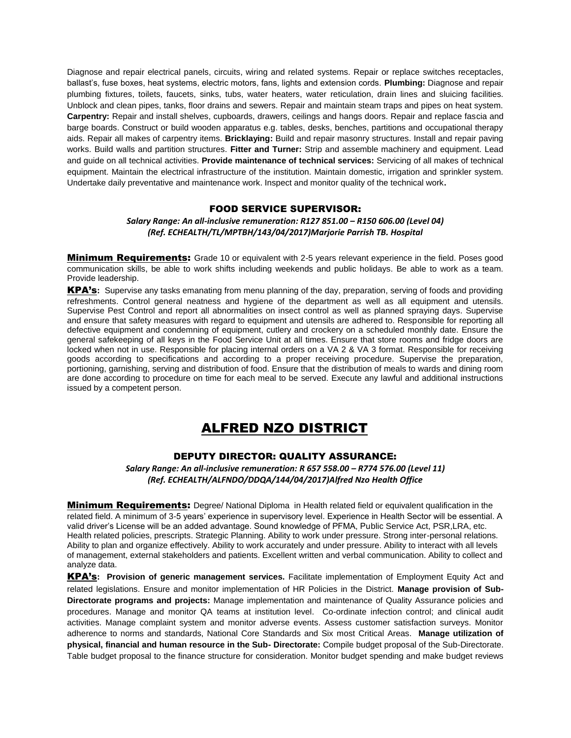Diagnose and repair electrical panels, circuits, wiring and related systems. Repair or replace switches receptacles, ballast's, fuse boxes, heat systems, electric motors, fans, lights and extension cords. **Plumbing:** Diagnose and repair plumbing fixtures, toilets, faucets, sinks, tubs, water heaters, water reticulation, drain lines and sluicing facilities. Unblock and clean pipes, tanks, floor drains and sewers. Repair and maintain steam traps and pipes on heat system. **Carpentry:** Repair and install shelves, cupboards, drawers, ceilings and hangs doors. Repair and replace fascia and barge boards. Construct or build wooden apparatus e.g. tables, desks, benches, partitions and occupational therapy aids. Repair all makes of carpentry items. **Bricklaying:** Build and repair masonry structures. Install and repair paving works. Build walls and partition structures. **Fitter and Turner:** Strip and assemble machinery and equipment. Lead and guide on all technical activities. **Provide maintenance of technical services:** Servicing of all makes of technical equipment. Maintain the electrical infrastructure of the institution. Maintain domestic, irrigation and sprinkler system. Undertake daily preventative and maintenance work. Inspect and monitor quality of the technical work**.**

### FOOD SERVICE SUPERVISOR:

*Salary Range: An all-inclusive remuneration: R127 851.00 – R150 606.00 (Level 04)*
*(Ref. ECHEALTH/TL/MPTBH/143/04/2017)Marjorie Parrish TB. Hospital*

**Minimum Requirements:** Grade 10 or equivalent with 2-5 years relevant experience in the field. Poses good communication skills, be able to work shifts including weekends and public holidays. Be able to work as a team. Provide leadership.

**KPA's:** Supervise any tasks emanating from menu planning of the day, preparation, serving of foods and providing refreshments. Control general neatness and hygiene of the department as well as all equipment and utensils. Supervise Pest Control and report all abnormalities on insect control as well as planned spraying days. Supervise and ensure that safety measures with regard to equipment and utensils are adhered to. Responsible for reporting all defective equipment and condemning of equipment, cutlery and crockery on a scheduled monthly date. Ensure the general safekeeping of all keys in the Food Service Unit at all times. Ensure that store rooms and fridge doors are locked when not in use. Responsible for placing internal orders on a VA 2 & VA 3 format. Responsible for receiving goods according to specifications and according to a proper receiving procedure. Supervise the preparation, portioning, garnishing, serving and distribution of food. Ensure that the distribution of meals to wards and dining room are done according to procedure on time for each meal to be served. Execute any lawful and additional instructions issued by a competent person.

## ALFRED NZO DISTRICT

### DEPUTY DIRECTOR: QUALITY ASSURANCE:

*Salary Range: An all-inclusive remuneration: R 657 558.00 – R774 576.00 (Level 11)*
*(Ref. ECHEALTH/ALFNDO/DDQA/144/04/2017)Alfred Nzo Health Office*

**Minimum Requirements:** Degree/ National Diploma in Health related field or equivalent qualification in the related field. A minimum of 3-5 years' experience in supervisory level. Experience in Health Sector will be essential. A valid driver's License will be an added advantage. Sound knowledge of PFMA, Public Service Act, PSR,LRA, etc. Health related policies, prescripts. Strategic Planning. Ability to work under pressure. Strong inter-personal relations. Ability to plan and organize effectively. Ability to work accurately and under pressure. Ability to interact with all levels of management, external stakeholders and patients. Excellent written and verbal communication. Ability to collect and analyze data.

**KPA's: Provision of generic management services.** Facilitate implementation of Employment Equity Act and related legislations. Ensure and monitor implementation of HR Policies in the District. **Manage provision of Sub-Directorate programs and projects:** Manage implementation and maintenance of Quality Assurance policies and procedures. Manage and monitor QA teams at institution level. Co-ordinate infection control; and clinical audit activities. Manage complaint system and monitor adverse events. Assess customer satisfaction surveys. Monitor adherence to norms and standards, National Core Standards and Six most Critical Areas. **Manage utilization of physical, financial and human resource in the Sub- Directorate:** Compile budget proposal of the Sub-Directorate. Table budget proposal to the finance structure for consideration. Monitor budget spending and make budget reviews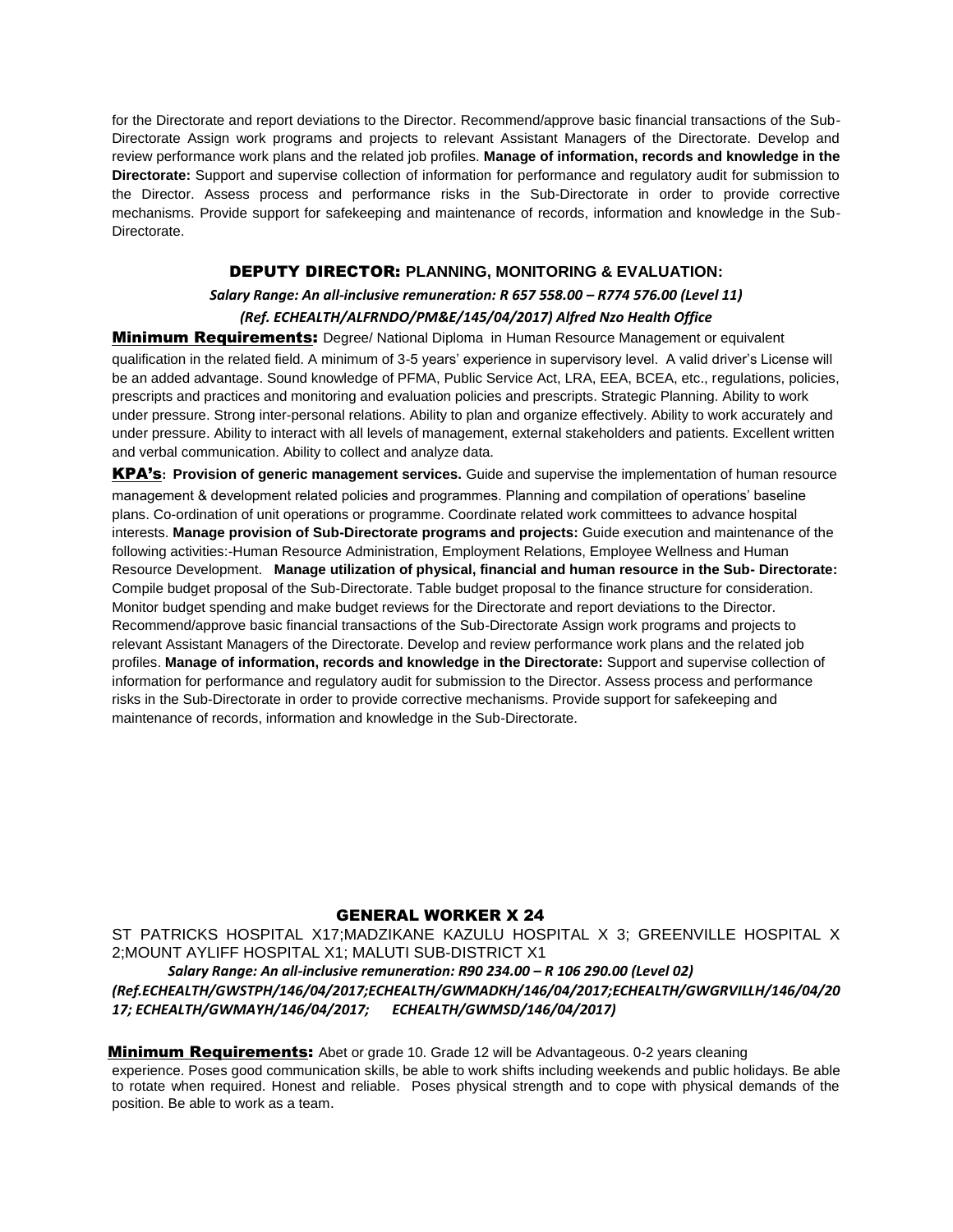for the Directorate and report deviations to the Director. Recommend/approve basic financial transactions of the Sub-Directorate Assign work programs and projects to relevant Assistant Managers of the Directorate. Develop and review performance work plans and the related job profiles. **Manage of information, records and knowledge in the Directorate:** Support and supervise collection of information for performance and regulatory audit for submission to the Director. Assess process and performance risks in the Sub-Directorate in order to provide corrective mechanisms. Provide support for safekeeping and maintenance of records, information and knowledge in the Sub-Directorate.

## DEPUTY DIRECTOR: PLANNING, MONITORING & EVALUATION:

***Salary Range: An all-inclusive remuneration: R 657 558.00 – R774 576.00 (Level 11)***

***(Ref. ECHEALTH/ALFRNDO/PM&E/145/04/2017) Alfred Nzo Health Office***

**Minimum Requirements:** Degree/ National Diploma in Human Resource Management or equivalent qualification in the related field. A minimum of 3-5 years' experience in supervisory level. A valid driver's License will be an added advantage. Sound knowledge of PFMA, Public Service Act, LRA, EEA, BCEA, etc., regulations, policies, prescripts and practices and monitoring and evaluation policies and prescripts. Strategic Planning. Ability to work under pressure. Strong inter-personal relations. Ability to plan and organize effectively. Ability to work accurately and under pressure. Ability to interact with all levels of management, external stakeholders and patients. Excellent written and verbal communication. Ability to collect and analyze data.

**KPA's: Provision of generic management services.** Guide and supervise the implementation of human resource management & development related policies and programmes. Planning and compilation of operations' baseline plans. Co-ordination of unit operations or programme. Coordinate related work committees to advance hospital interests. **Manage provision of Sub-Directorate programs and projects:** Guide execution and maintenance of the following activities:-Human Resource Administration, Employment Relations, Employee Wellness and Human Resource Development. **Manage utilization of physical, financial and human resource in the Sub- Directorate:** Compile budget proposal of the Sub-Directorate. Table budget proposal to the finance structure for consideration. Monitor budget spending and make budget reviews for the Directorate and report deviations to the Director. Recommend/approve basic financial transactions of the Sub-Directorate Assign work programs and projects to relevant Assistant Managers of the Directorate. Develop and review performance work plans and the related job profiles. **Manage of information, records and knowledge in the Directorate:** Support and supervise collection of information for performance and regulatory audit for submission to the Director. Assess process and performance risks in the Sub-Directorate in order to provide corrective mechanisms. Provide support for safekeeping and maintenance of records, information and knowledge in the Sub-Directorate.

## GENERAL WORKER X 24

ST PATRICKS HOSPITAL X17;MADZIKANE KAZULU HOSPITAL X 3; GREENVILLE HOSPITAL X 2;MOUNT AYLIFF HOSPITAL X1; MALUTI SUB-DISTRICT X1

***Salary Range: An all-inclusive remuneration: R90 234.00 – R 106 290.00 (Level 02)***

***(Ref.ECHEALTH/GWSTPH/146/04/2017;ECHEALTH/GWMADKH/146/04/2017;ECHEALTH/GWGRVILLH/146/04/2017; ECHEALTH/GWMAYH/146/04/2017; ECHEALTH/GWMSD/146/04/2017)***

**Minimum Requirements:** Abet or grade 10. Grade 12 will be Advantageous. 0-2 years cleaning experience. Poses good communication skills, be able to work shifts including weekends and public holidays. Be able to rotate when required. Honest and reliable. Poses physical strength and to cope with physical demands of the position. Be able to work as a team.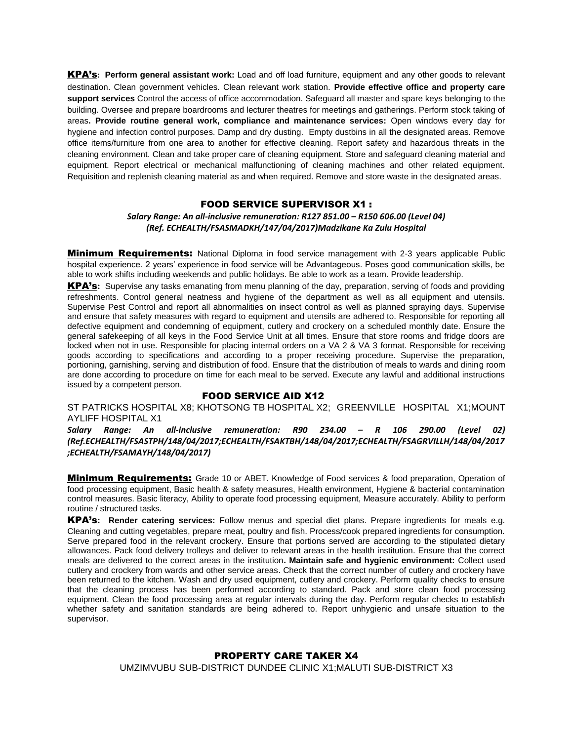**KPA's: Perform general assistant work:** Load and off load furniture, equipment and any other goods to relevant destination. Clean government vehicles. Clean relevant work station. **Provide effective office and property care support services** Control the access of office accommodation. Safeguard all master and spare keys belonging to the building. Oversee and prepare boardrooms and lecturer theatres for meetings and gatherings. Perform stock taking of areas**. Provide routine general work, compliance and maintenance services:** Open windows every day for hygiene and infection control purposes. Damp and dry dusting. Empty dustbins in all the designated areas. Remove office items/furniture from one area to another for effective cleaning. Report safety and hazardous threats in the cleaning environment. Clean and take proper care of cleaning equipment. Store and safeguard cleaning material and equipment. Report electrical or mechanical malfunctioning of cleaning machines and other related equipment. Requisition and replenish cleaning material as and when required. Remove and store waste in the designated areas.

## FOOD SERVICE SUPERVISOR X1 :

*Salary Range: An all-inclusive remuneration: R127 851.00 – R150 606.00 (Level 04)*
*(Ref. ECHEALTH/FSASMADKH/147/04/2017)Madzikane Ka Zulu Hospital*

**Minimum Requirements:** National Diploma in food service management with 2-3 years applicable Public hospital experience. 2 years' experience in food service will be Advantageous. Poses good communication skills, be able to work shifts including weekends and public holidays. Be able to work as a team. Provide leadership.

**KPA's:** Supervise any tasks emanating from menu planning of the day, preparation, serving of foods and providing refreshments. Control general neatness and hygiene of the department as well as all equipment and utensils. Supervise Pest Control and report all abnormalities on insect control as well as planned spraying days. Supervise and ensure that safety measures with regard to equipment and utensils are adhered to. Responsible for reporting all defective equipment and condemning of equipment, cutlery and crockery on a scheduled monthly date. Ensure the general safekeeping of all keys in the Food Service Unit at all times. Ensure that store rooms and fridge doors are locked when not in use. Responsible for placing internal orders on a VA 2 & VA 3 format. Responsible for receiving goods according to specifications and according to a proper receiving procedure. Supervise the preparation, portioning, garnishing, serving and distribution of food. Ensure that the distribution of meals to wards and dining room are done according to procedure on time for each meal to be served. Execute any lawful and additional instructions issued by a competent person.

## FOOD SERVICE AID X12

ST PATRICKS HOSPITAL X8; KHOTSONG TB HOSPITAL X2; GREENVILLE HOSPITAL X1;MOUNT AYLIFF HOSPITAL X1

***Salary Range: An all-inclusive remuneration: R90 234.00 – R 106 290.00 (Level 02) (Ref.ECHEALTH/FSASTPH/148/04/2017;ECHEALTH/FSAKTBH/148/04/2017;ECHEALTH/FSAGRVILLH/148/04/2017 ;ECHEALTH/FSAMAYH/148/04/2017)***

**Minimum Requirements:** Grade 10 or ABET. Knowledge of Food services & food preparation, Operation of food processing equipment, Basic health & safety measures, Health environment, Hygiene & bacterial contamination control measures. Basic literacy, Ability to operate food processing equipment, Measure accurately. Ability to perform routine / structured tasks.

**KPA's: Render catering services:** Follow menus and special diet plans. Prepare ingredients for meals e.g. Cleaning and cutting vegetables, prepare meat, poultry and fish. Process/cook prepared ingredients for consumption. Serve prepared food in the relevant crockery. Ensure that portions served are according to the stipulated dietary allowances. Pack food delivery trolleys and deliver to relevant areas in the health institution. Ensure that the correct meals are delivered to the correct areas in the institution**. Maintain safe and hygienic environment:** Collect used cutlery and crockery from wards and other service areas. Check that the correct number of cutlery and crockery have been returned to the kitchen. Wash and dry used equipment, cutlery and crockery. Perform quality checks to ensure that the cleaning process has been performed according to standard. Pack and store clean food processing equipment. Clean the food processing area at regular intervals during the day. Perform regular checks to establish whether safety and sanitation standards are being adhered to. Report unhygienic and unsafe situation to the supervisor.

## PROPERTY CARE TAKER X4

UMZIMVUBU SUB-DISTRICT DUNDEE CLINIC X1;MALUTI SUB-DISTRICT X3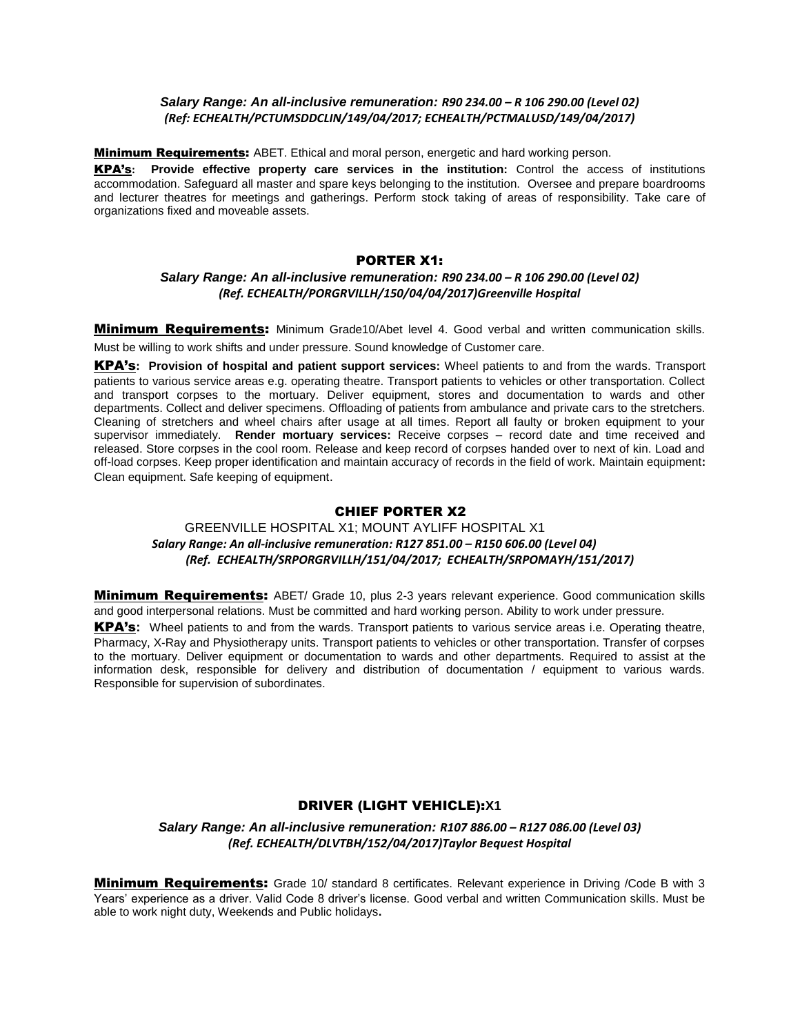***Salary Range: An all-inclusive remuneration: R90 234.00 – R 106 290.00 (Level 02)***
***(Ref: ECHEALTH/PCTUMSDDCLIN/149/04/2017; ECHEALTH/PCTMALUSD/149/04/2017)***

**Minimum Requirements:** ABET. Ethical and moral person, energetic and hard working person.

**KPA's: Provide effective property care services in the institution:** Control the access of institutions accommodation. Safeguard all master and spare keys belonging to the institution. Oversee and prepare boardrooms and lecturer theatres for meetings and gatherings. Perform stock taking of areas of responsibility. Take care of organizations fixed and moveable assets.

## PORTER X1:

***Salary Range: An all-inclusive remuneration: R90 234.00 – R 106 290.00 (Level 02)***
***(Ref. ECHEALTH/PORGRVILLH/150/04/04/2017)Greenville Hospital***

**Minimum Requirements:** Minimum Grade10/Abet level 4. Good verbal and written communication skills. Must be willing to work shifts and under pressure. Sound knowledge of Customer care.

**KPA's: Provision of hospital and patient support services:** Wheel patients to and from the wards. Transport patients to various service areas e.g. operating theatre. Transport patients to vehicles or other transportation. Collect and transport corpses to the mortuary. Deliver equipment, stores and documentation to wards and other departments. Collect and deliver specimens. Offloading of patients from ambulance and private cars to the stretchers. Cleaning of stretchers and wheel chairs after usage at all times. Report all faulty or broken equipment to your supervisor immediately. **Render mortuary services:** Receive corpses – record date and time received and released. Store corpses in the cool room. Release and keep record of corpses handed over to next of kin. Load and off-load corpses. Keep proper identification and maintain accuracy of records in the field of work. Maintain equipment**:** Clean equipment. Safe keeping of equipment.

## CHIEF PORTER X2

GREENVILLE HOSPITAL X1; MOUNT AYLIFF HOSPITAL X1
***Salary Range: An all-inclusive remuneration: R127 851.00 – R150 606.00 (Level 04)***
***(Ref. ECHEALTH/SRPORGRVILLH/151/04/2017; ECHEALTH/SRPOMAYH/151/2017)***

**Minimum Requirements:** ABET/ Grade 10, plus 2-3 years relevant experience. Good communication skills and good interpersonal relations. Must be committed and hard working person. Ability to work under pressure.

**KPA's:** Wheel patients to and from the wards. Transport patients to various service areas i.e. Operating theatre, Pharmacy, X-Ray and Physiotherapy units. Transport patients to vehicles or other transportation. Transfer of corpses to the mortuary. Deliver equipment or documentation to wards and other departments. Required to assist at the information desk, responsible for delivery and distribution of documentation / equipment to various wards. Responsible for supervision of subordinates.

## DRIVER (LIGHT VEHICLE):X1

***Salary Range: An all-inclusive remuneration: R107 886.00 – R127 086.00 (Level 03)***
***(Ref. ECHEALTH/DLVTBH/152/04/2017)Taylor Bequest Hospital***

**Minimum Requirements:** Grade 10/ standard 8 certificates. Relevant experience in Driving /Code B with 3 Years' experience as a driver. Valid Code 8 driver's license. Good verbal and written Communication skills. Must be able to work night duty, Weekends and Public holidays**.**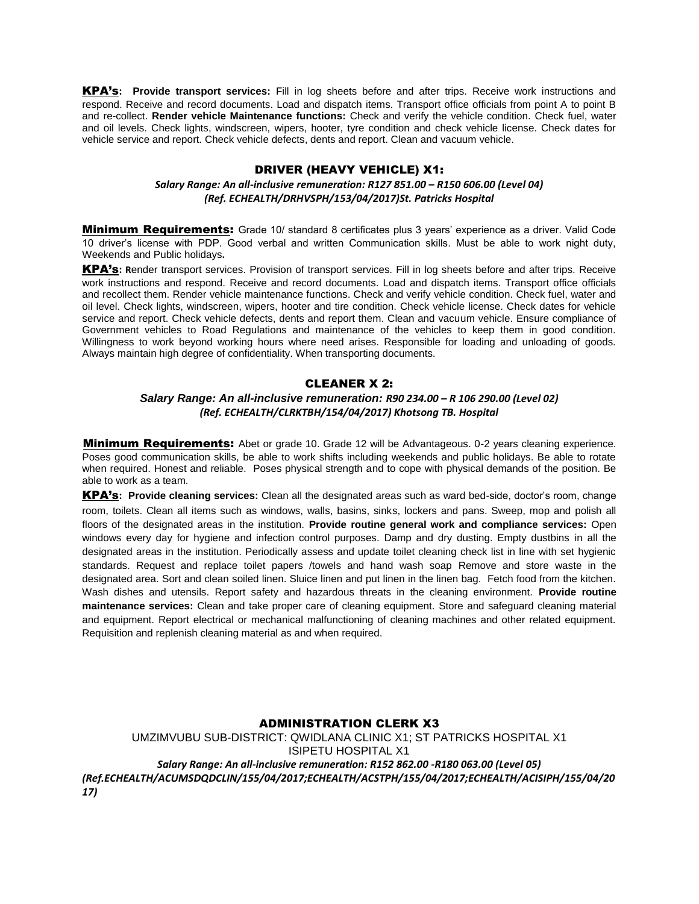**KPA's: Provide transport services:** Fill in log sheets before and after trips. Receive work instructions and respond. Receive and record documents. Load and dispatch items. Transport office officials from point A to point B and re-collect. **Render vehicle Maintenance functions:** Check and verify the vehicle condition. Check fuel, water and oil levels. Check lights, windscreen, wipers, hooter, tyre condition and check vehicle license. Check dates for vehicle service and report. Check vehicle defects, dents and report. Clean and vacuum vehicle.

## DRIVER (HEAVY VEHICLE) X1:

***Salary Range: An all-inclusive remuneration: R127 851.00 – R150 606.00 (Level 04)***
***(Ref. ECHEALTH/DRHVSPH/153/04/2017)St. Patricks Hospital***

**Minimum Requirements:** Grade 10/ standard 8 certificates plus 3 years' experience as a driver. Valid Code 10 driver's license with PDP. Good verbal and written Communication skills. Must be able to work night duty, Weekends and Public holidays**.**

**KPA's: R**ender transport services. Provision of transport services. Fill in log sheets before and after trips. Receive work instructions and respond. Receive and record documents. Load and dispatch items. Transport office officials and recollect them. Render vehicle maintenance functions. Check and verify vehicle condition. Check fuel, water and oil level. Check lights, windscreen, wipers, hooter and tire condition. Check vehicle license. Check dates for vehicle service and report. Check vehicle defects, dents and report them. Clean and vacuum vehicle. Ensure compliance of Government vehicles to Road Regulations and maintenance of the vehicles to keep them in good condition. Willingness to work beyond working hours where need arises. Responsible for loading and unloading of goods. Always maintain high degree of confidentiality. When transporting documents.

## CLEANER X 2:

***Salary Range: An all-inclusive remuneration: R90 234.00 – R 106 290.00 (Level 02)***
***(Ref. ECHEALTH/CLRKTBH/154/04/2017) Khotsong TB. Hospital***

**Minimum Requirements:** Abet or grade 10. Grade 12 will be Advantageous. 0-2 years cleaning experience. Poses good communication skills, be able to work shifts including weekends and public holidays. Be able to rotate when required. Honest and reliable. Poses physical strength and to cope with physical demands of the position. Be able to work as a team.

**KPA's: Provide cleaning services:** Clean all the designated areas such as ward bed-side, doctor's room, change room, toilets. Clean all items such as windows, walls, basins, sinks, lockers and pans. Sweep, mop and polish all floors of the designated areas in the institution. **Provide routine general work and compliance services:** Open windows every day for hygiene and infection control purposes. Damp and dry dusting. Empty dustbins in all the designated areas in the institution. Periodically assess and update toilet cleaning check list in line with set hygienic standards. Request and replace toilet papers /towels and hand wash soap Remove and store waste in the designated area. Sort and clean soiled linen. Sluice linen and put linen in the linen bag. Fetch food from the kitchen. Wash dishes and utensils. Report safety and hazardous threats in the cleaning environment. **Provide routine maintenance services:** Clean and take proper care of cleaning equipment. Store and safeguard cleaning material and equipment. Report electrical or mechanical malfunctioning of cleaning machines and other related equipment. Requisition and replenish cleaning material as and when required.

## ADMINISTRATION CLERK X3

UMZIMVUBU SUB-DISTRICT: QWIDLANA CLINIC X1; ST PATRICKS HOSPITAL X1
ISIPETU HOSPITAL X1

***Salary Range: An all-inclusive remuneration: R152 862.00 -R180 063.00 (Level 05)***
***(Ref.ECHEALTH/ACUMSDQDCLIN/155/04/2017;ECHEALTH/ACSTPH/155/04/2017;ECHEALTH/ACISIPH/155/04/2017)***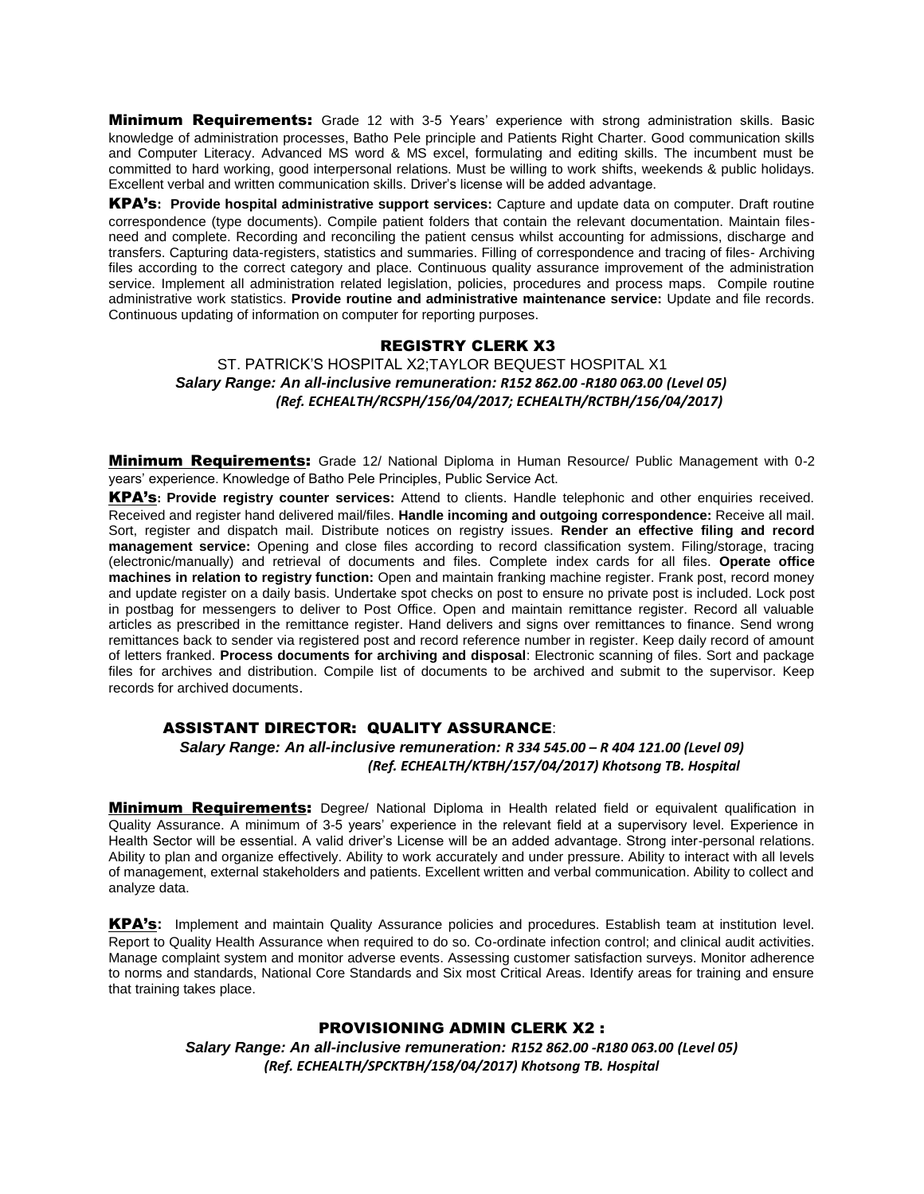**Minimum Requirements:** Grade 12 with 3-5 Years' experience with strong administration skills. Basic knowledge of administration processes, Batho Pele principle and Patients Right Charter. Good communication skills and Computer Literacy. Advanced MS word & MS excel, formulating and editing skills. The incumbent must be committed to hard working, good interpersonal relations. Must be willing to work shifts, weekends & public holidays. Excellent verbal and written communication skills. Driver's license will be added advantage.

**KPA's: Provide hospital administrative support services:** Capture and update data on computer. Draft routine correspondence (type documents). Compile patient folders that contain the relevant documentation. Maintain files- need and complete. Recording and reconciling the patient census whilst accounting for admissions, discharge and transfers. Capturing data-registers, statistics and summaries. Filling of correspondence and tracing of files- Archiving files according to the correct category and place. Continuous quality assurance improvement of the administration service. Implement all administration related legislation, policies, procedures and process maps. Compile routine administrative work statistics. **Provide routine and administrative maintenance service:** Update and file records. Continuous updating of information on computer for reporting purposes.

## REGISTRY CLERK X3

ST. PATRICK'S HOSPITAL X2;TAYLOR BEQUEST HOSPITAL X1

***Salary Range: An all-inclusive remuneration: R152 862.00 -R180 063.00 (Level 05)***

***(Ref. ECHEALTH/RCSPH/156/04/2017; ECHEALTH/RCTBH/156/04/2017)***

**Minimum Requirements:** Grade 12/ National Diploma in Human Resource/ Public Management with 0-2 years' experience. Knowledge of Batho Pele Principles, Public Service Act.

**KPA's: Provide registry counter services:** Attend to clients. Handle telephonic and other enquiries received. Received and register hand delivered mail/files. **Handle incoming and outgoing correspondence:** Receive all mail. Sort, register and dispatch mail. Distribute notices on registry issues. **Render an effective filing and record management service:** Opening and close files according to record classification system. Filing/storage, tracing (electronic/manually) and retrieval of documents and files. Complete index cards for all files. **Operate office machines in relation to registry function:** Open and maintain franking machine register. Frank post, record money and update register on a daily basis. Undertake spot checks on post to ensure no private post is included. Lock post in postbag for messengers to deliver to Post Office. Open and maintain remittance register. Record all valuable articles as prescribed in the remittance register. Hand delivers and signs over remittances to finance. Send wrong remittances back to sender via registered post and record reference number in register. Keep daily record of amount of letters franked. **Process documents for archiving and disposal**: Electronic scanning of files. Sort and package files for archives and distribution. Compile list of documents to be archived and submit to the supervisor. Keep records for archived documents.

## ASSISTANT DIRECTOR: QUALITY ASSURANCE:

***Salary Range: An all-inclusive remuneration: R 334 545.00 – R 404 121.00 (Level 09)***

***(Ref. ECHEALTH/KTBH/157/04/2017) Khotsong TB. Hospital***

**Minimum Requirements:** Degree/ National Diploma in Health related field or equivalent qualification in Quality Assurance. A minimum of 3-5 years' experience in the relevant field at a supervisory level. Experience in Health Sector will be essential. A valid driver's License will be an added advantage. Strong inter-personal relations. Ability to plan and organize effectively. Ability to work accurately and under pressure. Ability to interact with all levels of management, external stakeholders and patients. Excellent written and verbal communication. Ability to collect and analyze data.

**KPA's:** Implement and maintain Quality Assurance policies and procedures. Establish team at institution level. Report to Quality Health Assurance when required to do so. Co-ordinate infection control; and clinical audit activities. Manage complaint system and monitor adverse events. Assessing customer satisfaction surveys. Monitor adherence to norms and standards, National Core Standards and Six most Critical Areas. Identify areas for training and ensure that training takes place.

## PROVISIONING ADMIN CLERK X2 :

***Salary Range: An all-inclusive remuneration: R152 862.00 -R180 063.00 (Level 05)***

***(Ref. ECHEALTH/SPCKTBH/158/04/2017) Khotsong TB. Hospital***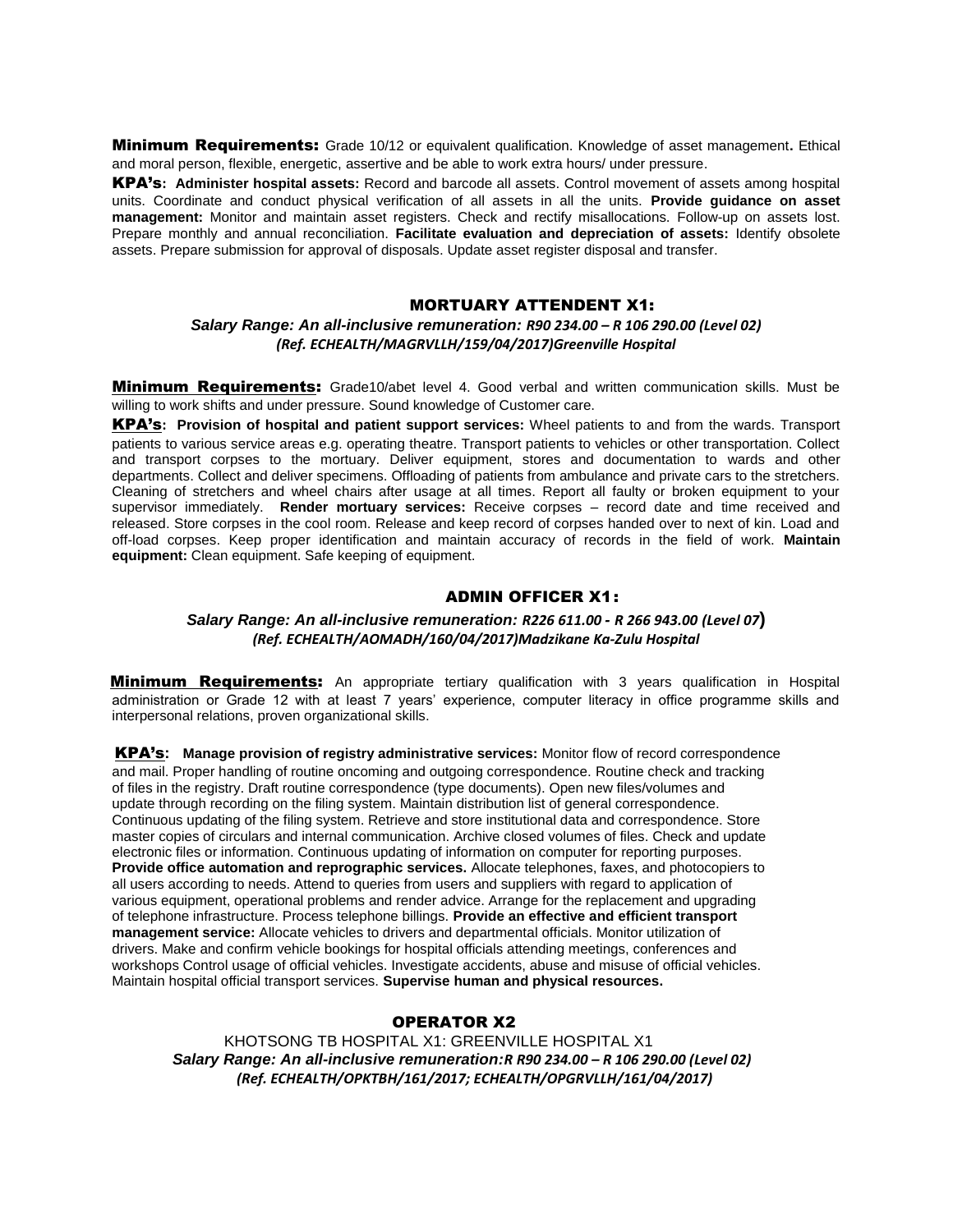**Minimum Requirements:** Grade 10/12 or equivalent qualification. Knowledge of asset management**.** Ethical and moral person, flexible, energetic, assertive and be able to work extra hours/ under pressure.

**KPA's: Administer hospital assets:** Record and barcode all assets. Control movement of assets among hospital units. Coordinate and conduct physical verification of all assets in all the units. **Provide guidance on asset management:** Monitor and maintain asset registers. Check and rectify misallocations. Follow-up on assets lost. Prepare monthly and annual reconciliation. **Facilitate evaluation and depreciation of assets:** Identify obsolete assets. Prepare submission for approval of disposals. Update asset register disposal and transfer.

## MORTUARY ATTENDANT X1:

***Salary Range: An all-inclusive remuneration: R90 234.00 – R 106 290.00 (Level 02)***
***(Ref. ECHEALTH/MAGRVLLH/159/04/2017)Greenville Hospital***

**Minimum Requirements:** Grade10/abet level 4. Good verbal and written communication skills. Must be willing to work shifts and under pressure. Sound knowledge of Customer care.

**KPA's: Provision of hospital and patient support services:** Wheel patients to and from the wards. Transport patients to various service areas e.g. operating theatre. Transport patients to vehicles or other transportation. Collect and transport corpses to the mortuary. Deliver equipment, stores and documentation to wards and other departments. Collect and deliver specimens. Offloading of patients from ambulance and private cars to the stretchers. Cleaning of stretchers and wheel chairs after usage at all times. Report all faulty or broken equipment to your supervisor immediately. **Render mortuary services:** Receive corpses – record date and time received and released. Store corpses in the cool room. Release and keep record of corpses handed over to next of kin. Load and off-load corpses. Keep proper identification and maintain accuracy of records in the field of work. **Maintain equipment:** Clean equipment. Safe keeping of equipment.

## ADMIN OFFICER X1:

***Salary Range: An all-inclusive remuneration: R226 611.00 - R 266 943.00 (Level 07)***
***(Ref. ECHEALTH/AOMADH/160/04/2017)Madzikane Ka-Zulu Hospital***

**Minimum Requirements:** An appropriate tertiary qualification with 3 years qualification in Hospital administration or Grade 12 with at least 7 years' experience, computer literacy in office programme skills and interpersonal relations, proven organizational skills.

**KPA's: Manage provision of registry administrative services:** Monitor flow of record correspondence and mail. Proper handling of routine oncoming and outgoing correspondence. Routine check and tracking of files in the registry. Draft routine correspondence (type documents). Open new files/volumes and update through recording on the filing system. Maintain distribution list of general correspondence. Continuous updating of the filing system. Retrieve and store institutional data and correspondence. Store master copies of circulars and internal communication. Archive closed volumes of files. Check and update electronic files or information. Continuous updating of information on computer for reporting purposes. **Provide office automation and reprographic services.** Allocate telephones, faxes, and photocopiers to all users according to needs. Attend to queries from users and suppliers with regard to application of various equipment, operational problems and render advice. Arrange for the replacement and upgrading of telephone infrastructure. Process telephone billings. **Provide an effective and efficient transport management service:** Allocate vehicles to drivers and departmental officials. Monitor utilization of drivers. Make and confirm vehicle bookings for hospital officials attending meetings, conferences and workshops Control usage of official vehicles. Investigate accidents, abuse and misuse of official vehicles. Maintain hospital official transport services. **Supervise human and physical resources.**

## OPERATOR X2

KHOTSONG TB HOSPITAL X1: GREENVILLE HOSPITAL X1
***Salary Range: An all-inclusive remuneration:R R90 234.00 – R 106 290.00 (Level 02)***
***(Ref. ECHEALTH/OPKTBH/161/2017; ECHEALTH/OPGRVLLH/161/04/2017)***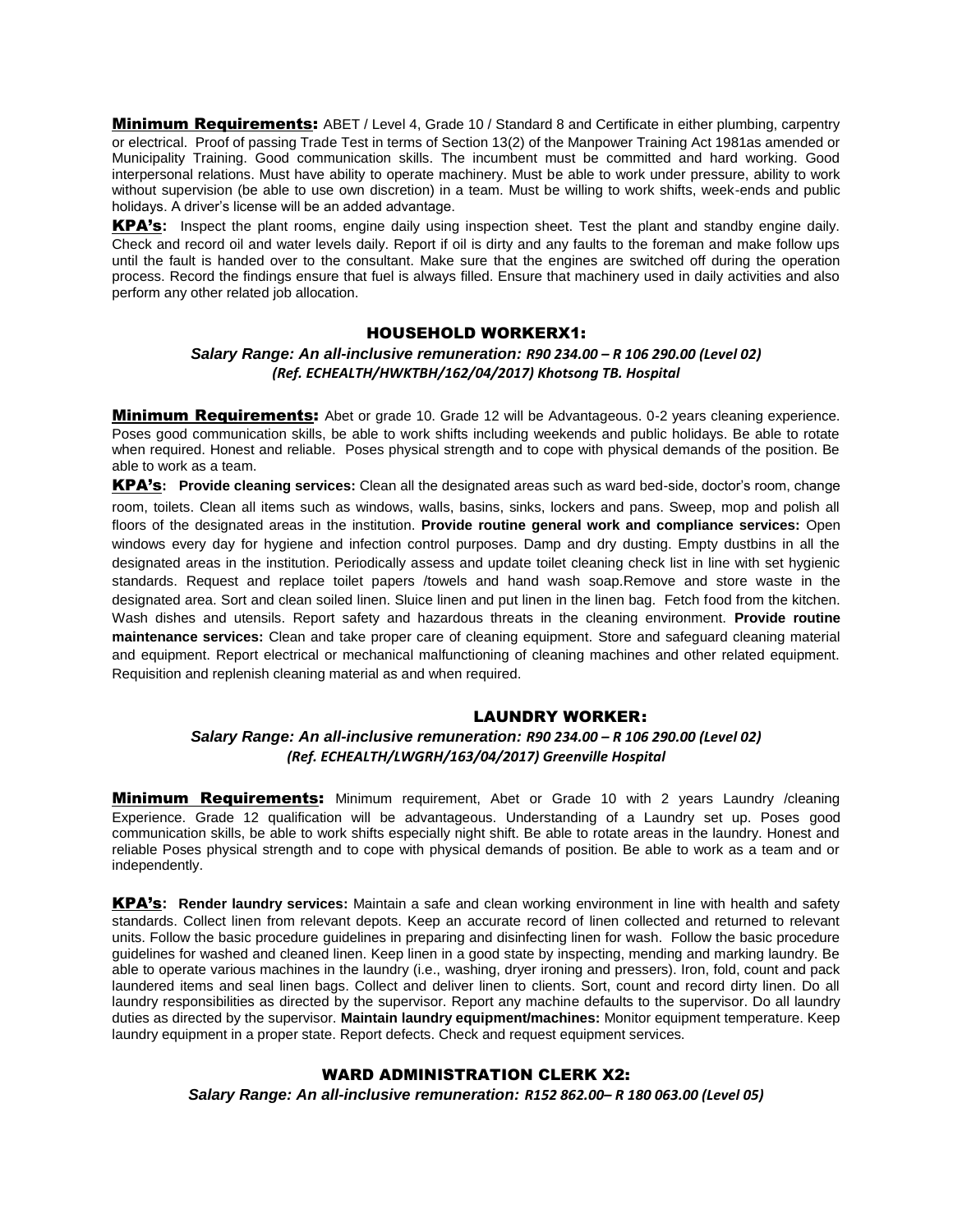**Minimum Requirements:** ABET / Level 4, Grade 10 / Standard 8 and Certificate in either plumbing, carpentry or electrical. Proof of passing Trade Test in terms of Section 13(2) of the Manpower Training Act 1981as amended or Municipality Training. Good communication skills. The incumbent must be committed and hard working. Good interpersonal relations. Must have ability to operate machinery. Must be able to work under pressure, ability to work without supervision (be able to use own discretion) in a team. Must be willing to work shifts, week-ends and public holidays. A driver's license will be an added advantage.

**KPA's:** Inspect the plant rooms, engine daily using inspection sheet. Test the plant and standby engine daily. Check and record oil and water levels daily. Report if oil is dirty and any faults to the foreman and make follow ups until the fault is handed over to the consultant. Make sure that the engines are switched off during the operation process. Record the findings ensure that fuel is always filled. Ensure that machinery used in daily activities and also perform any other related job allocation.

## HOUSEHOLD WORKERX1:

***Salary Range: An all-inclusive remuneration: R90 234.00 – R 106 290.00 (Level 02)***
***(Ref. ECHEALTH/HWKTBH/162/04/2017) Khotsong TB. Hospital***

**Minimum Requirements:** Abet or grade 10. Grade 12 will be Advantageous. 0-2 years cleaning experience. Poses good communication skills, be able to work shifts including weekends and public holidays. Be able to rotate when required. Honest and reliable. Poses physical strength and to cope with physical demands of the position. Be able to work as a team.

**KPA's:** **Provide cleaning services:** Clean all the designated areas such as ward bed-side, doctor's room, change room, toilets. Clean all items such as windows, walls, basins, sinks, lockers and pans. Sweep, mop and polish all floors of the designated areas in the institution. **Provide routine general work and compliance services:** Open windows every day for hygiene and infection control purposes. Damp and dry dusting. Empty dustbins in all the designated areas in the institution. Periodically assess and update toilet cleaning check list in line with set hygienic standards. Request and replace toilet papers /towels and hand wash soap.Remove and store waste in the designated area. Sort and clean soiled linen. Sluice linen and put linen in the linen bag. Fetch food from the kitchen. Wash dishes and utensils. Report safety and hazardous threats in the cleaning environment. **Provide routine maintenance services:** Clean and take proper care of cleaning equipment. Store and safeguard cleaning material and equipment. Report electrical or mechanical malfunctioning of cleaning machines and other related equipment. Requisition and replenish cleaning material as and when required.

## LAUNDRY WORKER:

***Salary Range: An all-inclusive remuneration: R90 234.00 – R 106 290.00 (Level 02)***
***(Ref. ECHEALTH/LWGRH/163/04/2017) Greenville Hospital***

**Minimum Requirements:** Minimum requirement, Abet or Grade 10 with 2 years Laundry /cleaning Experience. Grade 12 qualification will be advantageous. Understanding of a Laundry set up. Poses good communication skills, be able to work shifts especially night shift. Be able to rotate areas in the laundry. Honest and reliable Poses physical strength and to cope with physical demands of position. Be able to work as a team and or independently.

**KPA's:** **Render laundry services:** Maintain a safe and clean working environment in line with health and safety standards. Collect linen from relevant depots. Keep an accurate record of linen collected and returned to relevant units. Follow the basic procedure guidelines in preparing and disinfecting linen for wash. Follow the basic procedure guidelines for washed and cleaned linen. Keep linen in a good state by inspecting, mending and marking laundry. Be able to operate various machines in the laundry (i.e., washing, dryer ironing and pressers). Iron, fold, count and pack laundered items and seal linen bags. Collect and deliver linen to clients. Sort, count and record dirty linen. Do all laundry responsibilities as directed by the supervisor. Report any machine defaults to the supervisor. Do all laundry duties as directed by the supervisor. **Maintain laundry equipment/machines:** Monitor equipment temperature. Keep laundry equipment in a proper state. Report defects. Check and request equipment services.

## WARD ADMINISTRATION CLERK X2:

***Salary Range: An all-inclusive remuneration: R152 862.00– R 180 063.00 (Level 05)***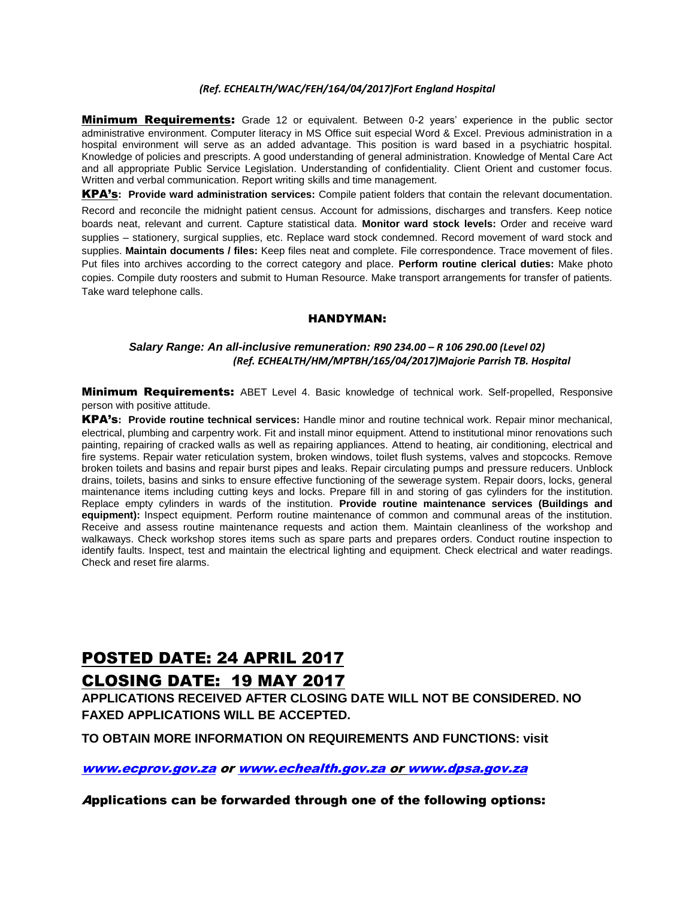*(Ref. ECHEALTH/WAC/FEH/164/04/2017)Fort England Hospital*

**Minimum Requirements:** Grade 12 or equivalent. Between 0-2 years' experience in the public sector administrative environment. Computer literacy in MS Office suit especial Word & Excel. Previous administration in a hospital environment will serve as an added advantage. This position is ward based in a psychiatric hospital. Knowledge of policies and prescripts. A good understanding of general administration. Knowledge of Mental Care Act and all appropriate Public Service Legislation. Understanding of confidentiality. Client Orient and customer focus. Written and verbal communication. Report writing skills and time management.

**KPA's: Provide ward administration services:** Compile patient folders that contain the relevant documentation. Record and reconcile the midnight patient census. Account for admissions, discharges and transfers. Keep notice boards neat, relevant and current. Capture statistical data. **Monitor ward stock levels:** Order and receive ward supplies – stationery, surgical supplies, etc. Replace ward stock condemned. Record movement of ward stock and supplies. **Maintain documents / files:** Keep files neat and complete. File correspondence. Trace movement of files. Put files into archives according to the correct category and place. **Perform routine clerical duties:** Make photo copies. Compile duty roosters and submit to Human Resource. Make transport arrangements for transfer of patients. Take ward telephone calls.

## HANDYMAN:

***Salary Range: An all-inclusive remuneration: R90 234.00 – R 106 290.00 (Level 02)***
***(Ref. ECHEALTH/HM/MPTBH/165/04/2017)Majorie Parrish TB. Hospital***

**Minimum Requirements:** ABET Level 4. Basic knowledge of technical work. Self-propelled, Responsive person with positive attitude.

**KPA's: Provide routine technical services:** Handle minor and routine technical work. Repair minor mechanical, electrical, plumbing and carpentry work. Fit and install minor equipment. Attend to institutional minor renovations such painting, repairing of cracked walls as well as repairing appliances. Attend to heating, air conditioning, electrical and fire systems. Repair water reticulation system, broken windows, toilet flush systems, valves and stopcocks. Remove broken toilets and basins and repair burst pipes and leaks. Repair circulating pumps and pressure reducers. Unblock drains, toilets, basins and sinks to ensure effective functioning of the sewerage system. Repair doors, locks, general maintenance items including cutting keys and locks. Prepare fill in and storing of gas cylinders for the institution. Replace empty cylinders in wards of the institution. **Provide routine maintenance services (Buildings and equipment):** Inspect equipment. Perform routine maintenance of common and communal areas of the institution. Receive and assess routine maintenance requests and action them. Maintain cleanliness of the workshop and walkways. Check workshop stores items such as spare parts and prepares orders. Conduct routine inspection to identify faults. Inspect, test and maintain the electrical lighting and equipment. Check electrical and water readings. Check and reset fire alarms.

## POSTED DATE: 24 APRIL 2017

## CLOSING DATE: 19 MAY 2017

**APPLICATIONS RECEIVED AFTER CLOSING DATE WILL NOT BE CONSIDERED. NO FAXED APPLICATIONS WILL BE ACCEPTED.**

**TO OBTAIN MORE INFORMATION ON REQUIREMENTS AND FUNCTIONS: visit**

***www.ecprov.gov.za or www.echealth.gov.za or www.dpsa.gov.za***

***Applications can be forwarded through one of the following options:***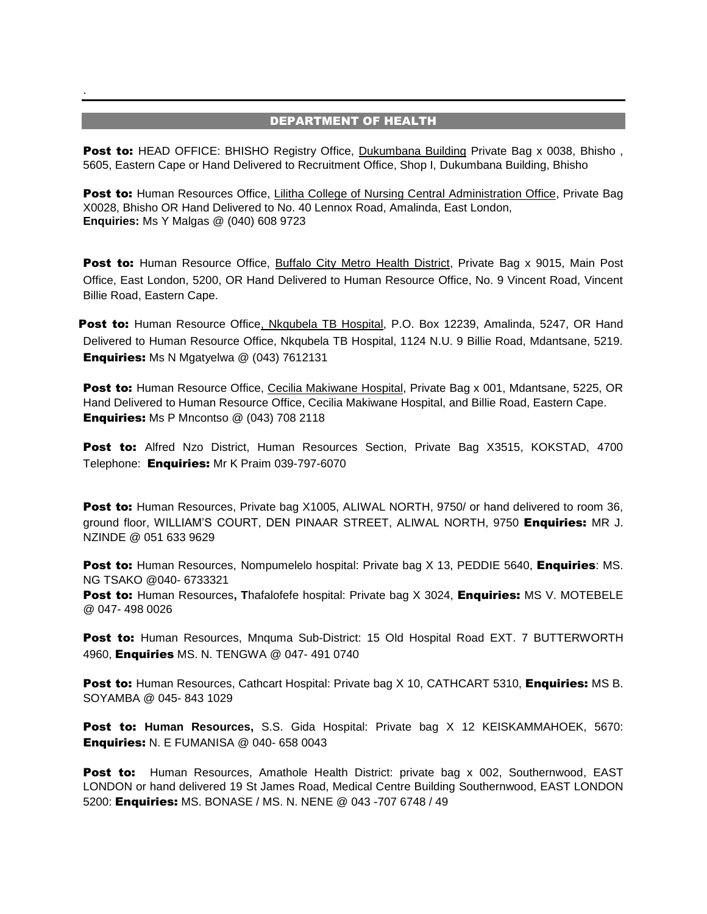## DEPARTMENT OF HEALTH

**Post to:** HEAD OFFICE: BHISHO Registry Office, Dukumbana Building Private Bag x 0038, Bhisho , 5605, Eastern Cape or Hand Delivered to Recruitment Office, Shop I, Dukumbana Building, Bhisho

**Post to:** Human Resources Office, Lilitha College of Nursing Central Administration Office, Private Bag X0028, Bhisho OR Hand Delivered to No. 40 Lennox Road, Amalinda, East London, **Enquiries:** Ms Y Malgas @ (040) 608 9723

**Post to:** Human Resource Office, Buffalo City Metro Health District, Private Bag x 9015, Main Post Office, East London, 5200, OR Hand Delivered to Human Resource Office, No. 9 Vincent Road, Vincent Billie Road, Eastern Cape.

**Post to:** Human Resource Office, Nkqubela TB Hospital, P.O. Box 12239, Amalinda, 5247, OR Hand Delivered to Human Resource Office, Nkqubela TB Hospital, 1124 N.U. 9 Billie Road, Mdantsane, 5219. **Enquiries:** Ms N Mgatyelwa @ (043) 7612131

**Post to:** Human Resource Office, Cecilia Makiwane Hospital, Private Bag x 001, Mdantsane, 5225, OR Hand Delivered to Human Resource Office, Cecilia Makiwane Hospital, and Billie Road, Eastern Cape. **Enquiries:** Ms P Mncontso @ (043) 708 2118

**Post to:** Alfred Nzo District, Human Resources Section, Private Bag X3515, KOKSTAD, 4700 Telephone: **Enquiries:** Mr K Praim 039-797-6070

**Post to:** Human Resources, Private bag X1005, ALIWAL NORTH, 9750/ or hand delivered to room 36, ground floor, WILLIAM'S COURT, DEN PINAAR STREET, ALIWAL NORTH, 9750 **Enquiries:** MR J. NZINDE @ 051 633 9629

**Post to:** Human Resources, Nompumelelo hospital: Private bag X 13, PEDDIE 5640, **Enquiries**: MS. NG TSAKO @040- 6733321

**Post to:** Human Resources**, T**hafalofefe hospital: Private bag X 3024, **Enquiries:** MS V. MOTEBELE @ 047- 498 0026

**Post to:** Human Resources, Mnquma Sub-District: 15 Old Hospital Road EXT. 7 BUTTERWORTH 4960, **Enquiries** MS. N. TENGWA @ 047- 491 0740

**Post to:** Human Resources, Cathcart Hospital: Private bag X 10, CATHCART 5310, **Enquiries:** MS B. SOYAMBA @ 045- 843 1029

**Post to: Human Resources,** S.S. Gida Hospital: Private bag X 12 KEISKAMMAHOEK, 5670: **Enquiries:** N. E FUMANISA @ 040- 658 0043

**Post to:** Human Resources, Amathole Health District: private bag x 002, Southernwood, EAST LONDON or hand delivered 19 St James Road, Medical Centre Building Southernwood, EAST LONDON 5200: **Enquiries:** MS. BONASE / MS. N. NENE @ 043 -707 6748 / 49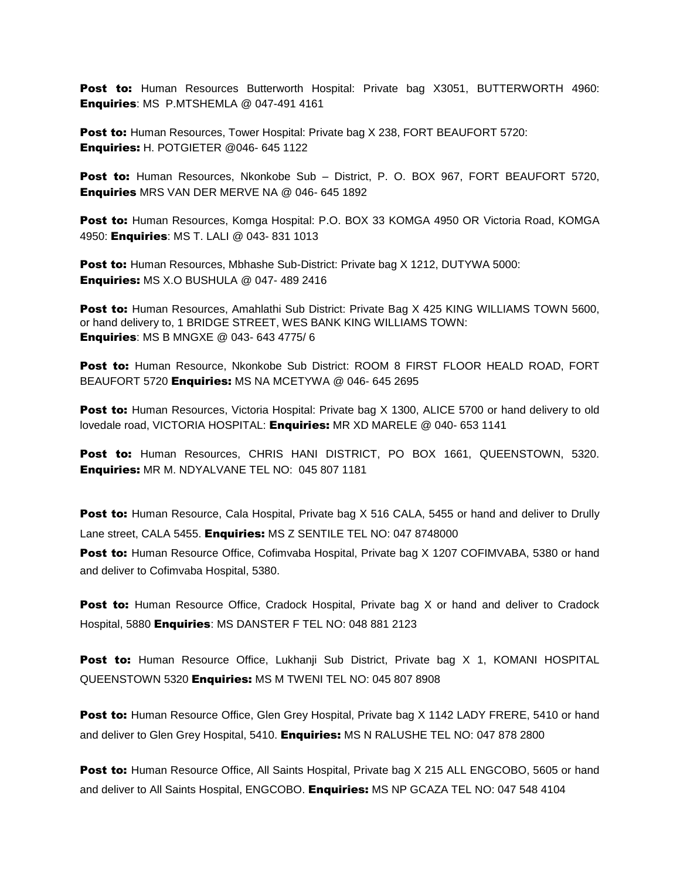**Post to:** Human Resources Butterworth Hospital: Private bag X3051, BUTTERWORTH 4960: **Enquiries**: MS P.MTSHEMLA @ 047-491 4161

**Post to:** Human Resources, Tower Hospital: Private bag X 238, FORT BEAUFORT 5720: **Enquiries:** H. POTGIETER @046- 645 1122

**Post to:** Human Resources, Nkonkobe Sub – District, P. O. BOX 967, FORT BEAUFORT 5720, **Enquiries** MRS VAN DER MERVE NA @ 046- 645 1892

**Post to:** Human Resources, Komga Hospital: P.O. BOX 33 KOMGA 4950 OR Victoria Road, KOMGA 4950: **Enquiries**: MS T. LALI @ 043- 831 1013

**Post to:** Human Resources, Mbhashe Sub-District: Private bag X 1212, DUTYWA 5000: **Enquiries:** MS X.O BUSHULA @ 047- 489 2416

**Post to:** Human Resources, Amahlathi Sub District: Private Bag X 425 KING WILLIAMS TOWN 5600, or hand delivery to, 1 BRIDGE STREET, WES BANK KING WILLIAMS TOWN: **Enquiries**: MS B MNGXE @ 043- 643 4775/ 6

**Post to:** Human Resource, Nkonkobe Sub District: ROOM 8 FIRST FLOOR HEALD ROAD, FORT BEAUFORT 5720 **Enquiries:** MS NA MCETYWA @ 046- 645 2695

**Post to:** Human Resources, Victoria Hospital: Private bag X 1300, ALICE 5700 or hand delivery to old lovedale road, VICTORIA HOSPITAL: **Enquiries:** MR XD MARELE @ 040- 653 1141

**Post to:** Human Resources, CHRIS HANI DISTRICT, PO BOX 1661, QUEENSTOWN, 5320. **Enquiries:** MR M. NDYALVANE TEL NO: 045 807 1181

**Post to:** Human Resource, Cala Hospital, Private bag X 516 CALA, 5455 or hand and deliver to Drully Lane street, CALA 5455. **Enquiries:** MS Z SENTILE TEL NO: 047 8748000

**Post to:** Human Resource Office, Cofimvaba Hospital, Private bag X 1207 COFIMVABA, 5380 or hand and deliver to Cofimvaba Hospital, 5380.

**Post to:** Human Resource Office, Cradock Hospital, Private bag X or hand and deliver to Cradock Hospital, 5880 **Enquiries**: MS DANSTER F TEL NO: 048 881 2123

**Post to:** Human Resource Office, Lukhanji Sub District, Private bag X 1, KOMANI HOSPITAL QUEENSTOWN 5320 **Enquiries:** MS M TWENI TEL NO: 045 807 8908

**Post to:** Human Resource Office, Glen Grey Hospital, Private bag X 1142 LADY FRERE, 5410 or hand and deliver to Glen Grey Hospital, 5410. **Enquiries:** MS N RALUSHE TEL NO: 047 878 2800

**Post to:** Human Resource Office, All Saints Hospital, Private bag X 215 ALL ENGCOBO, 5605 or hand and deliver to All Saints Hospital, ENGCOBO. **Enquiries:** MS NP GCAZA TEL NO: 047 548 4104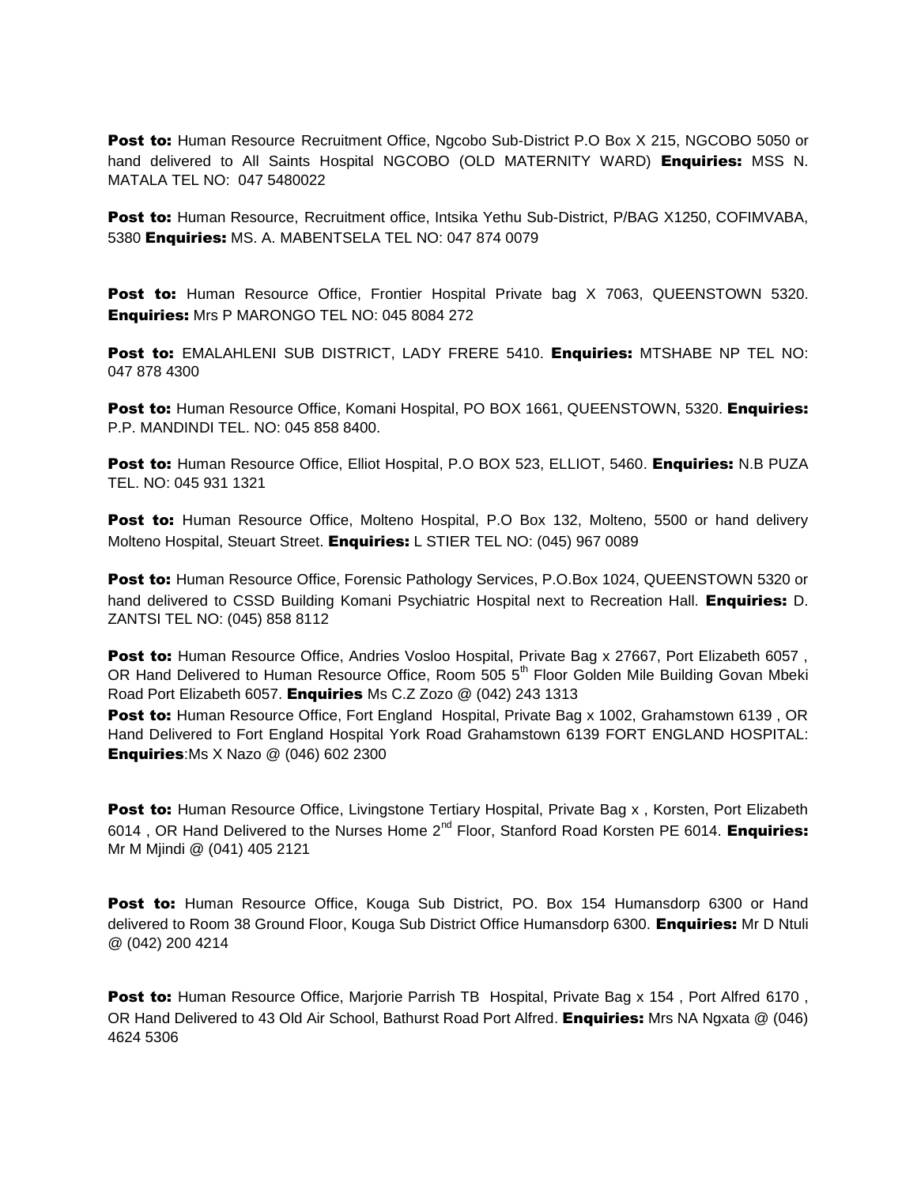**Post to:** Human Resource Recruitment Office, Ngcobo Sub-District P.O Box X 215, NGCOBO 5050 or hand delivered to All Saints Hospital NGCOBO (OLD MATERNITY WARD) **Enquiries:** MSS N. MATALA TEL NO: 047 5480022

**Post to:** Human Resource, Recruitment office, Intsika Yethu Sub-District, P/BAG X1250, COFIMVABA, 5380 **Enquiries:** MS. A. MABENTSELA TEL NO: 047 874 0079

**Post to:** Human Resource Office, Frontier Hospital Private bag X 7063, QUEENSTOWN 5320. **Enquiries:** Mrs P MARONGO TEL NO: 045 8084 272

**Post to:** EMALAHLENI SUB DISTRICT, LADY FRERE 5410. **Enquiries:** MTSHABE NP TEL NO: 047 878 4300

**Post to:** Human Resource Office, Komani Hospital, PO BOX 1661, QUEENSTOWN, 5320. **Enquiries:** P.P. MANDINDI TEL. NO: 045 858 8400.

**Post to:** Human Resource Office, Elliot Hospital, P.O BOX 523, ELLIOT, 5460. **Enquiries:** N.B PUZA TEL. NO: 045 931 1321

**Post to:** Human Resource Office, Molteno Hospital, P.O Box 132, Molteno, 5500 or hand delivery Molteno Hospital, Steuart Street. **Enquiries:** L STIER TEL NO: (045) 967 0089

**Post to:** Human Resource Office, Forensic Pathology Services, P.O.Box 1024, QUEENSTOWN 5320 or hand delivered to CSSD Building Komani Psychiatric Hospital next to Recreation Hall. **Enquiries:** D. ZANTSI TEL NO: (045) 858 8112

**Post to:** Human Resource Office, Andries Vosloo Hospital, Private Bag x 27667, Port Elizabeth 6057 , OR Hand Delivered to Human Resource Office, Room 505 5th Floor Golden Mile Building Govan Mbeki Road Port Elizabeth 6057. **Enquiries** Ms C.Z Zozo @ (042) 243 1313

**Post to:** Human Resource Office, Fort England Hospital, Private Bag x 1002, Grahamstown 6139 , OR Hand Delivered to Fort England Hospital York Road Grahamstown 6139 FORT ENGLAND HOSPITAL: **Enquiries**:Ms X Nazo @ (046) 602 2300

**Post to:** Human Resource Office, Livingstone Tertiary Hospital, Private Bag x , Korsten, Port Elizabeth 6014 , OR Hand Delivered to the Nurses Home 2nd Floor, Stanford Road Korsten PE 6014. **Enquiries:** Mr M Mjindi @ (041) 405 2121

**Post to:** Human Resource Office, Kouga Sub District, PO. Box 154 Humansdorp 6300 or Hand delivered to Room 38 Ground Floor, Kouga Sub District Office Humansdorp 6300. **Enquiries:** Mr D Ntuli @ (042) 200 4214

**Post to:** Human Resource Office, Marjorie Parrish TB Hospital, Private Bag x 154 , Port Alfred 6170 , OR Hand Delivered to 43 Old Air School, Bathurst Road Port Alfred. **Enquiries:** Mrs NA Ngxata @ (046) 4624 5306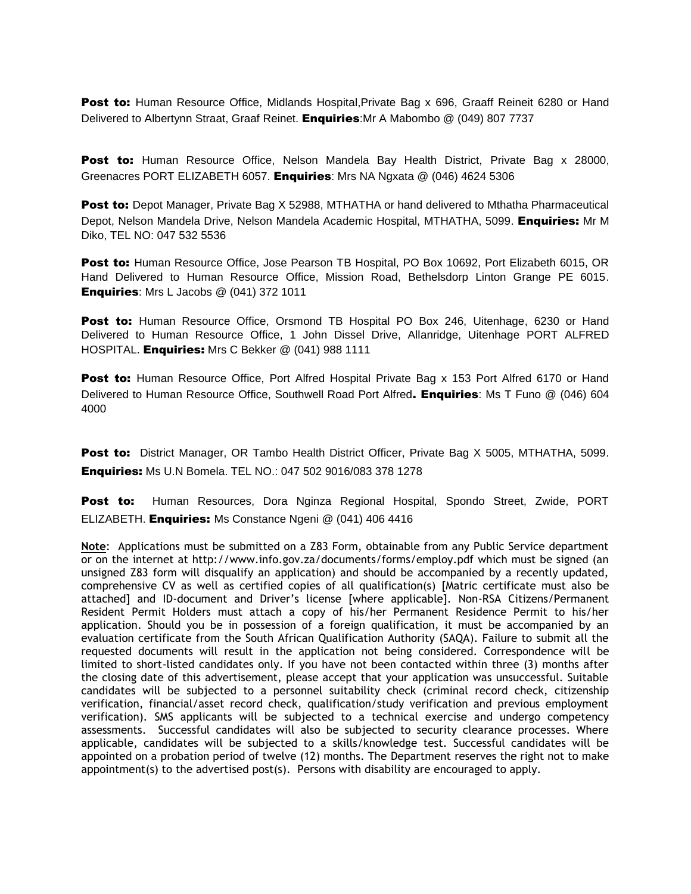**Post to:** Human Resource Office, Midlands Hospital,Private Bag x 696, Graaff Reineit 6280 or Hand Delivered to Albertynn Straat, Graaf Reinet. **Enquiries**:Mr A Mabombo @ (049) 807 7737

**Post to:** Human Resource Office, Nelson Mandela Bay Health District, Private Bag x 28000, Greenacres PORT ELIZABETH 6057. **Enquiries**: Mrs NA Ngxata @ (046) 4624 5306

**Post to:** Depot Manager, Private Bag X 52988, MTHATHA or hand delivered to Mthatha Pharmaceutical Depot, Nelson Mandela Drive, Nelson Mandela Academic Hospital, MTHATHA, 5099. **Enquiries:** Mr M Diko, TEL NO: 047 532 5536

**Post to:** Human Resource Office, Jose Pearson TB Hospital, PO Box 10692, Port Elizabeth 6015, OR Hand Delivered to Human Resource Office, Mission Road, Bethelsdorp Linton Grange PE 6015. **Enquiries**: Mrs L Jacobs @ (041) 372 1011

**Post to:** Human Resource Office, Orsmond TB Hospital PO Box 246, Uitenhage, 6230 or Hand Delivered to Human Resource Office, 1 John Dissel Drive, Allanridge, Uitenhage PORT ALFRED HOSPITAL. **Enquiries:** Mrs C Bekker @ (041) 988 1111

**Post to:** Human Resource Office, Port Alfred Hospital Private Bag x 153 Port Alfred 6170 or Hand Delivered to Human Resource Office, Southwell Road Port Alfred**. Enquiries**: Ms T Funo @ (046) 604 4000

**Post to:** District Manager, OR Tambo Health District Officer, Private Bag X 5005, MTHATHA, 5099. **Enquiries:** Ms U.N Bomela. TEL NO.: 047 502 9016/083 378 1278

**Post to:** Human Resources, Dora Nginza Regional Hospital, Spondo Street, Zwide, PORT ELIZABETH. **Enquiries:** Ms Constance Ngeni @ (041) 406 4416

**Note**: Applications must be submitted on a Z83 Form, obtainable from any Public Service department or on the internet at http://www.info.gov.za/documents/forms/employ.pdf which must be signed (an unsigned Z83 form will disqualify an application) and should be accompanied by a recently updated, comprehensive CV as well as certified copies of all qualification(s) [Matric certificate must also be attached] and ID-document and Driver's license [where applicable]. Non-RSA Citizens/Permanent Resident Permit Holders must attach a copy of his/her Permanent Residence Permit to his/her application. Should you be in possession of a foreign qualification, it must be accompanied by an evaluation certificate from the South African Qualification Authority (SAQA). Failure to submit all the requested documents will result in the application not being considered. Correspondence will be limited to short-listed candidates only. If you have not been contacted within three (3) months after the closing date of this advertisement, please accept that your application was unsuccessful. Suitable candidates will be subjected to a personnel suitability check (criminal record check, citizenship verification, financial/asset record check, qualification/study verification and previous employment verification). SMS applicants will be subjected to a technical exercise and undergo competency assessments. Successful candidates will also be subjected to security clearance processes. Where applicable, candidates will be subjected to a skills/knowledge test. Successful candidates will be appointed on a probation period of twelve (12) months. The Department reserves the right not to make appointment(s) to the advertised post(s). Persons with disability are encouraged to apply.